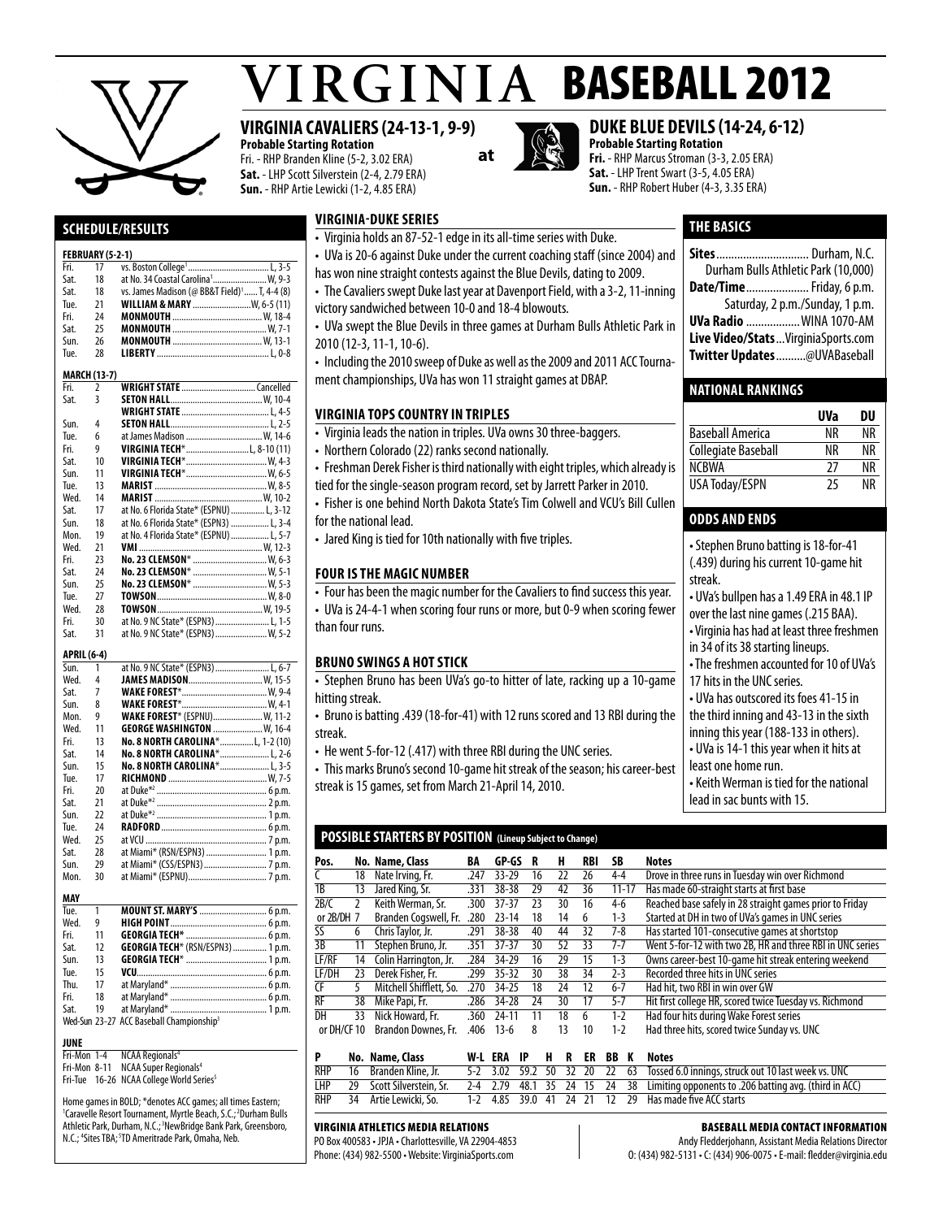# VIRGINIA BASEBALL 2012

## VIRGINIA CAVALIERS (24-13-1, 9-9)

**Probable Starting Rotation**

Fri. - RHP Branden Kline (5-2, 3.02 ERA)
**Sat.** - LHP Scott Silverstein (2-4, 2.79 ERA)
**Sun.** - RHP Artie Lewicki (1-2, 4.85 ERA)

**at**

## DUKE BLUE DEVILS (14-24, 6-12)

**Probable Starting Rotation**

**Fri.** - RHP Marcus Stroman (3-3, 2.05 ERA)
**Sat.** - LHP Trent Swart (3-5, 4.05 ERA)
**Sun.** - RHP Robert Huber (4-3, 3.35 ERA)

## SCHEDULE/RESULTS

**FEBRUARY (5-2-1)**

| | | | |
|---|---|---|---|
| Fri. | 17 | vs. Boston College[1] | L, 3-5 |
| Sat. | 18 | at No. 34 Coastal Carolina[1] | W, 9-3 |
| Sat. | 18 | vs. James Madison (@ BB&T Field)[1] | T, 4-4 (8) |
| Tue. | 21 | **WILLIAM & MARY** | W, 6-5 (11) |
| Fri. | 24 | **MONMOUTH** | W, 18-4 |
| Sat. | 25 | **MONMOUTH** | W, 7-1 |
| Sun. | 26 | **MONMOUTH** | W, 13-1 |
| Tue. | 28 | **LIBERTY** | L, 0-8 |

**MARCH (13-7)**

| | | | |
|---|---|---|---|
| Fri. | 2 | **WRIGHT STATE** | Cancelled |
| Sat. | 3 | **SETON HALL** | W, 10-4 |
| | | **WRIGHT STATE** | L, 4-5 |
| Sun. | 4 | **SETON HALL** | L, 2-5 |
| Tue. | 6 | at James Madison | W, 14-6 |
| Fri. | 9 | **VIRGINIA TECH*** | L, 8-10 (11) |
| Sat. | 10 | **VIRGINIA TECH*** | W, 4-3 |
| Sun. | 11 | **VIRGINIA TECH*** | W, 6-5 |
| Tue. | 13 | **MARIST** | W, 8-5 |
| Wed. | 14 | **MARIST** | W, 10-2 |
| Sat. | 17 | at No. 6 Florida State* (ESPNU) | L, 3-12 |
| Sun. | 18 | at No. 6 Florida State* (ESPN3) | L, 3-4 |
| Mon. | 19 | at No. 4 Florida State* (ESPNU) | L, 5-7 |
| Wed. | 21 | **VMI** | W, 12-3 |
| Fri. | 23 | **No. 23 CLEMSON*** | W, 6-3 |
| Sat. | 24 | **No. 23 CLEMSON*** | W, 5-1 |
| Sun. | 25 | **No. 23 CLEMSON*** | W, 5-3 |
| Tue. | 27 | **TOWSON** | W, 8-0 |
| Wed. | 28 | **TOWSON** | W, 19-5 |
| Fri. | 30 | at No. 9 NC State* (ESPN3) | L, 1-5 |
| Sat. | 31 | at No. 9 NC State* (ESPN3) | W, 5-2 |

**APRIL (6-4)**

| | | | |
|---|---|---|---|
| Sun. | 1 | at No. 9 NC State* (ESPN3) | L, 6-7 |
| Wed. | 4 | **JAMES MADISON** | W, 15-5 |
| Sat. | 7 | **WAKE FOREST*** | W, 9-4 |
| Sun. | 8 | **WAKE FOREST*** | W, 4-1 |
| Mon. | 9 | **WAKE FOREST*** (ESPNU) | W, 11-2 |
| Wed. | 11 | **GEORGE WASHINGTON** | W, 16-4 |
| Fri. | 13 | **No. 8 NORTH CAROLINA*** | L, 1-2 (10) |
| Sat. | 14 | **No. 8 NORTH CAROLINA*** | L, 2-6 |
| Sun. | 15 | **No. 8 NORTH CAROLINA*** | L, 3-5 |
| Tue. | 17 | **RICHMOND** | W, 7-5 |
| Fri. | 20 | at Duke*[2] | 6 p.m. |
| Sat. | 21 | at Duke*[2] | 2 p.m. |
| Sun. | 22 | at Duke*[2] | 1 p.m. |
| Tue. | 24 | **RADFORD** | 6 p.m. |
| Wed. | 25 | at VCU | 7 p.m. |
| Sat. | 28 | at Miami* (RSN/ESPN3) | 1 p.m. |
| Sun. | 29 | at Miami* (CSS/ESPN3) | 7 p.m. |
| Mon. | 30 | at Miami* (ESPNU) | 7 p.m. |

**MAY**

| | | | |
|---|---|---|---|
| Tue. | 1 | **MOUNT ST. MARY'S** | 6 p.m. |
| Wed. | 9 | **HIGH POINT** | 6 p.m. |
| Fri. | 11 | **GEORGIA TECH*** | 6 p.m. |
| Sat. | 12 | **GEORGIA TECH*** (RSN/ESPN3) | 1 p.m. |
| Sun. | 13 | **GEORGIA TECH*** | 1 p.m. |
| Tue. | 15 | **VCU** | 6 p.m. |
| Thu. | 17 | at Maryland* | 6 p.m. |
| Fri. | 18 | at Maryland* | 6 p.m. |
| Sat. | 19 | at Maryland* | 1 p.m. |
| Wed-Sun | 23-27 | ACC Baseball Championship[3] | |

**JUNE**

| | | |
|---|---|---|
| Fri-Mon | 1-4 | NCAA Regionals[4] |
| Fri-Mon | 8-11 | NCAA Super Regionals[4] |
| Fri-Tue | 16-26 | NCAA College World Series[5] |

Home games in BOLD; *denotes ACC games; all times Eastern; [1]Caravelle Resort Tournament, Myrtle Beach, S.C.; [2]Durham Bulls Athletic Park, Durham, N.C.; [3]NewBridge Bank Park, Greensboro, N.C.; [4]Sites TBA; [5]TD Ameritrade Park, Omaha, Neb.

## VIRGINIA-DUKE SERIES

- Virginia holds an 87-52-1 edge in its all-time series with Duke.
- UVa is 20-6 against Duke under the current coaching staff (since 2004) and has won nine straight contests against the Blue Devils, dating to 2009.
- The Cavaliers swept Duke last year at Davenport Field, with a 3-2, 11-inning victory sandwiched between 10-0 and 18-4 blowouts.
- UVa swept the Blue Devils in three games at Durham Bulls Athletic Park in 2010 (12-3, 11-1, 10-6).
- Including the 2010 sweep of Duke as well as the 2009 and 2011 ACC Tournament championships, UVa has won 11 straight games at DBAP.

## VIRGINIA TOPS COUNTRY IN TRIPLES

- Virginia leads the nation in triples. UVa owns 30 three-baggers.
- Northern Colorado (22) ranks second nationally.
- Freshman Derek Fisher is third nationally with eight triples, which already is tied for the single-season program record, set by Jarrett Parker in 2010.
- Fisher is one behind North Dakota State's Tim Colwell and VCU's Bill Cullen for the national lead.
- Jared King is tied for 10th nationally with five triples.

## FOUR IS THE MAGIC NUMBER

- Four has been the magic number for the Cavaliers to find success this year.
- UVa is 24-4-1 when scoring four runs or more, but 0-9 when scoring fewer than four runs.

## BRUNO SWINGS A HOT STICK

- Stephen Bruno has been UVa's go-to hitter of late, racking up a 10-game hitting streak.
- Bruno is batting .439 (18-for-41) with 12 runs scored and 13 RBI during the streak.
- He went 5-for-12 (.417) with three RBI during the UNC series.
- This marks Bruno's second 10-game hit streak of the season; his career-best streak is 15 games, set from March 21-April 14, 2010.

## THE BASICS

**Sites**............................... Durham, N.C.
Durham Bulls Athletic Park (10,000)
**Date/Time**..................... Friday, 6 p.m.
Saturday, 2 p.m./Sunday, 1 p.m.
**UVa Radio** .................. WINA 1070-AM
**Live Video/Stats**...VirginiaSports.com
**Twitter Updates**..........@UVABaseball

## NATIONAL RANKINGS

| | UVa | DU |
|---|---|---|
| Baseball America | NR | NR |
| Collegiate Baseball | NR | NR |
| NCBWA | 27 | NR |
| USA Today/ESPN | 25 | NR |

## ODDS AND ENDS

- Stephen Bruno batting is 18-for-41 (.439) during his current 10-game hit streak.
- UVa's bullpen has a 1.49 ERA in 48.1 IP over the last nine games (.215 BAA).
- Virginia has had at least three freshmen in 34 of its 38 starting lineups.
- The freshmen accounted for 10 of UVa's 17 hits in the UNC series.
- UVa has outscored its foes 41-15 in the third inning and 43-13 in the sixth inning this year (188-133 in others).
- UVa is 14-1 this year when it hits at least one home run.
- Keith Werman is tied for the national lead in sac bunts with 15.

## POSSIBLE STARTERS BY POSITION (Lineup Subject to Change)

| Pos. | No. | Name, Class | BA | GP-GS | R | H | RBI | SB | Notes |
|---|---|---|---|---|---|---|---|---|---|
| C | 18 | Nate Irving, Fr. | .247 | 33-29 | 16 | 22 | 26 | 4-4 | Drove in three runs in Tuesday win over Richmond |
| 1B | 13 | Jared King, Sr. | .331 | 38-38 | 29 | 42 | 36 | 11-17 | Has made 60-straight starts at first base |
| 2B/C | 2 | Keith Werman, Sr. | .300 | 37-37 | 23 | 30 | 16 | 4-6 | Reached base safely in 28 straight games prior to Friday |
| or 2B/DH | 7 | Branden Cogswell, Fr. | .280 | 23-14 | 18 | 14 | 6 | 1-3 | Started at DH in two of UVa's games in UNC series |
| SS | 6 | Chris Taylor, Jr. | .291 | 38-38 | 40 | 44 | 32 | 7-8 | Has started 101-consecutive games at shortstop |
| 3B | 11 | Stephen Bruno, Jr. | .351 | 37-37 | 30 | 52 | 33 | 7-7 | Went 5-for-12 with two 2B, HR and three RBI in UNC series |
| LF/RF | 14 | Colin Harrington, Jr. | .284 | 34-29 | 16 | 29 | 15 | 1-3 | Owns career-best 10-game hit streak entering weekend |
| LF/DH | 23 | Derek Fisher, Fr. | .299 | 35-32 | 30 | 38 | 34 | 2-3 | Recorded three hits in UNC series |
| CF | 5 | Mitchell Shifflett, So. | .270 | 34-25 | 18 | 24 | 12 | 6-7 | Had hit, two RBI in win over GW |
| RF | 38 | Mike Papi, Fr. | .286 | 34-28 | 24 | 30 | 17 | 5-7 | Hit first college HR, scored twice Tuesday vs. Richmond |
| DH | 33 | Nick Howard, Fr. | .360 | 24-11 | 11 | 18 | 6 | 1-2 | Had four hits during Wake Forest series |
| or DH/CF | 10 | Brandon Downes, Fr. | .406 | 13-6 | 8 | 13 | 10 | 1-2 | Had three hits, scored twice Sunday vs. UNC |

| P | No. | Name, Class | W-L | ERA | IP | H | R | ER | BB | K | Notes |
|---|---|---|---|---|---|---|---|---|---|---|---|
| RHP | 16 | Branden Kline, Jr. | 5-2 | 3.02 | 59.2 | 50 | 32 | 20 | 22 | 63 | Tossed 6.0 innings, struck out 10 last week vs. UNC |
| LHP | 29 | Scott Silverstein, Sr. | 2-4 | 2.79 | 48.1 | 35 | 24 | 15 | 24 | 38 | Limiting opponents to .206 batting avg. (third in ACC) |
| RHP | 34 | Artie Lewicki, So. | 1-2 | 4.85 | 39.0 | 41 | 24 | 21 | 12 | 29 | Has made five ACC starts |

**VIRGINIA ATHLETICS MEDIA RELATIONS**
PO Box 400583 • JPJA • Charlottesville, VA 22904-4853
Phone: (434) 982-5500 • Website: VirginiaSports.com

**BASEBALL MEDIA CONTACT INFORMATION**
Andy Fledderjohann, Assistant Media Relations Director
O: (434) 982-5131 • C: (434) 906-0075 • E-mail: fledder@virginia.edu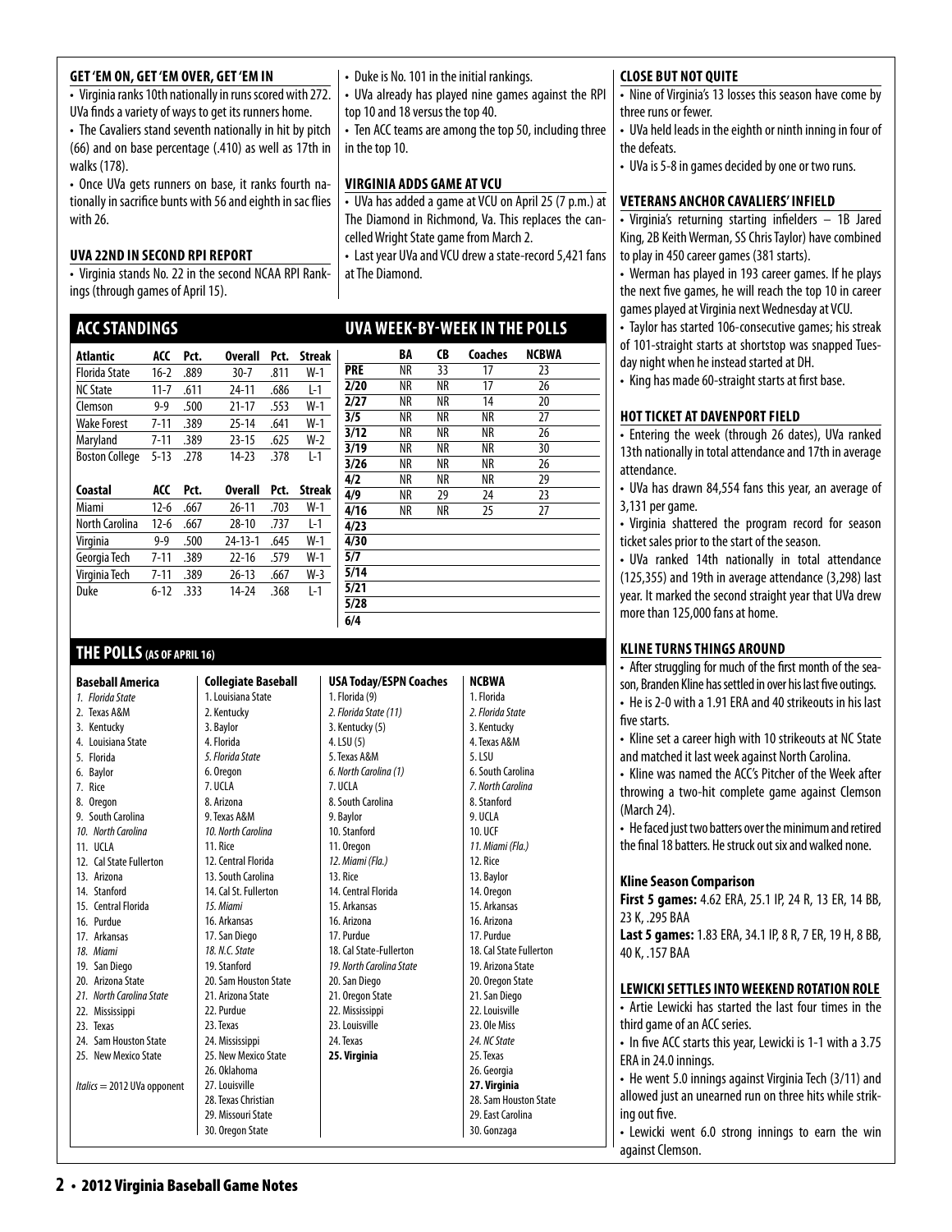### GET 'EM ON, GET 'EM OVER, GET 'EM IN

- Virginia ranks 10th nationally in runs scored with 272. UVa finds a variety of ways to get its runners home.
- The Cavaliers stand seventh nationally in hit by pitch (66) and on base percentage (.410) as well as 17th in walks (178).
- Once UVa gets runners on base, it ranks fourth nationally in sacrifice bunts with 56 and eighth in sac flies with 26.

### UVA 22ND IN SECOND RPI REPORT

- Virginia stands No. 22 in the second NCAA RPI Rankings (through games of April 15).
- Duke is No. 101 in the initial rankings.
- UVa already has played nine games against the RPI top 10 and 18 versus the top 40.
- Ten ACC teams are among the top 50, including three in the top 10.

### VIRGINIA ADDS GAME AT VCU

- UVa has added a game at VCU on April 25 (7 p.m.) at The Diamond in Richmond, Va. This replaces the cancelled Wright State game from March 2.
- Last year UVa and VCU drew a state-record 5,421 fans at The Diamond.

## ACC STANDINGS

| Atlantic | ACC | Pct. | Overall | Pct. | Streak |
|---|---|---|---|---|---|
| Florida State | 16-2 | .889 | 30-7 | .811 | W-1 |
| NC State | 11-7 | .611 | 24-11 | .686 | L-1 |
| Clemson | 9-9 | .500 | 21-17 | .553 | W-1 |
| Wake Forest | 7-11 | .389 | 25-14 | .641 | W-1 |
| Maryland | 7-11 | .389 | 23-15 | .625 | W-2 |
| Boston College | 5-13 | .278 | 14-23 | .378 | L-1 |

| Coastal | ACC | Pct. | Overall | Pct. | Streak |
|---|---|---|---|---|---|
| Miami | 12-6 | .667 | 26-11 | .703 | W-1 |
| North Carolina | 12-6 | .667 | 28-10 | .737 | L-1 |
| Virginia | 9-9 | .500 | 24-13-1 | .645 | W-1 |
| Georgia Tech | 7-11 | .389 | 22-16 | .579 | W-1 |
| Virginia Tech | 7-11 | .389 | 26-13 | .667 | W-3 |
| Duke | 6-12 | .333 | 14-24 | .368 | L-1 |

## UVA WEEK-BY-WEEK IN THE POLLS

| | BA | CB | Coaches | NCBWA |
|---|---|---|---|---|
| PRE | NR | 33 | 17 | 23 |
| 2/20 | NR | NR | 17 | 26 |
| 2/27 | NR | NR | 14 | 20 |
| 3/5 | NR | NR | NR | 27 |
| 3/12 | NR | NR | NR | 26 |
| 3/19 | NR | NR | NR | 30 |
| 3/26 | NR | NR | NR | 26 |
| 4/2 | NR | NR | NR | 29 |
| 4/9 | NR | 29 | 24 | 23 |
| 4/16 | NR | NR | 25 | 27 |
| 4/23 | | | | |
| 4/30 | | | | |
| 5/7 | | | | |
| 5/14 | | | | |
| 5/21 | | | | |
| 5/28 | | | | |
| 6/4 | | | | |

## THE POLLS (AS OF APRIL 16)

| Baseball America | Collegiate Baseball | USA Today/ESPN Coaches | NCBWA |
|---|---|---|---|
| *1. Florida State* | 1. Louisiana State | 1. Florida (9) | 1. Florida |
| 2. Texas A&M | 2. Kentucky | *2. Florida State (11)* | *2. Florida State* |
| 3. Kentucky | 3. Baylor | 3. Kentucky (5) | 3. Kentucky |
| 4. Louisiana State | 4. Florida | 4. LSU (5) | 4. Texas A&M |
| 5. Florida | *5. Florida State* | 5. Texas A&M | 5. LSU |
| 6. Baylor | 6. Oregon | *6. North Carolina (1)* | 6. South Carolina |
| 7. Rice | 7. UCLA | 7. UCLA | *7. North Carolina* |
| 8. Oregon | 8. Arizona | 8. South Carolina | 8. Stanford |
| 9. South Carolina | 9. Texas A&M | 9. Baylor | 9. UCLA |
| *10. North Carolina* | *10. North Carolina* | 10. Stanford | 10. UCF |
| 11. UCLA | 11. Rice | 11. Oregon | *11. Miami (Fla.)* |
| 12. Cal State Fullerton | 12. Central Florida | *12. Miami (Fla.)* | 12. Rice |
| 13. Arizona | 13. South Carolina | 13. Rice | 13. Baylor |
| 14. Stanford | 14. Cal St. Fullerton | 14. Central Florida | 14. Oregon |
| 15. Central Florida | *15. Miami* | 15. Arkansas | 15. Arkansas |
| 16. Purdue | 16. Arkansas | 16. Arizona | 16. Arizona |
| 17. Arkansas | 17. San Diego | 17. Purdue | 17. Purdue |
| *18. Miami* | *18. N.C. State* | 18. Cal State-Fullerton | 18. Cal State Fullerton |
| 19. San Diego | 19. Stanford | *19. North Carolina State* | 19. Arizona State |
| 20. Arizona State | 20. Sam Houston State | 20. San Diego | 20. Oregon State |
| *21. North Carolina State* | 21. Arizona State | 21. Oregon State | 21. San Diego |
| 22. Mississippi | 22. Purdue | 22. Mississippi | 22. Louisville |
| 23. Texas | 23. Texas | 23. Louisville | 23. Ole Miss |
| 24. Sam Houston State | 24. Mississippi | 24. Texas | *24. NC State* |
| 25. New Mexico State | 25. New Mexico State | **25. Virginia** | 25. Texas |
| | 26. Oklahoma | | 26. Georgia |
| | 27. Louisville | | **27. Virginia** |
| | 28. Texas Christian | | 28. Sam Houston State |
| | 29. Missouri State | | 29. East Carolina |
| | 30. Oregon State | | 30. Gonzaga |

*Italics* = 2012 UVa opponent

### CLOSE BUT NOT QUITE

- Nine of Virginia's 13 losses this season have come by three runs or fewer.
- UVa held leads in the eighth or ninth inning in four of the defeats.
- UVa is 5-8 in games decided by one or two runs.

### VETERANS ANCHOR CAVALIERS' INFIELD

- Virginia's returning starting infielders – 1B Jared King, 2B Keith Werman, SS Chris Taylor) have combined to play in 450 career games (381 starts).
- Werman has played in 193 career games. If he plays the next five games, he will reach the top 10 in career games played at Virginia next Wednesday at VCU.
- Taylor has started 106-consecutive games; his streak of 101-straight starts at shortstop was snapped Tuesday night when he instead started at DH.
- King has made 60-straight starts at first base.

### HOT TICKET AT DAVENPORT FIELD

- Entering the week (through 26 dates), UVa ranked 13th nationally in total attendance and 17th in average attendance.
- UVa has drawn 84,554 fans this year, an average of 3,131 per game.
- Virginia shattered the program record for season ticket sales prior to the start of the season.
- UVa ranked 14th nationally in total attendance (125,355) and 19th in average attendance (3,298) last year. It marked the second straight year that UVa drew more than 125,000 fans at home.

### KLINE TURNS THINGS AROUND

- After struggling for much of the first month of the season, Branden Kline has settled in over his last five outings.
- He is 2-0 with a 1.91 ERA and 40 strikeouts in his last five starts.
- Kline set a career high with 10 strikeouts at NC State and matched it last week against North Carolina.
- Kline was named the ACC's Pitcher of the Week after throwing a two-hit complete game against Clemson (March 24).
- He faced just two batters over the minimum and retired the final 18 batters. He struck out six and walked none.

#### Kline Season Comparison

**First 5 games:** 4.62 ERA, 25.1 IP, 24 R, 13 ER, 14 BB, 23 K, .295 BAA
**Last 5 games:** 1.83 ERA, 34.1 IP, 8 R, 7 ER, 19 H, 8 BB, 40 K, .157 BAA

### LEWICKI SETTLES INTO WEEKEND ROTATION ROLE

- Artie Lewicki has started the last four times in the third game of an ACC series.
- In five ACC starts this year, Lewicki is 1-1 with a 3.75 ERA in 24.0 innings.
- He went 5.0 innings against Virginia Tech (3/11) and allowed just an unearned run on three hits while striking out five.
- Lewicki went 6.0 strong innings to earn the win against Clemson.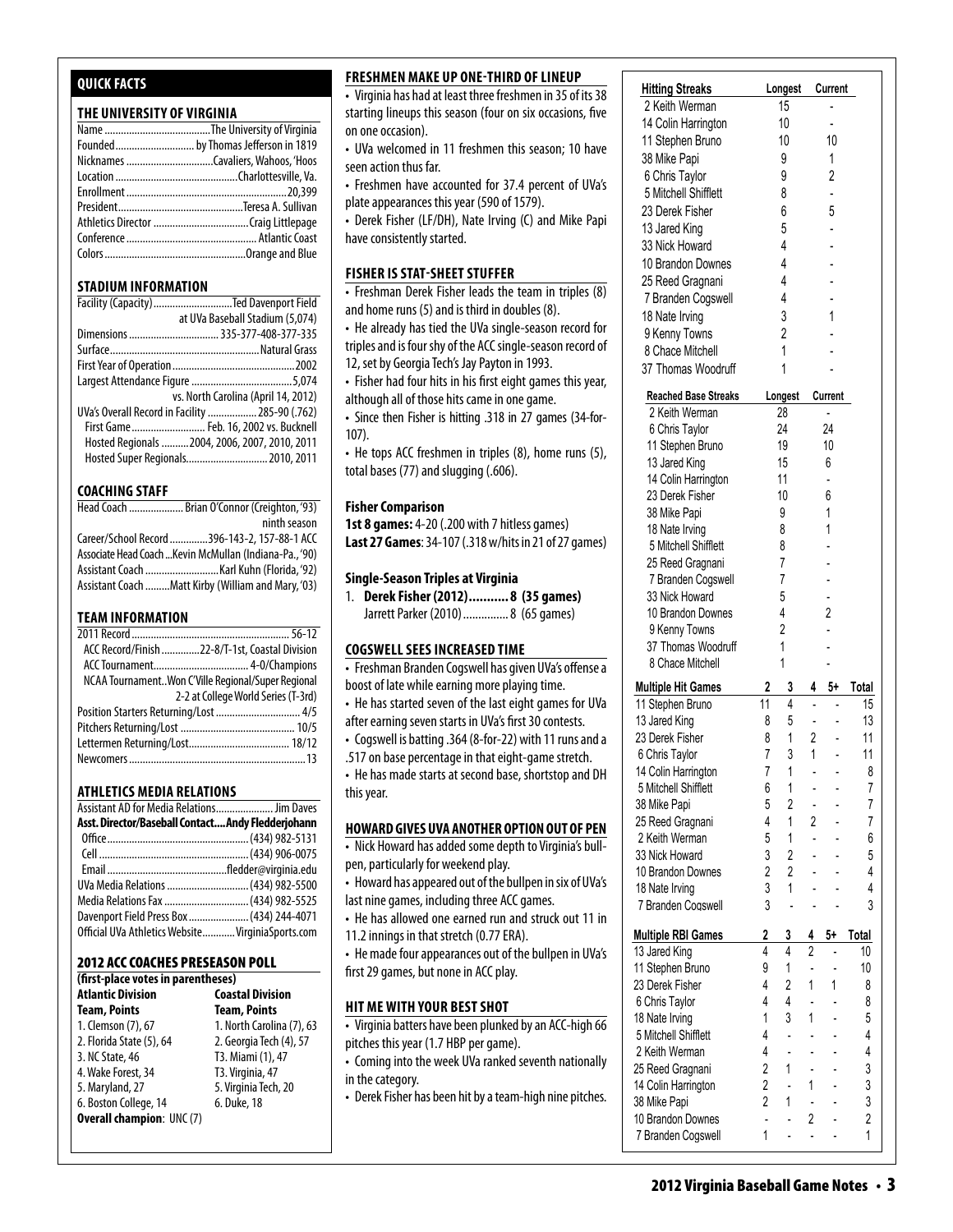## QUICK FACTS

### THE UNIVERSITY OF VIRGINIA

| | |
|---|---|
| Name | The University of Virginia |
| Founded | by Thomas Jefferson in 1819 |
| Nicknames | Cavaliers, Wahoos, 'Hoos |
| Location | Charlottesville, Va. |
| Enrollment | 20,399 |
| President | Teresa A. Sullivan |
| Athletics Director | Craig Littlepage |
| Conference | Atlantic Coast |
| Colors | Orange and Blue |

### STADIUM INFORMATION

| | |
|---|---|
| Facility (Capacity) | Ted Davenport Field at UVa Baseball Stadium (5,074) |
| Dimensions | 335-377-408-377-335 |
| Surface | Natural Grass |
| First Year of Operation | 2002 |
| Largest Attendance Figure | 5,074 vs. North Carolina (April 14, 2012) |
| UVa's Overall Record in Facility | 285-90 (.762) |
| First Game | Feb. 16, 2002 vs. Bucknell |
| Hosted Regionals | 2004, 2006, 2007, 2010, 2011 |
| Hosted Super Regionals | 2010, 2011 |

### COACHING STAFF

| | |
|---|---|
| Head Coach | Brian O'Connor (Creighton, '93) ninth season |
| Career/School Record | 396-143-2, 157-88-1 ACC |
| Associate Head Coach | Kevin McMullan (Indiana-Pa., '90) |
| Assistant Coach | Karl Kuhn (Florida, '92) |
| Assistant Coach | Matt Kirby (William and Mary, '03) |

### TEAM INFORMATION

| | |
|---|---|
| 2011 Record | 56-12 |
| ACC Record/Finish | 22-8/T-1st, Coastal Division |
| ACC Tournament | 4-0/Champions |
| NCAA Tournament | Won C'Ville Regional/Super Regional 2-2 at College World Series (T-3rd) |
| Position Starters Returning/Lost | 4/5 |
| Pitchers Returning/Lost | 10/5 |
| Lettermen Returning/Lost | 18/12 |
| Newcomers | 13 |

### ATHLETICS MEDIA RELATIONS

| | |
|---|---|
| Assistant AD for Media Relations | Jim Daves |
| **Asst. Director/Baseball Contact** | **Andy Fledderjohann** |
| Office | (434) 982-5131 |
| Cell | (434) 906-0075 |
| Email | fledder@virginia.edu |
| UVa Media Relations | (434) 982-5500 |
| Media Relations Fax | (434) 982-5525 |
| Davenport Field Press Box | (434) 244-4071 |
| Official UVa Athletics Website | VirginiaSports.com |

### 2012 ACC COACHES PRESEASON POLL

**(first-place votes in parentheses)**

| Atlantic Division Team, Points | Coastal Division Team, Points |
|---|---|
| 1. Clemson (7), 67 | 1. North Carolina (7), 63 |
| 2. Florida State (5), 64 | 2. Georgia Tech (4), 57 |
| 3. NC State, 46 | T3. Miami (1), 47 |
| 4. Wake Forest, 34 | T3. Virginia, 47 |
| 5. Maryland, 27 | 5. Virginia Tech, 20 |
| 6. Boston College, 14 | 6. Duke, 18 |

**Overall champion**: UNC (7)

### FRESHMEN MAKE UP ONE-THIRD OF LINEUP

- Virginia has had at least three freshmen in 35 of its 38 starting lineups this season (four on six occasions, five on one occasion).
- UVa welcomed in 11 freshmen this season; 10 have seen action thus far.
- Freshmen have accounted for 37.4 percent of UVa's plate appearances this year (590 of 1579).
- Derek Fisher (LF/DH), Nate Irving (C) and Mike Papi have consistently started.

### FISHER IS STAT-SHEET STUFFER

- Freshman Derek Fisher leads the team in triples (8) and home runs (5) and is third in doubles (8).
- He already has tied the UVa single-season record for triples and is four shy of the ACC single-season record of 12, set by Georgia Tech's Jay Payton in 1993.
- Fisher had four hits in his first eight games this year, although all of those hits came in one game.
- Since then Fisher is hitting .318 in 27 games (34-for-107).
- He tops ACC freshmen in triples (8), home runs (5), total bases (77) and slugging (.606).

**Fisher Comparison**

**1st 8 games:** 4-20 (.200 with 7 hitless games)
**Last 27 Games**: 34-107 (.318 w/hits in 21 of 27 games)

**Single-Season Triples at Virginia**

1. **Derek Fisher (2012)........... 8 (35 games)**
   Jarrett Parker (2010)............... 8 (65 games)

### COGSWELL SEES INCREASED TIME

- Freshman Branden Cogswell has given UVa's offense a boost of late while earning more playing time.
- He has started seven of the last eight games for UVa after earning seven starts in UVa's first 30 contests.
- Cogswell is batting .364 (8-for-22) with 11 runs and a .517 on base percentage in that eight-game stretch.
- He has made starts at second base, shortstop and DH this year.

### HOWARD GIVES UVA ANOTHER OPTION OUT OF PEN

- Nick Howard has added some depth to Virginia's bullpen, particularly for weekend play.
- Howard has appeared out of the bullpen in six of UVa's last nine games, including three ACC games.
- He has allowed one earned run and struck out 11 in 11.2 innings in that stretch (0.77 ERA).
- He made four appearances out of the bullpen in UVa's first 29 games, but none in ACC play.

### HIT ME WITH YOUR BEST SHOT

- Virginia batters have been plunked by an ACC-high 66 pitches this year (1.7 HBP per game).
- Coming into the week UVa ranked seventh nationally in the category.
- Derek Fisher has been hit by a team-high nine pitches.

| Hitting Streaks | Longest | Current |
|---|---|---|
| 2 Keith Werman | 15 | - |
| 14 Colin Harrington | 10 | - |
| 11 Stephen Bruno | 10 | 10 |
| 38 Mike Papi | 9 | 1 |
| 6 Chris Taylor | 9 | 2 |
| 5 Mitchell Shifflett | 8 | - |
| 23 Derek Fisher | 6 | 5 |
| 13 Jared King | 5 | - |
| 33 Nick Howard | 4 | - |
| 10 Brandon Downes | 4 | - |
| 25 Reed Gragnani | 4 | - |
| 7 Branden Cogswell | 4 | - |
| 18 Nate Irving | 3 | 1 |
| 9 Kenny Towns | 2 | - |
| 8 Chace Mitchell | 1 | - |
| 37 Thomas Woodruff | 1 | - |

| Reached Base Streaks | Longest | Current |
|---|---|---|
| 2 Keith Werman | 28 | - |
| 6 Chris Taylor | 24 | 24 |
| 11 Stephen Bruno | 19 | 10 |
| 13 Jared King | 15 | 6 |
| 14 Colin Harrington | 11 | - |
| 23 Derek Fisher | 10 | 6 |
| 38 Mike Papi | 9 | 1 |
| 18 Nate Irving | 8 | 1 |
| 5 Mitchell Shifflett | 8 | - |
| 25 Reed Gragnani | 7 | - |
| 7 Branden Cogswell | 7 | - |
| 33 Nick Howard | 5 | - |
| 10 Brandon Downes | 4 | 2 |
| 9 Kenny Towns | 2 | - |
| 37 Thomas Woodruff | 1 | - |
| 8 Chace Mitchell | 1 | - |

| Multiple Hit Games | 2 | 3 | 4 | 5+ | Total |
|---|---|---|---|---|---|
| 11 Stephen Bruno | 11 | 4 | - | - | 15 |
| 13 Jared King | 8 | 5 | - | - | 13 |
| 23 Derek Fisher | 8 | 1 | 2 | - | 11 |
| 6 Chris Taylor | 7 | 3 | 1 | - | 11 |
| 14 Colin Harrington | 7 | 1 | - | - | 8 |
| 5 Mitchell Shifflett | 6 | 1 | - | - | 7 |
| 38 Mike Papi | 5 | 2 | - | - | 7 |
| 25 Reed Gragnani | 4 | 1 | 2 | - | 7 |
| 2 Keith Werman | 5 | 1 | - | - | 6 |
| 33 Nick Howard | 3 | 2 | - | - | 5 |
| 10 Brandon Downes | 2 | 2 | - | - | 4 |
| 18 Nate Irving | 3 | 1 | - | - | 4 |
| 7 Branden Cogswell | 3 | - | - | - | 3 |

| Multiple RBI Games | 2 | 3 | 4 | 5+ | Total |
|---|---|---|---|---|---|
| 13 Jared King | 4 | 4 | 2 | - | 10 |
| 11 Stephen Bruno | 9 | 1 | - | - | 10 |
| 23 Derek Fisher | 4 | 2 | 1 | 1 | 8 |
| 6 Chris Taylor | 4 | 4 | - | - | 8 |
| 18 Nate Irving | 1 | 3 | 1 | - | 5 |
| 5 Mitchell Shifflett | 4 | - | - | - | 4 |
| 2 Keith Werman | 4 | - | - | - | 4 |
| 25 Reed Gragnani | 2 | 1 | - | - | 3 |
| 14 Colin Harrington | 2 | - | 1 | - | 3 |
| 38 Mike Papi | 2 | 1 | - | - | 3 |
| 10 Brandon Downes | - | - | 2 | - | 2 |
| 7 Branden Cogswell | 1 | - | - | - | 1 |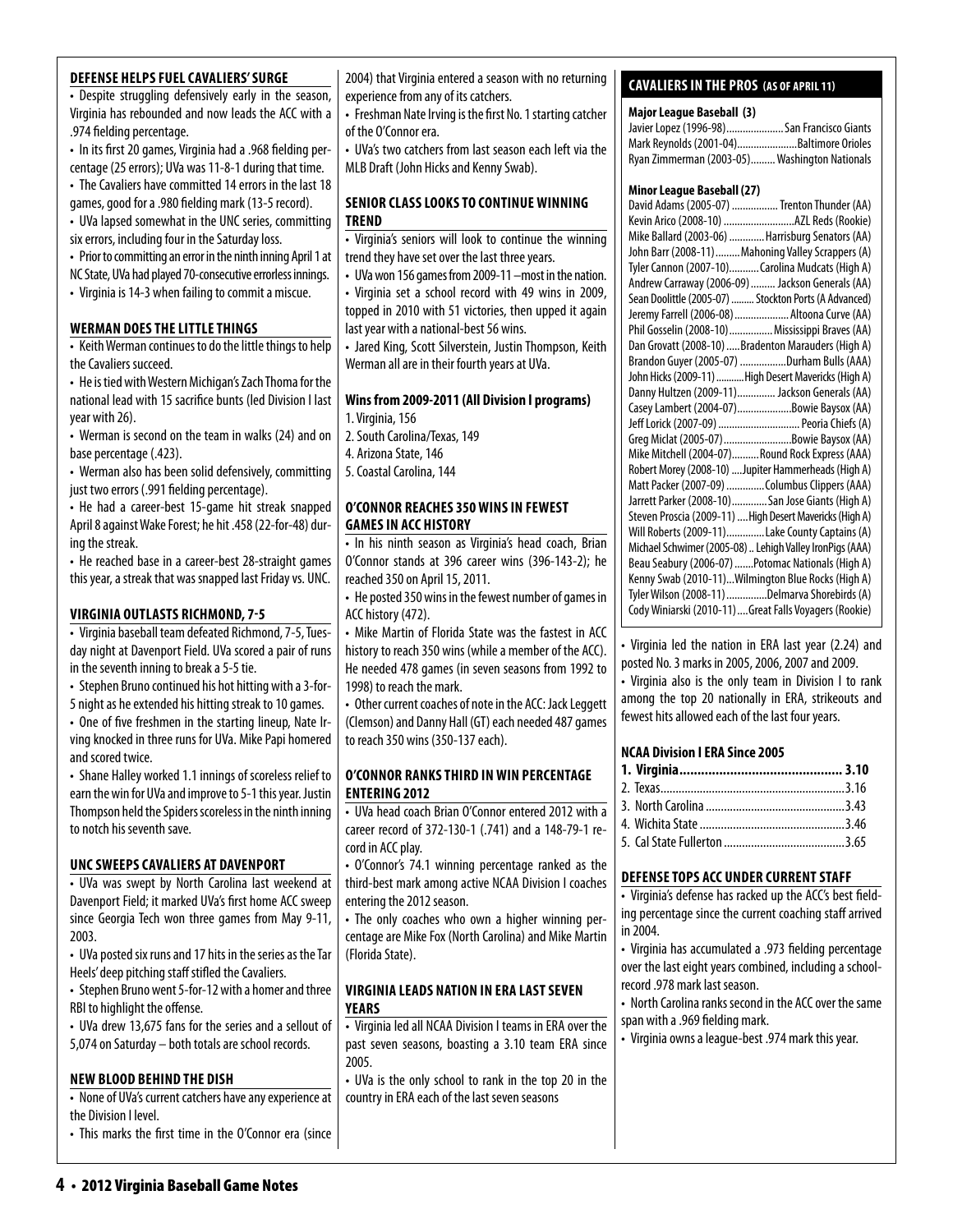## DEFENSE HELPS FUEL CAVALIERS' SURGE

- Despite struggling defensively early in the season, Virginia has rebounded and now leads the ACC with a .974 fielding percentage.
- In its first 20 games, Virginia had a .968 fielding percentage (25 errors); UVa was 11-8-1 during that time.
- The Cavaliers have committed 14 errors in the last 18 games, good for a .980 fielding mark (13-5 record).
- UVa lapsed somewhat in the UNC series, committing six errors, including four in the Saturday loss.
- Prior to committing an error in the ninth inning April 1 at NC State, UVa had played 70-consecutive errorless innings.
- Virginia is 14-3 when failing to commit a miscue.

## WERMAN DOES THE LITTLE THINGS

- Keith Werman continues to do the little things to help the Cavaliers succeed.
- He is tied with Western Michigan's Zach Thoma for the national lead with 15 sacrifice bunts (led Division I last year with 26).
- Werman is second on the team in walks (24) and on base percentage (.423).
- Werman also has been solid defensively, committing just two errors (.991 fielding percentage).
- He had a career-best 15-game hit streak snapped April 8 against Wake Forest; he hit .458 (22-for-48) during the streak.
- He reached base in a career-best 28-straight games this year, a streak that was snapped last Friday vs. UNC.

## VIRGINIA OUTLASTS RICHMOND, 7-5

- Virginia baseball team defeated Richmond, 7-5, Tuesday night at Davenport Field. UVa scored a pair of runs in the seventh inning to break a 5-5 tie.
- Stephen Bruno continued his hot hitting with a 3-for-5 night as he extended his hitting streak to 10 games.
- One of five freshmen in the starting lineup, Nate Irving knocked in three runs for UVa. Mike Papi homered and scored twice.
- Shane Halley worked 1.1 innings of scoreless relief to earn the win for UVa and improve to 5-1 this year. Justin Thompson held the Spiders scoreless in the ninth inning to notch his seventh save.

## UNC SWEEPS CAVALIERS AT DAVENPORT

- UVa was swept by North Carolina last weekend at Davenport Field; it marked UVa's first home ACC sweep since Georgia Tech won three games from May 9-11, 2003.
- UVa posted six runs and 17 hits in the series as the Tar Heels' deep pitching staff stifled the Cavaliers.
- Stephen Bruno went 5-for-12 with a homer and three RBI to highlight the offense.
- UVa drew 13,675 fans for the series and a sellout of 5,074 on Saturday – both totals are school records.

## NEW BLOOD BEHIND THE DISH

- None of UVa's current catchers have any experience at the Division I level.
- This marks the first time in the O'Connor era (since 2004) that Virginia entered a season with no returning experience from any of its catchers.
- Freshman Nate Irving is the first No. 1 starting catcher of the O'Connor era.
- UVa's two catchers from last season each left via the MLB Draft (John Hicks and Kenny Swab).

## SENIOR CLASS LOOKS TO CONTINUE WINNING TREND

- Virginia's seniors will look to continue the winning trend they have set over the last three years.
- UVa won 156 games from 2009-11 – most in the nation.
- Virginia set a school record with 49 wins in 2009, topped in 2010 with 51 victories, then upped it again last year with a national-best 56 wins.
- Jared King, Scott Silverstein, Justin Thompson, Keith Werman all are in their fourth year at UVa.

**Wins from 2009-2011 (All Division I programs)**

1. Virginia, 156
2. South Carolina/Texas, 149
4. Arizona State, 146
5. Coastal Carolina, 144

## O'CONNOR REACHES 350 WINS IN FEWEST GAMES IN ACC HISTORY

- In his ninth season as Virginia's head coach, Brian O'Connor stands at 396 career wins (396-143-2); he reached 350 on April 15, 2011.
- He posted 350 wins in the fewest number of games in ACC history (472).
- Mike Martin of Florida State was the fastest in ACC history to reach 350 wins (while a member of the ACC). He needed 478 games (in seven seasons from 1992 to 1998) to reach the mark.
- Other current coaches of note in the ACC: Jack Leggett (Clemson) and Danny Hall (GT) each needed 487 games to reach 350 wins (350-137 each).

## O'CONNOR RANKS THIRD IN WIN PERCENTAGE ENTERING 2012

- UVa head coach Brian O'Connor entered 2012 with a career record of 372-130-1 (.741) and a 148-79-1 record in ACC play.
- O'Connor's 74.1 winning percentage ranked as the third-best mark among active NCAA Division I coaches entering the 2012 season.
- The only coaches who own a higher winning percentage are Mike Fox (North Carolina) and Mike Martin (Florida State).

## VIRGINIA LEADS NATION IN ERA LAST SEVEN YEARS

- Virginia led all NCAA Division I teams in ERA over the past seven seasons, boasting a 3.10 team ERA since 2005.
- UVa is the only school to rank in the top 20 in the country in ERA each of the last seven seasons

## CAVALIERS IN THE PROS (AS OF APRIL 11)

**Major League Baseball (3)**

| Player | Team |
|---|---|
| Javier Lopez (1996-98) | San Francisco Giants |
| Mark Reynolds (2001-04) | Baltimore Orioles |
| Ryan Zimmerman (2003-05) | Washington Nationals |

**Minor League Baseball (27)**

| Player | Team |
|---|---|
| David Adams (2005-07) | Trenton Thunder (AA) |
| Kevin Arico (2008-10) | AZL Reds (Rookie) |
| Mike Ballard (2003-06) | Harrisburg Senators (AA) |
| John Barr (2008-11) | Mahoning Valley Scrappers (A) |
| Tyler Cannon (2007-10) | Carolina Mudcats (High A) |
| Andrew Carraway (2006-09) | Jackson Generals (AA) |
| Sean Doolittle (2005-07) | Stockton Ports (A Advanced) |
| Jeremy Farrell (2006-08) | Altoona Curve (AA) |
| Phil Gosselin (2008-10) | Mississippi Braves (AA) |
| Dan Grovatt (2008-10) | Bradenton Marauders (High A) |
| Brandon Guyer (2005-07) | Durham Bulls (AAA) |
| John Hicks (2009-11) | High Desert Mavericks (High A) |
| Danny Hultzen (2009-11) | Jackson Generals (AA) |
| Casey Lambert (2004-07) | Bowie Baysox (AA) |
| Jeff Lorick (2007-09) | Peoria Chiefs (A) |
| Greg Miclat (2005-07) | Bowie Baysox (AA) |
| Mike Mitchell (2004-07) | Round Rock Express (AAA) |
| Robert Morey (2008-10) | Jupiter Hammerheads (High A) |
| Matt Packer (2007-09) | Columbus Clippers (AAA) |
| Jarrett Parker (2008-10) | San Jose Giants (High A) |
| Steven Proscia (2009-11) | High Desert Mavericks (High A) |
| Will Roberts (2009-11) | Lake County Captains (A) |
| Michael Schwimer (2005-08) | Lehigh Valley IronPigs (AAA) |
| Beau Seabury (2006-07) | Potomac Nationals (High A) |
| Kenny Swab (2010-11) | Wilmington Blue Rocks (High A) |
| Tyler Wilson (2008-11) | Delmarva Shorebirds (A) |
| Cody Winiarski (2010-11) | Great Falls Voyagers (Rookie) |

- Virginia led the nation in ERA last year (2.24) and posted No. 3 marks in 2005, 2006, 2007 and 2009.
- Virginia also is the only team in Division I to rank among the top 20 nationally in ERA, strikeouts and fewest hits allowed each of the last four years.

**NCAA Division I ERA Since 2005**

| Team | ERA |
|---|---|
| **1. Virginia** | **3.10** |
| 2. Texas | 3.16 |
| 3. North Carolina | 3.43 |
| 4. Wichita State | 3.46 |
| 5. Cal State Fullerton | 3.65 |

## DEFENSE TOPS ACC UNDER CURRENT STAFF

- Virginia's defense has racked up the ACC's best fielding percentage since the current coaching staff arrived in 2004.
- Virginia has accumulated a .973 fielding percentage over the last eight years combined, including a school-record .978 mark last season.
- North Carolina ranks second in the ACC over the same span with a .969 fielding mark.
- Virginia owns a league-best .974 mark this year.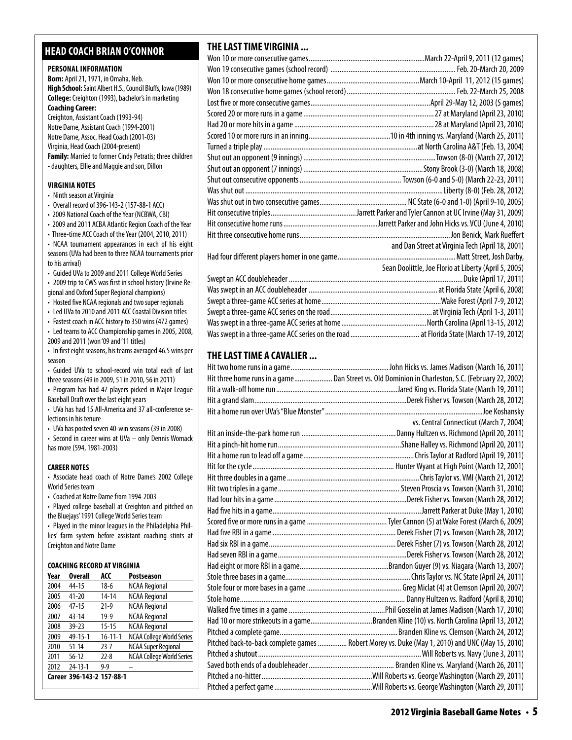## HEAD COACH BRIAN O'CONNOR

### PERSONAL INFORMATION

**Born:** April 21, 1971, in Omaha, Neb.
**High School:** Saint Albert H.S., Council Bluffs, Iowa (1989)
**College:** Creighton (1993), bachelor's in marketing
**Coaching Career:**
Creighton, Assistant Coach (1993-94)
Notre Dame, Assistant Coach (1994-2001)
Notre Dame, Assoc. Head Coach (2001-03)
Virginia, Head Coach (2004-present)
**Family:** Married to former Cindy Petratis; three children - daughters, Ellie and Maggie and son, Dillon

### VIRGINIA NOTES

- Ninth season at Virginia
- Overall record of 396-143-2 (157-88-1 ACC)
- 2009 National Coach of the Year (NCBWA, CBI)
- 2009 and 2011 ACBA Atlantic Region Coach of the Year
- Three-time ACC Coach of the Year (2004, 2010, 2011)
- NCAA tournament appearances in each of his eight seasons (UVa had been to three NCAA tournaments prior to his arrival)
- Guided UVa to 2009 and 2011 College World Series
- 2009 trip to CWS was first in school history (Irvine Regional and Oxford Super Regional champions)
- Hosted five NCAA regionals and two super regionals
- Led UVa to 2010 and 2011 ACC Coastal Division titles
- Fastest coach in ACC history to 350 wins (472 games)
- Led teams to ACC Championship games in 2005, 2008, 2009 and 2011 (won '09 and '11 titles)
- In first eight seasons, his teams averaged 46.5 wins per season
- Guided UVa to school-record win total each of last three seasons (49 in 2009, 51 in 2010, 56 in 2011)
- Program has had 47 players picked in Major League Baseball Draft over the last eight years
- UVa has had 15 All-America and 37 all-conference selections in his tenure
- UVa has posted seven 40-win seasons (39 in 2008)
- Second in career wins at UVa – only Dennis Womack has more (594, 1981-2003)

### CAREER NOTES

- Associate head coach of Notre Dame's 2002 College World Series team
- Coached at Notre Dame from 1994-2003
- Played college baseball at Creighton and pitched on the Bluejays' 1991 College World Series team
- Played in the minor leagues in the Philadelphia Phillies' farm system before assistant coaching stints at Creighton and Notre Dame

### COACHING RECORD AT VIRGINIA

| Year | Overall | ACC | Postseason |
|---|---|---|---|
| 2004 | 44-15 | 18-6 | NCAA Regional |
| 2005 | 41-20 | 14-14 | NCAA Regional |
| 2006 | 47-15 | 21-9 | NCAA Regional |
| 2007 | 43-14 | 19-9 | NCAA Regional |
| 2008 | 39-23 | 15-15 | NCAA Regional |
| 2009 | 49-15-1 | 16-11-1 | NCAA College World Series |
| 2010 | 51-14 | 23-7 | NCAA Super Regional |
| 2011 | 56-12 | 22-8 | NCAA College World Series |
| 2012 | 24-13-1 | 9-9 | – |
| **Career** | **396-143-2** | **157-88-1** | |

## THE LAST TIME VIRGINIA ...

| | |
|---|---|
| Won 10 or more consecutive games | March 22-April 9, 2011 (12 games) |
| Won 19 consecutive games (school record) | Feb. 20-March 20, 2009 |
| Won 10 or more consecutive home games | March 10-April 11, 2012 (15 games) |
| Won 18 consecutive home games (school record) | Feb. 22-March 25, 2008 |
| Lost five or more consecutive games | April 29-May 12, 2003 (5 games) |
| Scored 20 or more runs in a game | 27 at Maryland (April 23, 2010) |
| Had 20 or more hits in a game | 28 at Maryland (April 23, 2010) |
| Scored 10 or more runs in an inning | 10 in 4th inning vs. Maryland (March 25, 2011) |
| Turned a triple play | at North Carolina A&T (Feb. 13, 2004) |
| Shut out an opponent (9 innings) | Towson (8-0) (March 27, 2012) |
| Shut out an opponent (7 innings) | Stony Brook (3-0) (March 18, 2008) |
| Shut out consecutive opponents | Towson (6-0 and 5-0) (March 22-23, 2011) |
| Was shut out | Liberty (8-0) (Feb. 28, 2012) |
| Was shut out in two consecutive games | NC State (6-0 and 1-0) (April 9-10, 2005) |
| Hit consecutive triples | Jarrett Parker and Tyler Cannon at UC Irvine (May 31, 2009) |
| Hit consecutive home runs | Jarrett Parker and John Hicks vs. VCU (June 4, 2010) |
| Hit three consecutive home runs | Jon Benick, Mark Rueffert and Dan Street at Virginia Tech (April 18, 2001) |
| Had four different players homer in one game | Matt Street, Josh Darby, Sean Doolittle, Joe Florio at Liberty (April 5, 2005) |
| Swept an ACC doubleheader | Duke (April 17, 2011) |
| Was swept in an ACC doubleheader | at Florida State (April 6, 2008) |
| Swept a three-game ACC series at home | Wake Forest (April 7-9, 2012) |
| Swept a three-game ACC series on the road | at Virginia Tech (April 1-3, 2011) |
| Was swept in a three-game ACC series at home | North Carolina (April 13-15, 2012) |
| Was swept in a three-game ACC series on the road | at Florida State (March 17-19, 2012) |

## THE LAST TIME A CAVALIER ...

| | |
|---|---|
| Hit two home runs in a game | John Hicks vs. James Madison (March 16, 2011) |
| Hit three home runs in a game | Dan Street vs. Old Dominion in Charleston, S.C. (February 22, 2002) |
| Hit a walk-off home run | Jared King vs. Florida State (March 19, 2011) |
| Hit a grand slam | Derek Fisher vs. Towson (March 28, 2012) |
| Hit a home run over UVa's "Blue Monster" | Joe Koshansky vs. Central Connecticut (March 7, 2004) |
| Hit an inside-the-park home run | Danny Hultzen vs. Richmond (April 20, 2011) |
| Hit a pinch-hit home run | Shane Halley vs. Richmond (April 20, 2011) |
| Hit a home run to lead off a game | Chris Taylor at Radford (April 19, 2011) |
| Hit for the cycle | Hunter Wyant at High Point (March 12, 2001) |
| Hit three doubles in a game | Chris Taylor vs. VMI (March 21, 2012) |
| Hit two triples in a game | Steven Proscia vs. Towson (March 31, 2010) |
| Had four hits in a game | Derek Fisher vs. Towson (March 28, 2012) |
| Had five hits in a game | Jarrett Parker at Duke (May 1, 2010) |
| Scored five or more runs in a game | Tyler Cannon (5) at Wake Forest (March 6, 2009) |
| Had five RBI in a game | Derek Fisher (7) vs. Towson (March 28, 2012) |
| Had six RBI in a game | Derek Fisher (7) vs. Towson (March 28, 2012) |
| Had seven RBI in a game | Derek Fisher vs. Towson (March 28, 2012) |
| Had eight or more RBI in a game | Brandon Guyer (9) vs. Niagara (March 13, 2007) |
| Stole three bases in a game | Chris Taylor vs. NC State (April 24, 2011) |
| Stole four or more bases in a game | Greg Miclat (4) at Clemson (April 20, 2007) |
| Stole home | Danny Hultzen vs. Radford (April 8, 2010) |
| Walked five times in a game | Phil Gosselin at James Madison (March 17, 2010) |
| Had 10 or more strikeouts in a game | Branden Kline (10) vs. North Carolina (April 13, 2012) |
| Pitched a complete game | Branden Kline vs. Clemson (March 24, 2012) |
| Pitched back-to-back complete games | Robert Morey vs. Duke (May 1, 2010) and UNC (May 15, 2010) |
| Pitched a shutout | Will Roberts vs. Navy (June 3, 2011) |
| Saved both ends of a doubleheader | Branden Kline vs. Maryland (March 26, 2011) |
| Pitched a no-hitter | Will Roberts vs. George Washington (March 29, 2011) |
| Pitched a perfect game | Will Roberts vs. George Washington (March 29, 2011) |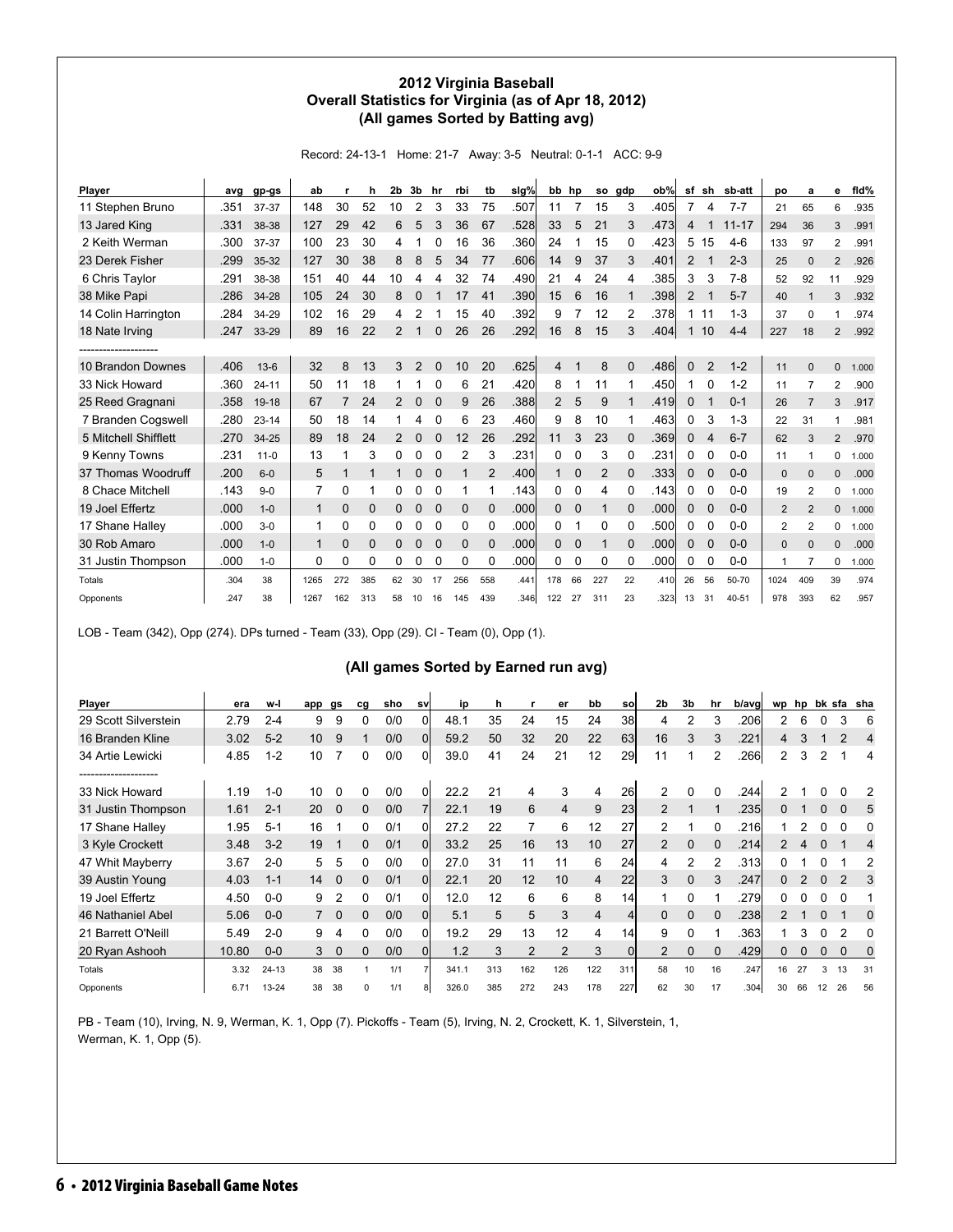# 2012 Virginia Baseball
## Overall Statistics for Virginia (as of Apr 18, 2012)
### (All games Sorted by Batting avg)

Record: 24-13-1 Home: 21-7 Away: 3-5 Neutral: 0-1-1 ACC: 9-9

| Player | avg | gp-gs | ab | r | h | 2b | 3b | hr | rbi | tb | slg% | bb | hp | so | gdp | ob% | sf | sh | sb-att | po | a | e | fld% |
|---|---|---|---|---|---|---|---|---|---|---|---|---|---|---|---|---|---|---|---|---|---|---|---|
| 11 Stephen Bruno | .351 | 37-37 | 148 | 30 | 52 | 10 | 2 | 3 | 33 | 75 | .507 | 11 | 7 | 15 | 3 | .405 | 7 | 4 | 7-7 | 21 | 65 | 6 | .935 |
| 13 Jared King | .331 | 38-38 | 127 | 29 | 42 | 6 | 5 | 3 | 36 | 67 | .528 | 33 | 5 | 21 | 3 | .473 | 4 | 1 | 11-17 | 294 | 36 | 3 | .991 |
| 2 Keith Werman | .300 | 37-37 | 100 | 23 | 30 | 4 | 1 | 0 | 16 | 36 | .360 | 24 | 1 | 15 | 0 | .423 | 5 | 15 | 4-6 | 133 | 97 | 2 | .991 |
| 23 Derek Fisher | .299 | 35-32 | 127 | 30 | 38 | 8 | 8 | 5 | 34 | 77 | .606 | 14 | 9 | 37 | 3 | .401 | 2 | 1 | 2-3 | 25 | 0 | 2 | .926 |
| 6 Chris Taylor | .291 | 38-38 | 151 | 40 | 44 | 10 | 4 | 4 | 32 | 74 | .490 | 21 | 4 | 24 | 4 | .385 | 3 | 3 | 7-8 | 52 | 92 | 11 | .929 |
| 38 Mike Papi | .286 | 34-28 | 105 | 24 | 30 | 8 | 0 | 1 | 17 | 41 | .390 | 15 | 6 | 16 | 1 | .398 | 2 | 1 | 5-7 | 40 | 1 | 3 | .932 |
| 14 Colin Harrington | .284 | 34-29 | 102 | 16 | 29 | 4 | 2 | 1 | 15 | 40 | .392 | 9 | 7 | 12 | 2 | .378 | 1 | 11 | 1-3 | 37 | 0 | 1 | .974 |
| 18 Nate Irving | .247 | 33-29 | 89 | 16 | 22 | 2 | 1 | 0 | 26 | 26 | .292 | 16 | 8 | 15 | 3 | .404 | 1 | 10 | 4-4 | 227 | 18 | 2 | .992 |
| -------------------- | | | | | | | | | | | | | | | | | | | | | | | |
| 10 Brandon Downes | .406 | 13-6 | 32 | 8 | 13 | 3 | 2 | 0 | 10 | 20 | .625 | 4 | 1 | 8 | 0 | .486 | 0 | 2 | 1-2 | 11 | 0 | 0 | 1.000 |
| 33 Nick Howard | .360 | 24-11 | 50 | 11 | 18 | 1 | 1 | 0 | 6 | 21 | .420 | 8 | 1 | 11 | 1 | .450 | 1 | 0 | 1-2 | 11 | 7 | 2 | .900 |
| 25 Reed Gragnani | .358 | 19-18 | 67 | 7 | 24 | 2 | 0 | 0 | 9 | 26 | .388 | 2 | 5 | 9 | 1 | .419 | 0 | 1 | 0-1 | 26 | 7 | 3 | .917 |
| 7 Branden Cogswell | .280 | 23-14 | 50 | 18 | 14 | 1 | 4 | 0 | 6 | 23 | .460 | 9 | 8 | 10 | 1 | .463 | 0 | 3 | 1-3 | 22 | 31 | 1 | .981 |
| 5 Mitchell Shifflett | .270 | 34-25 | 89 | 18 | 24 | 2 | 0 | 0 | 12 | 26 | .292 | 11 | 3 | 23 | 0 | .369 | 0 | 4 | 6-7 | 62 | 3 | 2 | .970 |
| 9 Kenny Towns | .231 | 11-0 | 13 | 1 | 3 | 0 | 0 | 0 | 2 | 3 | .231 | 0 | 0 | 3 | 0 | .231 | 0 | 0 | 0-0 | 11 | 1 | 0 | 1.000 |
| 37 Thomas Woodruff | .200 | 6-0 | 5 | 1 | 1 | 1 | 0 | 0 | 1 | 2 | .400 | 1 | 0 | 2 | 0 | .333 | 0 | 0 | 0-0 | 0 | 0 | 0 | .000 |
| 8 Chace Mitchell | .143 | 9-0 | 7 | 0 | 1 | 0 | 0 | 0 | 1 | 1 | .143 | 0 | 0 | 4 | 0 | .143 | 0 | 0 | 0-0 | 19 | 2 | 0 | 1.000 |
| 19 Joel Effertz | .000 | 1-0 | 1 | 0 | 0 | 0 | 0 | 0 | 0 | 0 | .000 | 0 | 0 | 1 | 0 | .000 | 0 | 0 | 0-0 | 2 | 2 | 0 | 1.000 |
| 17 Shane Halley | .000 | 3-0 | 1 | 0 | 0 | 0 | 0 | 0 | 0 | 0 | .000 | 0 | 1 | 0 | 0 | .500 | 0 | 0 | 0-0 | 2 | 2 | 0 | 1.000 |
| 30 Rob Amaro | .000 | 1-0 | 1 | 0 | 0 | 0 | 0 | 0 | 0 | 0 | .000 | 0 | 0 | 1 | 0 | .000 | 0 | 0 | 0-0 | 0 | 0 | 0 | .000 |
| 31 Justin Thompson | .000 | 1-0 | 0 | 0 | 0 | 0 | 0 | 0 | 0 | 0 | .000 | 0 | 0 | 0 | 0 | .000 | 0 | 0 | 0-0 | 1 | 7 | 0 | 1.000 |
| Totals | .304 | 38 | 1265 | 272 | 385 | 62 | 30 | 17 | 256 | 558 | .441 | 178 | 66 | 227 | 22 | .410 | 26 | 56 | 50-70 | 1024 | 409 | 39 | .974 |
| Opponents | .247 | 38 | 1267 | 162 | 313 | 58 | 10 | 16 | 145 | 439 | .346 | 122 | 27 | 311 | 23 | .323 | 13 | 31 | 40-51 | 978 | 393 | 62 | .957 |

LOB - Team (342), Opp (274). DPs turned - Team (33), Opp (29). CI - Team (0), Opp (1).

### (All games Sorted by Earned run avg)

| Player | era | w-l | app | gs | cg | sho | sv | ip | h | r | er | bb | so | 2b | 3b | hr | b/avg | wp | hp | bk | sfa | sha |
|---|---|---|---|---|---|---|---|---|---|---|---|---|---|---|---|---|---|---|---|---|---|---|
| 29 Scott Silverstein | 2.79 | 2-4 | 9 | 9 | 0 | 0/0 | 0 | 48.1 | 35 | 24 | 15 | 24 | 38 | 4 | 2 | 3 | .206 | 2 | 6 | 0 | 3 | 6 |
| 16 Branden Kline | 3.02 | 5-2 | 10 | 9 | 1 | 0/0 | 0 | 59.2 | 50 | 32 | 20 | 22 | 63 | 16 | 3 | 3 | .221 | 4 | 3 | 1 | 2 | 4 |
| 34 Artie Lewicki | 4.85 | 1-2 | 10 | 7 | 0 | 0/0 | 0 | 39.0 | 41 | 24 | 21 | 12 | 29 | 11 | 1 | 2 | .266 | 2 | 3 | 2 | 1 | 4 |
| -------------------- | | | | | | | | | | | | | | | | | | | | | | |
| 33 Nick Howard | 1.19 | 1-0 | 10 | 0 | 0 | 0/0 | 0 | 22.2 | 21 | 4 | 3 | 4 | 26 | 2 | 0 | 0 | .244 | 2 | 1 | 0 | 0 | 2 |
| 31 Justin Thompson | 1.61 | 2-1 | 20 | 0 | 0 | 0/0 | 7 | 22.1 | 19 | 6 | 4 | 9 | 23 | 2 | 1 | 1 | .235 | 0 | 1 | 0 | 0 | 5 |
| 17 Shane Halley | 1.95 | 5-1 | 16 | 1 | 0 | 0/1 | 0 | 27.2 | 22 | 7 | 6 | 12 | 27 | 2 | 1 | 0 | .216 | 1 | 2 | 0 | 0 | 0 |
| 3 Kyle Crockett | 3.48 | 3-2 | 19 | 1 | 0 | 0/1 | 0 | 33.2 | 25 | 16 | 13 | 10 | 27 | 2 | 0 | 0 | .214 | 2 | 4 | 0 | 1 | 4 |
| 47 Whit Mayberry | 3.67 | 2-0 | 5 | 5 | 0 | 0/0 | 0 | 27.0 | 31 | 11 | 11 | 6 | 24 | 4 | 2 | 2 | .313 | 0 | 1 | 0 | 1 | 2 |
| 39 Austin Young | 4.03 | 1-1 | 14 | 0 | 0 | 0/1 | 0 | 22.1 | 20 | 12 | 10 | 4 | 22 | 3 | 0 | 3 | .247 | 0 | 2 | 0 | 2 | 3 |
| 19 Joel Effertz | 4.50 | 0-0 | 9 | 2 | 0 | 0/1 | 0 | 12.0 | 12 | 6 | 6 | 8 | 14 | 1 | 0 | 1 | .279 | 0 | 0 | 0 | 0 | 1 |
| 46 Nathaniel Abel | 5.06 | 0-0 | 7 | 0 | 0 | 0/0 | 0 | 5.1 | 5 | 5 | 3 | 4 | 4 | 0 | 0 | 0 | .238 | 2 | 1 | 0 | 1 | 0 |
| 21 Barrett O'Neill | 5.49 | 2-0 | 9 | 4 | 0 | 0/0 | 0 | 19.2 | 29 | 13 | 12 | 4 | 14 | 9 | 0 | 1 | .363 | 1 | 3 | 0 | 2 | 0 |
| 20 Ryan Ashooh | 10.80 | 0-0 | 3 | 0 | 0 | 0/0 | 0 | 1.2 | 3 | 2 | 2 | 3 | 0 | 2 | 0 | 0 | .429 | 0 | 0 | 0 | 0 | 0 |
| Totals | 3.32 | 24-13 | 38 | 38 | 1 | 1/1 | 7 | 341.1 | 313 | 162 | 126 | 122 | 311 | 58 | 10 | 16 | .247 | 16 | 27 | 3 | 13 | 31 |
| Opponents | 6.71 | 13-24 | 38 | 38 | 0 | 1/1 | 8 | 326.0 | 385 | 272 | 243 | 178 | 227 | 62 | 30 | 17 | .304 | 30 | 66 | 12 | 26 | 56 |

PB - Team (10), Irving, N. 9, Werman, K. 1, Opp (7). Pickoffs - Team (5), Irving, N. 2, Crockett, K. 1, Silverstein, 1, Werman, K. 1, Opp (5).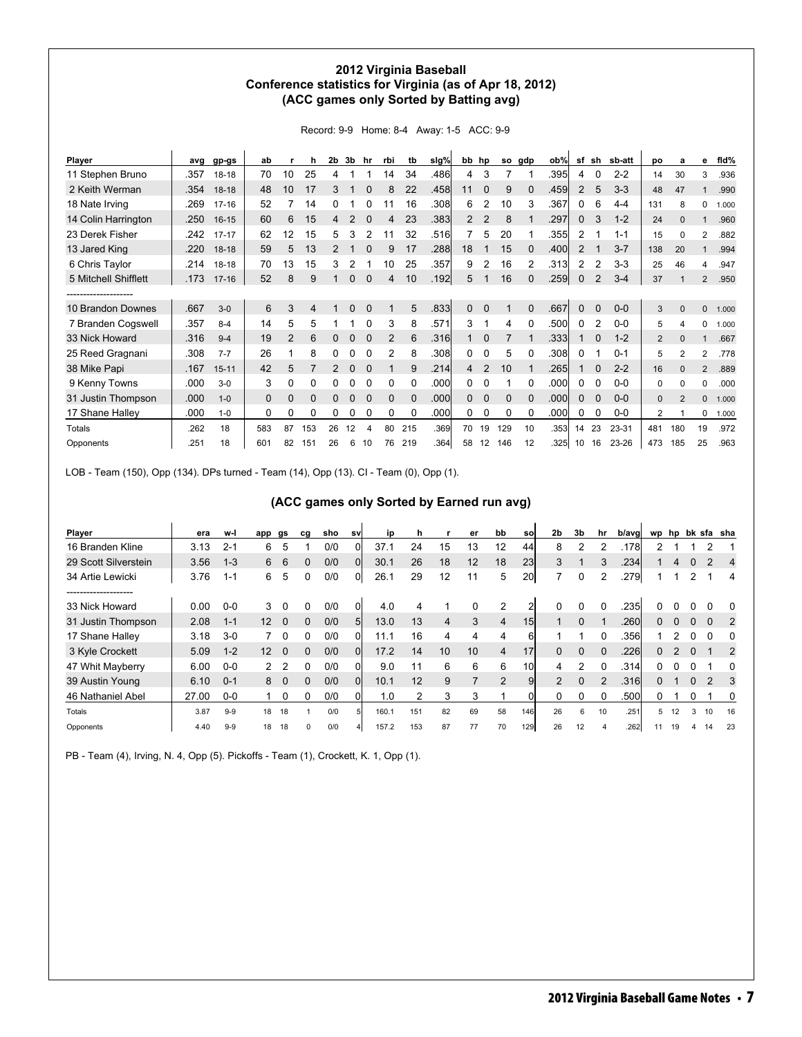### 2012 Virginia Baseball
### Conference statistics for Virginia (as of Apr 18, 2012)
### (ACC games only Sorted by Batting avg)

Record: 9-9 Home: 8-4 Away: 1-5 ACC: 9-9

| Player | avg | gp-gs | ab | r | h | 2b | 3b | hr | rbi | tb | slg% | bb | hp | so | gdp | ob% | sf | sh | sb-att | po | a | e | fld% |
|---|---|---|---|---|---|---|---|---|---|---|---|---|---|---|---|---|---|---|---|---|---|---|---|
| 11 Stephen Bruno | .357 | 18-18 | 70 | 10 | 25 | 4 | 1 | 1 | 14 | 34 | .486 | 4 | 3 | 7 | 1 | .395 | 4 | 0 | 2-2 | 14 | 30 | 3 | .936 |
| 2 Keith Werman | .354 | 18-18 | 48 | 10 | 17 | 3 | 1 | 0 | 8 | 22 | .458 | 11 | 0 | 9 | 0 | .459 | 2 | 5 | 3-3 | 48 | 47 | 1 | .990 |
| 18 Nate Irving | .269 | 17-16 | 52 | 7 | 14 | 0 | 1 | 0 | 11 | 16 | .308 | 6 | 2 | 10 | 3 | .367 | 0 | 6 | 4-4 | 131 | 8 | 0 | 1.000 |
| 14 Colin Harrington | .250 | 16-15 | 60 | 6 | 15 | 4 | 2 | 0 | 4 | 23 | .383 | 2 | 2 | 8 | 1 | .297 | 0 | 3 | 1-2 | 24 | 0 | 1 | .960 |
| 23 Derek Fisher | .242 | 17-17 | 62 | 12 | 15 | 5 | 3 | 2 | 11 | 32 | .516 | 7 | 5 | 20 | 1 | .355 | 2 | 1 | 1-1 | 15 | 0 | 2 | .882 |
| 13 Jared King | .220 | 18-18 | 59 | 5 | 13 | 2 | 1 | 0 | 9 | 17 | .288 | 18 | 1 | 15 | 0 | .400 | 2 | 1 | 3-7 | 138 | 20 | 1 | .994 |
| 6 Chris Taylor | .214 | 18-18 | 70 | 13 | 15 | 3 | 2 | 1 | 10 | 25 | .357 | 9 | 2 | 16 | 2 | .313 | 2 | 2 | 3-3 | 25 | 46 | 4 | .947 |
| 5 Mitchell Shifflett | .173 | 17-16 | 52 | 8 | 9 | 1 | 0 | 0 | 4 | 10 | .192 | 5 | 1 | 16 | 0 | .259 | 0 | 2 | 3-4 | 37 | 1 | 2 | .950 |
| -------------------- | | | | | | | | | | | | | | | | | | | | | | | |
| 10 Brandon Downes | .667 | 3-0 | 6 | 3 | 4 | 1 | 0 | 0 | 1 | 5 | .833 | 0 | 0 | 1 | 0 | .667 | 0 | 0 | 0-0 | 3 | 0 | 0 | 1.000 |
| 7 Branden Cogswell | .357 | 8-4 | 14 | 5 | 5 | 1 | 1 | 0 | 3 | 8 | .571 | 3 | 1 | 4 | 0 | .500 | 0 | 2 | 0-0 | 5 | 4 | 0 | 1.000 |
| 33 Nick Howard | .316 | 9-4 | 19 | 2 | 6 | 0 | 0 | 0 | 2 | 6 | .316 | 1 | 0 | 7 | 1 | .333 | 1 | 0 | 1-2 | 2 | 0 | 1 | .667 |
| 25 Reed Gragnani | .308 | 7-7 | 26 | 1 | 8 | 0 | 0 | 0 | 2 | 8 | .308 | 0 | 0 | 5 | 0 | .308 | 0 | 1 | 0-1 | 5 | 2 | 2 | .778 |
| 38 Mike Papi | .167 | 15-11 | 42 | 5 | 7 | 2 | 0 | 0 | 1 | 9 | .214 | 4 | 2 | 10 | 1 | .265 | 1 | 0 | 2-2 | 16 | 0 | 2 | .889 |
| 9 Kenny Towns | .000 | 3-0 | 3 | 0 | 0 | 0 | 0 | 0 | 0 | 0 | .000 | 0 | 0 | 1 | 0 | .000 | 0 | 0 | 0-0 | 0 | 0 | 0 | .000 |
| 31 Justin Thompson | .000 | 1-0 | 0 | 0 | 0 | 0 | 0 | 0 | 0 | 0 | .000 | 0 | 0 | 0 | 0 | .000 | 0 | 0 | 0-0 | 0 | 2 | 0 | 1.000 |
| 17 Shane Halley | .000 | 1-0 | 0 | 0 | 0 | 0 | 0 | 0 | 0 | 0 | .000 | 0 | 0 | 0 | 0 | .000 | 0 | 0 | 0-0 | 2 | 1 | 0 | 1.000 |
| Totals | .262 | 18 | 583 | 87 | 153 | 26 | 12 | 4 | 80 | 215 | .369 | 70 | 19 | 129 | 10 | .353 | 14 | 23 | 23-31 | 481 | 180 | 19 | .972 |
| Opponents | .251 | 18 | 601 | 82 | 151 | 26 | 6 | 10 | 76 | 219 | .364 | 58 | 12 | 146 | 12 | .325 | 10 | 16 | 23-26 | 473 | 185 | 25 | .963 |

LOB - Team (150), Opp (134). DPs turned - Team (14), Opp (13). CI - Team (0), Opp (1).

### (ACC games only Sorted by Earned run avg)

| Player | era | w-l | app | gs | cg | sho | sv | ip | h | r | er | bb | so | 2b | 3b | hr | b/avg | wp | hp | bk | sfa | sha |
|---|---|---|---|---|---|---|---|---|---|---|---|---|---|---|---|---|---|---|---|---|---|---|
| 16 Branden Kline | 3.13 | 2-1 | 6 | 5 | 1 | 0/0 | 0 | 37.1 | 24 | 15 | 13 | 12 | 44 | 8 | 2 | 2 | .178 | 2 | 1 | 1 | 2 | 1 |
| 29 Scott Silverstein | 3.56 | 1-3 | 6 | 6 | 0 | 0/0 | 0 | 30.1 | 26 | 18 | 12 | 18 | 23 | 3 | 1 | 3 | .234 | 1 | 4 | 0 | 2 | 4 |
| 34 Artie Lewicki | 3.76 | 1-1 | 6 | 5 | 0 | 0/0 | 0 | 26.1 | 29 | 12 | 11 | 5 | 20 | 7 | 0 | 2 | .279 | 1 | 1 | 2 | 1 | 4 |
| -------------------- | | | | | | | | | | | | | | | | | | | | | | |
| 33 Nick Howard | 0.00 | 0-0 | 3 | 0 | 0 | 0/0 | 0 | 4.0 | 4 | 1 | 0 | 2 | 2 | 0 | 0 | 0 | .235 | 0 | 0 | 0 | 0 | 0 |
| 31 Justin Thompson | 2.08 | 1-1 | 12 | 0 | 0 | 0/0 | 5 | 13.0 | 13 | 4 | 3 | 4 | 15 | 1 | 0 | 1 | .260 | 0 | 0 | 0 | 0 | 2 |
| 17 Shane Halley | 3.18 | 3-0 | 7 | 0 | 0 | 0/0 | 0 | 11.1 | 16 | 4 | 4 | 4 | 6 | 1 | 1 | 0 | .356 | 1 | 2 | 0 | 0 | 0 |
| 3 Kyle Crockett | 5.09 | 1-2 | 12 | 0 | 0 | 0/0 | 0 | 17.2 | 14 | 10 | 10 | 4 | 17 | 0 | 0 | 0 | .226 | 0 | 2 | 0 | 1 | 2 |
| 47 Whit Mayberry | 6.00 | 0-0 | 2 | 2 | 0 | 0/0 | 0 | 9.0 | 11 | 6 | 6 | 6 | 10 | 4 | 2 | 0 | .314 | 0 | 0 | 0 | 1 | 0 |
| 39 Austin Young | 6.10 | 0-1 | 8 | 0 | 0 | 0/0 | 0 | 10.1 | 12 | 9 | 7 | 2 | 9 | 2 | 0 | 2 | .316 | 0 | 1 | 0 | 2 | 3 |
| 46 Nathaniel Abel | 27.00 | 0-0 | 1 | 0 | 0 | 0/0 | 0 | 1.0 | 2 | 3 | 3 | 1 | 0 | 0 | 0 | 0 | .500 | 0 | 1 | 0 | 1 | 0 |
| Totals | 3.87 | 9-9 | 18 | 18 | 1 | 0/0 | 5 | 160.1 | 151 | 82 | 69 | 58 | 146 | 26 | 6 | 10 | .251 | 5 | 12 | 3 | 10 | 16 |
| Opponents | 4.40 | 9-9 | 18 | 18 | 0 | 0/0 | 4 | 157.2 | 153 | 87 | 77 | 70 | 129 | 26 | 12 | 4 | .262 | 11 | 19 | 4 | 14 | 23 |

PB - Team (4), Irving, N. 4, Opp (5). Pickoffs - Team (1), Crockett, K. 1, Opp (1).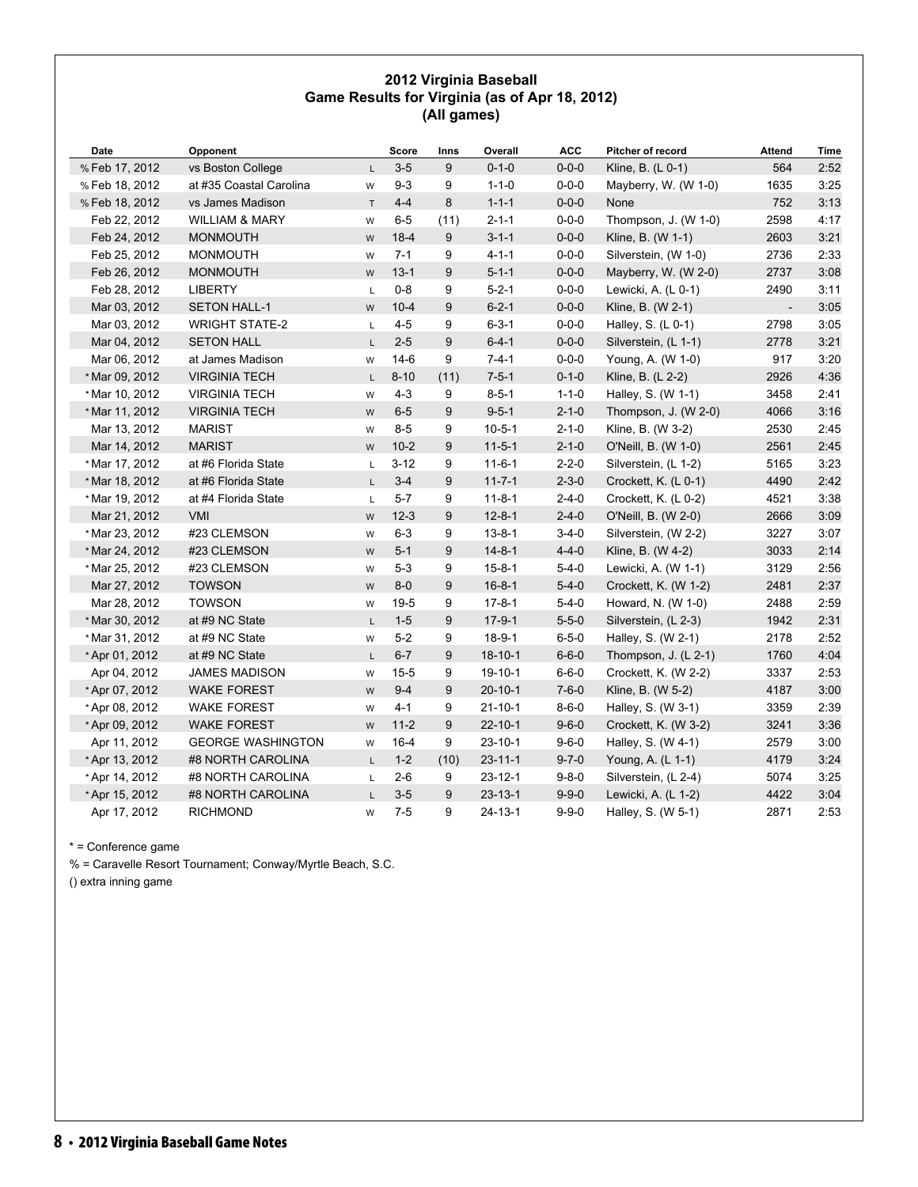## 2012 Virginia Baseball
## Game Results for Virginia (as of Apr 18, 2012)
## (All games)

| Date | Opponent | | Score | Inns | Overall | ACC | Pitcher of record | Attend | Time |
|---|---|---|---|---|---|---|---|---|---|
| % Feb 17, 2012 | vs Boston College | L | 3-5 | 9 | 0-1-0 | 0-0-0 | Kline, B. (L 0-1) | 564 | 2:52 |
| % Feb 18, 2012 | at #35 Coastal Carolina | W | 9-3 | 9 | 1-1-0 | 0-0-0 | Mayberry, W. (W 1-0) | 1635 | 3:25 |
| % Feb 18, 2012 | vs James Madison | T | 4-4 | 8 | 1-1-1 | 0-0-0 | None | 752 | 3:13 |
| Feb 22, 2012 | WILLIAM & MARY | W | 6-5 | (11) | 2-1-1 | 0-0-0 | Thompson, J. (W 1-0) | 2598 | 4:17 |
| Feb 24, 2012 | MONMOUTH | W | 18-4 | 9 | 3-1-1 | 0-0-0 | Kline, B. (W 1-1) | 2603 | 3:21 |
| Feb 25, 2012 | MONMOUTH | W | 7-1 | 9 | 4-1-1 | 0-0-0 | Silverstein, (W 1-0) | 2736 | 2:33 |
| Feb 26, 2012 | MONMOUTH | W | 13-1 | 9 | 5-1-1 | 0-0-0 | Mayberry, W. (W 2-0) | 2737 | 3:08 |
| Feb 28, 2012 | LIBERTY | L | 0-8 | 9 | 5-2-1 | 0-0-0 | Lewicki, A. (L 0-1) | 2490 | 3:11 |
| Mar 03, 2012 | SETON HALL-1 | W | 10-4 | 9 | 6-2-1 | 0-0-0 | Kline, B. (W 2-1) | - | 3:05 |
| Mar 03, 2012 | WRIGHT STATE-2 | L | 4-5 | 9 | 6-3-1 | 0-0-0 | Halley, S. (L 0-1) | 2798 | 3:05 |
| Mar 04, 2012 | SETON HALL | L | 2-5 | 9 | 6-4-1 | 0-0-0 | Silverstein, (L 1-1) | 2778 | 3:21 |
| Mar 06, 2012 | at James Madison | W | 14-6 | 9 | 7-4-1 | 0-0-0 | Young, A. (W 1-0) | 917 | 3:20 |
| * Mar 09, 2012 | VIRGINIA TECH | L | 8-10 | (11) | 7-5-1 | 0-1-0 | Kline, B. (L 2-2) | 2926 | 4:36 |
| * Mar 10, 2012 | VIRGINIA TECH | W | 4-3 | 9 | 8-5-1 | 1-1-0 | Halley, S. (W 1-1) | 3458 | 2:41 |
| * Mar 11, 2012 | VIRGINIA TECH | W | 6-5 | 9 | 9-5-1 | 2-1-0 | Thompson, J. (W 2-0) | 4066 | 3:16 |
| Mar 13, 2012 | MARIST | W | 8-5 | 9 | 10-5-1 | 2-1-0 | Kline, B. (W 3-2) | 2530 | 2:45 |
| Mar 14, 2012 | MARIST | W | 10-2 | 9 | 11-5-1 | 2-1-0 | O'Neill, B. (W 1-0) | 2561 | 2:45 |
| * Mar 17, 2012 | at #6 Florida State | L | 3-12 | 9 | 11-6-1 | 2-2-0 | Silverstein, (L 1-2) | 5165 | 3:23 |
| * Mar 18, 2012 | at #6 Florida State | L | 3-4 | 9 | 11-7-1 | 2-3-0 | Crockett, K. (L 0-1) | 4490 | 2:42 |
| * Mar 19, 2012 | at #4 Florida State | L | 5-7 | 9 | 11-8-1 | 2-4-0 | Crockett, K. (L 0-2) | 4521 | 3:38 |
| Mar 21, 2012 | VMI | W | 12-3 | 9 | 12-8-1 | 2-4-0 | O'Neill, B. (W 2-0) | 2666 | 3:09 |
| * Mar 23, 2012 | #23 CLEMSON | W | 6-3 | 9 | 13-8-1 | 3-4-0 | Silverstein, (W 2-2) | 3227 | 3:07 |
| * Mar 24, 2012 | #23 CLEMSON | W | 5-1 | 9 | 14-8-1 | 4-4-0 | Kline, B. (W 4-2) | 3033 | 2:14 |
| * Mar 25, 2012 | #23 CLEMSON | W | 5-3 | 9 | 15-8-1 | 5-4-0 | Lewicki, A. (W 1-1) | 3129 | 2:56 |
| Mar 27, 2012 | TOWSON | W | 8-0 | 9 | 16-8-1 | 5-4-0 | Crockett, K. (W 1-2) | 2481 | 2:37 |
| Mar 28, 2012 | TOWSON | W | 19-5 | 9 | 17-8-1 | 5-4-0 | Howard, N. (W 1-0) | 2488 | 2:59 |
| * Mar 30, 2012 | at #9 NC State | L | 1-5 | 9 | 17-9-1 | 5-5-0 | Silverstein, (L 2-3) | 1942 | 2:31 |
| * Mar 31, 2012 | at #9 NC State | W | 5-2 | 9 | 18-9-1 | 6-5-0 | Halley, S. (W 2-1) | 2178 | 2:52 |
| * Apr 01, 2012 | at #9 NC State | L | 6-7 | 9 | 18-10-1 | 6-6-0 | Thompson, J. (L 2-1) | 1760 | 4:04 |
| Apr 04, 2012 | JAMES MADISON | W | 15-5 | 9 | 19-10-1 | 6-6-0 | Crockett, K. (W 2-2) | 3337 | 2:53 |
| * Apr 07, 2012 | WAKE FOREST | W | 9-4 | 9 | 20-10-1 | 7-6-0 | Kline, B. (W 5-2) | 4187 | 3:00 |
| * Apr 08, 2012 | WAKE FOREST | W | 4-1 | 9 | 21-10-1 | 8-6-0 | Halley, S. (W 3-1) | 3359 | 2:39 |
| * Apr 09, 2012 | WAKE FOREST | W | 11-2 | 9 | 22-10-1 | 9-6-0 | Crockett, K. (W 3-2) | 3241 | 3:36 |
| Apr 11, 2012 | GEORGE WASHINGTON | W | 16-4 | 9 | 23-10-1 | 9-6-0 | Halley, S. (W 4-1) | 2579 | 3:00 |
| * Apr 13, 2012 | #8 NORTH CAROLINA | L | 1-2 | (10) | 23-11-1 | 9-7-0 | Young, A. (L 1-1) | 4179 | 3:24 |
| * Apr 14, 2012 | #8 NORTH CAROLINA | L | 2-6 | 9 | 23-12-1 | 9-8-0 | Silverstein, (L 2-4) | 5074 | 3:25 |
| * Apr 15, 2012 | #8 NORTH CAROLINA | L | 3-5 | 9 | 23-13-1 | 9-9-0 | Lewicki, A. (L 1-2) | 4422 | 3:04 |
| Apr 17, 2012 | RICHMOND | W | 7-5 | 9 | 24-13-1 | 9-9-0 | Halley, S. (W 5-1) | 2871 | 2:53 |

* = Conference game

% = Caravelle Resort Tournament; Conway/Myrtle Beach, S.C.

() extra inning game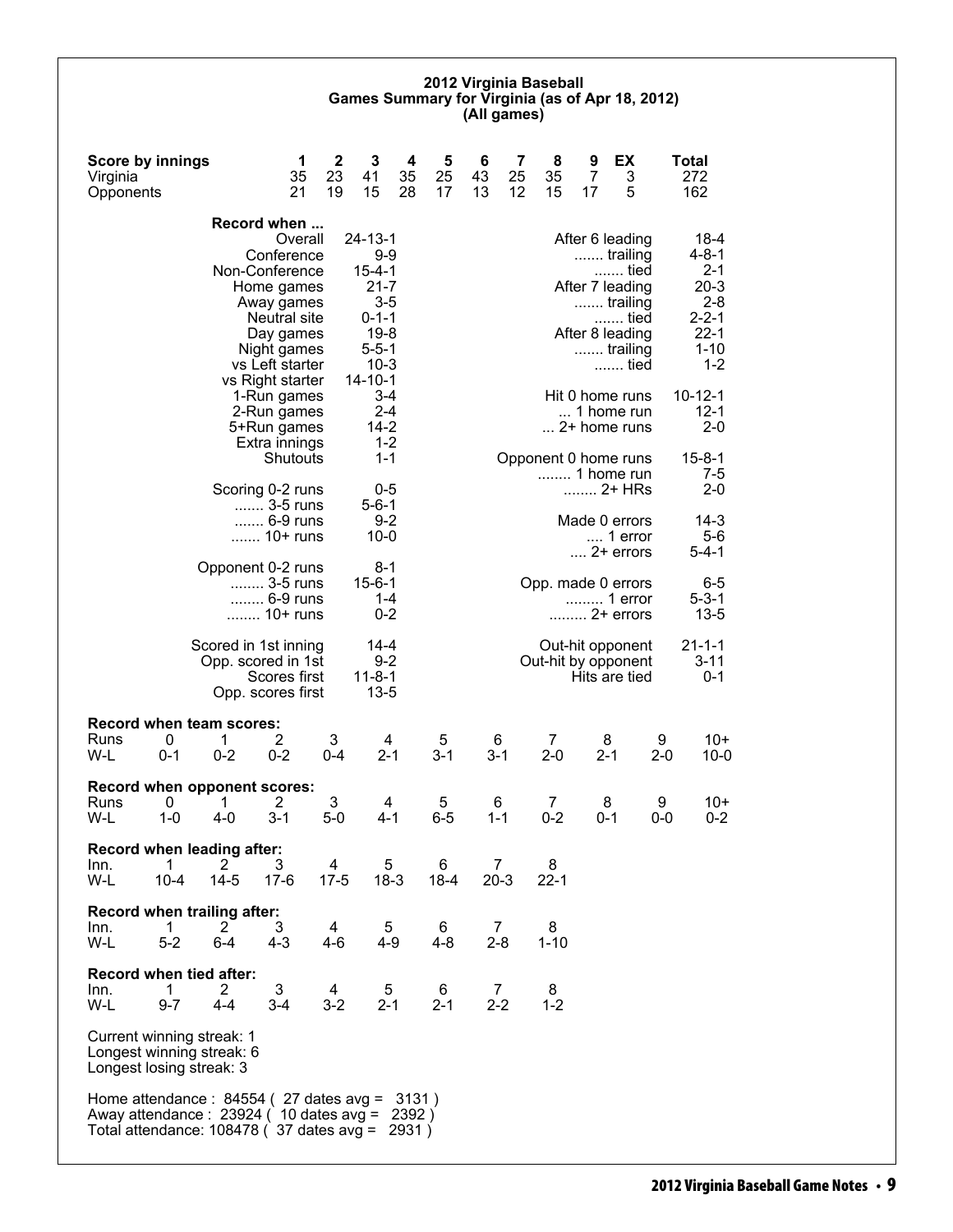## 2012 Virginia Baseball
## Games Summary for Virginia (as of Apr 18, 2012)
## (All games)

| Score by innings | 1 | 2 | 3 | 4 | 5 | 6 | 7 | 8 | 9 | EX | Total |
|---|---|---|---|---|---|---|---|---|---|---|---|
| Virginia | 35 | 23 | 41 | 35 | 25 | 43 | 25 | 35 | 7 | 3 | 272 |
| Opponents | 21 | 19 | 15 | 28 | 17 | 13 | 12 | 15 | 17 | 5 | 162 |

**Record when ...**

| | | | |
|---|---|---|---|
| Overall | 24-13-1 | After 6 leading | 18-4 |
| Conference | 9-9 | ....... trailing | 4-8-1 |
| Non-Conference | 15-4-1 | ....... tied | 2-1 |
| Home games | 21-7 | After 7 leading | 20-3 |
| Away games | 3-5 | ....... trailing | 2-8 |
| Neutral site | 0-1-1 | ....... tied | 2-2-1 |
| Day games | 19-8 | After 8 leading | 22-1 |
| Night games | 5-5-1 | ....... trailing | 1-10 |
| vs Left starter | 10-3 | ....... tied | 1-2 |
| vs Right starter | 14-10-1 | | |
| 1-Run games | 3-4 | Hit 0 home runs | 10-12-1 |
| 2-Run games | 2-4 | ... 1 home run | 12-1 |
| 5+Run games | 14-2 | ... 2+ home runs | 2-0 |
| Extra innings | 1-2 | | |
| Shutouts | 1-1 | Opponent 0 home runs | 15-8-1 |
| | | ........ 1 home run | 7-5 |
| Scoring 0-2 runs | 0-5 | ........ 2+ HRs | 2-0 |
| ....... 3-5 runs | 5-6-1 | | |
| ....... 6-9 runs | 9-2 | Made 0 errors | 14-3 |
| ....... 10+ runs | 10-0 | .... 1 error | 5-6 |
| | | .... 2+ errors | 5-4-1 |
| Opponent 0-2 runs | 8-1 | | |
| ........ 3-5 runs | 15-6-1 | Opp. made 0 errors | 6-5 |
| ........ 6-9 runs | 1-4 | ......... 1 error | 5-3-1 |
| ........ 10+ runs | 0-2 | ......... 2+ errors | 13-5 |
| | | | |
| Scored in 1st inning | 14-4 | Out-hit opponent | 21-1-1 |
| Opp. scored in 1st | 9-2 | Out-hit by opponent | 3-11 |
| Scores first | 11-8-1 | Hits are tied | 0-1 |
| Opp. scores first | 13-5 | | |

**Record when team scores:**

| Runs | 0 | 1 | 2 | 3 | 4 | 5 | 6 | 7 | 8 | 9 | 10+ |
|---|---|---|---|---|---|---|---|---|---|---|---|
| W-L | 0-1 | 0-2 | 0-2 | 0-4 | 2-1 | 3-1 | 3-1 | 2-0 | 2-1 | 2-0 | 10-0 |

**Record when opponent scores:**

| Runs | 0 | 1 | 2 | 3 | 4 | 5 | 6 | 7 | 8 | 9 | 10+ |
|---|---|---|---|---|---|---|---|---|---|---|---|
| W-L | 1-0 | 4-0 | 3-1 | 5-0 | 4-1 | 6-5 | 1-1 | 0-2 | 0-1 | 0-0 | 0-2 |

**Record when leading after:**

| Inn. | 1 | 2 | 3 | 4 | 5 | 6 | 7 | 8 |
|---|---|---|---|---|---|---|---|---|
| W-L | 10-4 | 14-5 | 17-6 | 17-5 | 18-3 | 18-4 | 20-3 | 22-1 |

**Record when trailing after:**

| Inn. | 1 | 2 | 3 | 4 | 5 | 6 | 7 | 8 |
|---|---|---|---|---|---|---|---|---|
| W-L | 5-2 | 6-4 | 4-3 | 4-6 | 4-9 | 4-8 | 2-8 | 1-10 |

**Record when tied after:**

| Inn. | 1 | 2 | 3 | 4 | 5 | 6 | 7 | 8 |
|---|---|---|---|---|---|---|---|---|
| W-L | 9-7 | 4-4 | 3-4 | 3-2 | 2-1 | 2-1 | 2-2 | 1-2 |

Current winning streak: 1
Longest winning streak: 6
Longest losing streak: 3

Home attendance : 84554 ( 27 dates avg = 3131 )
Away attendance : 23924 ( 10 dates avg = 2392 )
Total attendance: 108478 ( 37 dates avg = 2931 )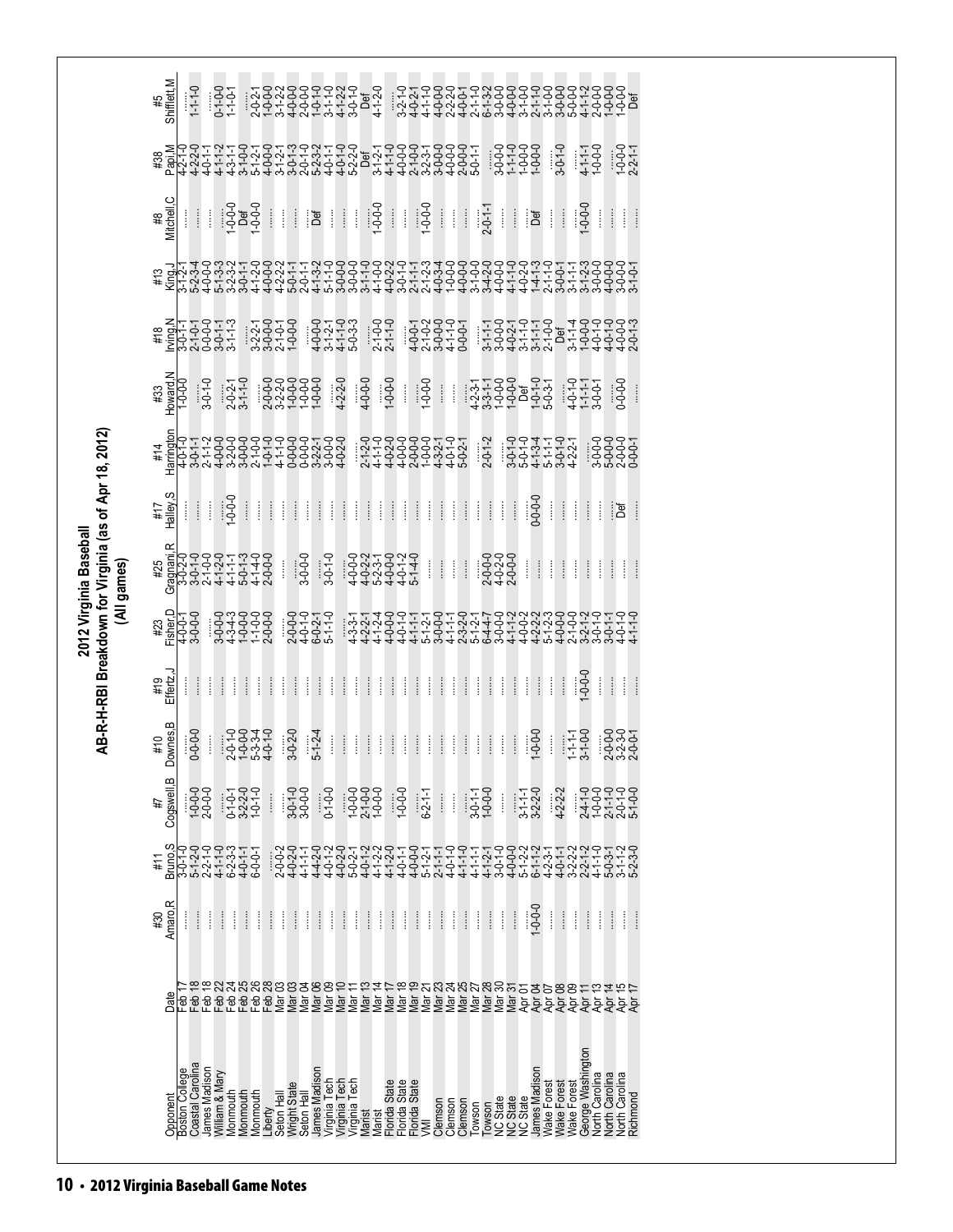# 2012 Virginia Baseball

## AB-R-H-RBI Breakdown for Virginia (as of Apr 18, 2012)

### (All games)

| Opponent | Date | #30 Amaro.R | #11 Bruno.S | #7 Cogswell.B | #10 Downes.B | #19 Effertz.J | #23 Fisher.D | #25 Gragnani.R | #17 Halley.S | #14 Harrington | #33 Howard.N | #18 Irving.N | #13 King.J | #8 Mitchell.C | #38 Papi.M | #5 Shifflett.M |
|---|---|---|---|---|---|---|---|---|---|---|---|---|---|---|---|---|
| Boston College | Feb 17 | ...... | 3-0-1-0 | ...... | ...... | ...... | 4-0-0-1 | 3-0-2-0 | ...... | 4-0-1-0 | 1-0-0-0 | 3-0-1-1 | 3-1-2-1 | ...... | 4-2-1-0 | ...... |
| Coastal Carolina | Feb 18 | ...... | 5-1-2-0 | 1-0-0-0 | ...... | ...... | 3-0-0-0 | 3-0-1-0 | ...... | 3-0-1-1 | ...... | 2-1-0-1 | 5-2-3-4 | ...... | 4-2-2-0 | 1-1-1-0 |
| James Madison | Feb 18 | ...... | 2-2-1-0 | 2-0-0-0 | 0-0-0-0 | ...... | ...... | 2-1-0-0 | ...... | 2-1-1-2 | 3-0-1-0 | 0-0-0-0 | 4-0-0-0 | ...... | 4-0-1-1 | ...... |
| William & Mary | Feb 22 | ...... | 4-1-1-0 | ...... | ...... | ...... | 3-0-0-0 | 4-1-2-0 | ...... | 4-0-0-0 | ...... | 3-0-1-1 | 5-1-3-3 | ...... | 4-1-1-2 | 0-1-0-0 |
| Monmouth | Feb 24 | ...... | 6-2-3-3 | 0-1-0-1 | 2-1-0-0 | ...... | 4-3-4-3 | 4-1-1-1 | 1-0-0-0 | 3-2-0-0 | 2-0-2-1 | 3-1-1-3 | 3-2-3-2 | 1-0-0-0 | 4-3-1-1 | 1-1-0-1 |
| Monmouth | Feb 25 | ...... | 4-0-1-1 | 3-2-2-0 | 1-0-0-0 | ...... | 1-0-0-0 | 5-0-1-3 | ...... | 3-0-0-0 | 3-1-1-0 | ...... | 3-0-1-1 | Def | 3-1-0-0 | ...... |
| Monmouth | Feb 26 | ...... | 6-0-0-1 | 1-0-1-0 | 5-3-3-4 | ...... | 1-1-0-0 | 4-1-4-0 | ...... | 2-1-0-0 | ...... | 3-2-2-1 | 4-1-2-0 | 1-0-0-0 | 5-1-2-1 | 2-0-2-1 |
| Liberty | Feb 28 | ...... | ...... | ...... | 4-0-1-0 | ...... | 2-0-0-0 | 2-0-0-0 | ...... | 1-0-1-0 | 2-0-0-0 | 3-0-0-0 | 4-0-0-0 | ...... | 4-0-0-0 | 1-0-0-0 |
| Seton Hall | Mar 03 | ...... | 2-0-0-2 | ...... | ...... | ...... | ...... | ...... | ...... | 4-1-1-0 | 3-2-2-0 | 2-1-0-1 | 4-2-2-2 | ...... | 3-1-2-1 | 3-1-2-2 |
| Wright State | Mar 03 | ...... | 4-0-2-0 | 3-0-1-0 | 3-0-2-0 | ...... | 2-0-0-0 | ...... | ...... | 0-0-0-0 | 1-0-0-0 | 1-0-0-0 | 5-0-1-1 | ...... | 3-0-1-3 | 4-0-0-0 |
| Seton Hall | Mar 04 | ...... | 4-1-1-1 | 3-0-0-0 | ...... | ...... | 4-0-1-0 | 3-0-0-0 | ...... | 0-0-0-0 | 1-0-0-0 | ...... | 2-0-1-1 | ...... | 2-0-1-0 | 2-0-0-0 |
| James Madison | Mar 06 | ...... | 4-4-2-0 | ...... | 5-1-2-4 | ...... | 6-0-2-1 | ...... | ...... | 3-2-2-1 | 1-0-0-0 | 4-0-0-0 | 4-1-3-2 | ...... | 5-2-3-2 | 1-0-1-0 |
| Virginia Tech | Mar 09 | ...... | 4-0-1-2 | 0-1-0-0 | ...... | ...... | 5-1-1-0 | 3-0-1-0 | ...... | 3-0-0-0 | ...... | 3-1-2-1 | 5-1-1-0 | ...... | 4-0-1-1 | 3-1-1-0 |
| Virginia Tech | Mar 10 | ...... | 4-0-2-0 | ...... | ...... | ...... | ...... | ...... | ...... | 4-0-2-0 | 4-2-2-0 | 4-1-1-0 | 3-0-0-0 | ...... | 4-0-1-0 | 4-1-2-2 |
| Virginia Tech | Mar 11 | ...... | 5-0-2-1 | 1-0-0-0 | ...... | ...... | 4-3-3-1 | 4-0-0-0 | ...... | ...... | ...... | 5-0-3-3 | 3-0-0-0 | ...... | 5-2-2-0 | 3-0-1-0 |
| Marist | Mar 13 | ...... | 4-0-1-2 | 2-1-0-0 | ...... | ...... | 4-2-2-1 | 4-0-2-2 | ...... | 2-1-2-0 | 4-0-0-0 | ...... | 3-1-1-0 | ...... | Def | Def |
| Marist | Mar 14 | ...... | 4-1-2-2 | 1-0-0-0 | ...... | ...... | 4-1-2-4 | 5-2-3-1 | ...... | 4-1-1-0 | ...... | 2-1-0-0 | 3-1-1-0 | ...... | 3-1-2-1 | 4-1-2-0 |
| Florida State | Mar 17 | ...... | 4-1-2-0 | ...... | ...... | ...... | 4-0-0-0 | 4-0-0-0 | ...... | 4-0-2-0 | 1-0-0-0 | 2-1-1-0 | 4-0-2-2 | 1-0-0-0 | 4-1-1-0 | ...... |
| Florida State | Mar 18 | ...... | 4-0-1-1 | 1-0-0-0 | ...... | ...... | 4-0-1-0 | 4-0-1-2 | ...... | 4-0-0-0 | ...... | ...... | 3-0-1-0 | ...... | 4-0-0-0 | 3-2-1-0 |
| Florida State | Mar 19 | ...... | 4-0-0-0 | ...... | ...... | ...... | 4-1-1-1 | 5-1-4-0 | ...... | 2-0-0-0 | ...... | 4-0-0-2 | 2-1-1-1 | ...... | 2-1-0-0 | 4-0-2-1 |
| VMI | Mar 21 | ...... | 5-1-2-1 | 6-2-1-1 | ...... | ...... | 5-1-2-1 | ...... | ...... | 1-0-0-0 | 1-0-0-0 | 2-1-0-2 | 2-1-2-3 | 1-0-0-0 | 3-2-3-1 | 4-1-1-0 |
| Clemson | Mar 23 | ...... | 2-1-1-1 | ...... | ...... | ...... | 3-0-0-0 | ...... | ...... | 4-3-2-1 | ...... | 3-0-0-0 | 4-0-3-4 | ...... | 3-0-0-0 | 4-0-0-0 |
| Clemson | Mar 24 | ...... | 4-0-1-0 | ...... | ...... | ...... | 4-1-1-1 | ...... | ...... | 4-0-1-0 | ...... | 4-1-1-0 | 1-0-0-0 | ...... | 4-0-0-0 | 2-2-2-0 |
| Clemson | Mar 25 | ...... | 4-1-1-0 | ...... | ...... | ...... | 2-3-2-0 | ...... | ...... | 5-0-2-1 | ...... | 0-0-0-1 | 4-0-0-0 | ...... | 2-0-0-0 | 4-0-0-1 |
| Towson | Mar 27 | ...... | 4-1-1-1 | 3-0-1-1 | ...... | ...... | 5-1-2-1 | ...... | ...... | ...... | 4-2-3-1 | ...... | 3-1-0-0 | ...... | 5-0-1-1 | 2-1-1-0 |
| Towson | Mar 28 | ...... | 4-1-2-1 | 1-0-0-0 | ...... | ...... | 6-4-4-7 | 2-0-0-0 | ...... | 2-0-1-2 | 3-3-1-1 | 3-1-1-1 | 3-4-2-0 | 2-0-1-1 | ...... | 6-1-3-2 |
| NC State | Mar 30 | ...... | 3-0-1-0 | ...... | ...... | ...... | 3-0-0-0 | 4-0-2-0 | ...... | ...... | 1-0-0-0 | 3-0-0-0 | 4-0-0-0 | ...... | 3-0-0-0 | 3-0-0-0 |
| NC State | Mar 31 | ...... | 4-0-0-0 | ...... | ...... | ...... | 4-1-1-2 | 2-0-0-0 | ...... | 3-0-1-0 | 1-0-0-0 | 4-0-2-1 | 4-1-1-0 | ...... | 1-1-1-0 | 4-0-0-0 |
| NC State | Apr 01 | ...... | 5-1-2-2 | 3-1-1-1 | ...... | ...... | 4-0-0-2 | ...... | ...... | 5-0-1-0 | Def | 3-1-1-0 | 4-0-2-0 | ...... | 1-0-0-0 | 3-1-0-0 |
| James Madison | Apr 04 | 1-0-0-0 | 6-1-1-2 | 3-2-2-0 | 1-0-0-0 | ...... | 4-2-2-2 | ...... | 0-0-0-0 | 4-1-3-4 | 1-0-1-0 | 3-1-1-1 | 1-4-1-3 | Def | 1-0-0-0 | 2-1-1-0 |
| Wake Forest | Apr 07 | ...... | 4-2-3-1 | ...... | ...... | ...... | 5-1-2-3 | ...... | ...... | 5-1-1-1 | 5-0-3-1 | 2-1-0-0 | 2-1-1-0 | ...... | ...... | 3-1-0-0 |
| Wake Forest | Apr 08 | ...... | 4-0-1-1 | 4-2-2-2 | ...... | ...... | 4-0-0-0 | ...... | ...... | 3-0-1-0 | ...... | Def | 3-0-0-1 | ...... | 3-0-1-0 | 3-0-0-0 |
| Wake Forest | Apr 09 | ...... | 3-2-2-2 | ...... | 1-1-1-1 | ...... | 2-1-0-0 | ...... | ...... | 4-2-2-1 | 4-0-1-0 | 3-1-1-4 | 3-1-1-1 | ...... | ...... | 5-0-0-0 |
| George Washington | Apr 11 | ...... | 2-2-1-2 | 2-4-1-0 | 3-1-0-0 | 1-0-0-0 | 3-2-1-2 | ...... | ...... | ...... | 1-1-1-1 | 1-0-0-0 | 3-1-2-3 | 1-0-0-0 | 4-1-1-1 | 4-1-1-2 |
| North Carolina | Apr 13 | ...... | 4-1-1-0 | 1-0-1-0 | ...... | ...... | 3-0-1-0 | ...... | ...... | 3-0-0-0 | 3-0-0-1 | 4-0-1-0 | 3-0-0-0 | ...... | 1-0-0-0 | 2-0-0-0 |
| North Carolina | Apr 14 | ...... | 5-0-3-1 | 2-1-1-0 | 2-0-0-0 | ...... | 3-0-1-1 | ...... | ...... | 5-0-0-0 | ...... | 4-0-1-0 | 4-0-0-0 | ...... | ...... | 1-0-0-0 |
| North Carolina | Apr 15 | ...... | 3-1-1-2 | 2-0-1-0 | 3-2-3-0 | ...... | 4-0-1-0 | ...... | Def | 2-0-0-0 | 0-0-0-0 | 4-0-0-0 | 3-0-0-0 | ...... | 1-0-0-0 | 1-0-0-0 |
| Richmond | Apr 17 | ...... | 5-2-3-0 | 5-1-0-0 | 2-0-0-1 | ...... | 4-1-1-0 | ...... | ...... | 0-0-0-1 | ...... | 2-0-1-3 | 3-1-0-1 | ...... | 2-2-1-1 | Def |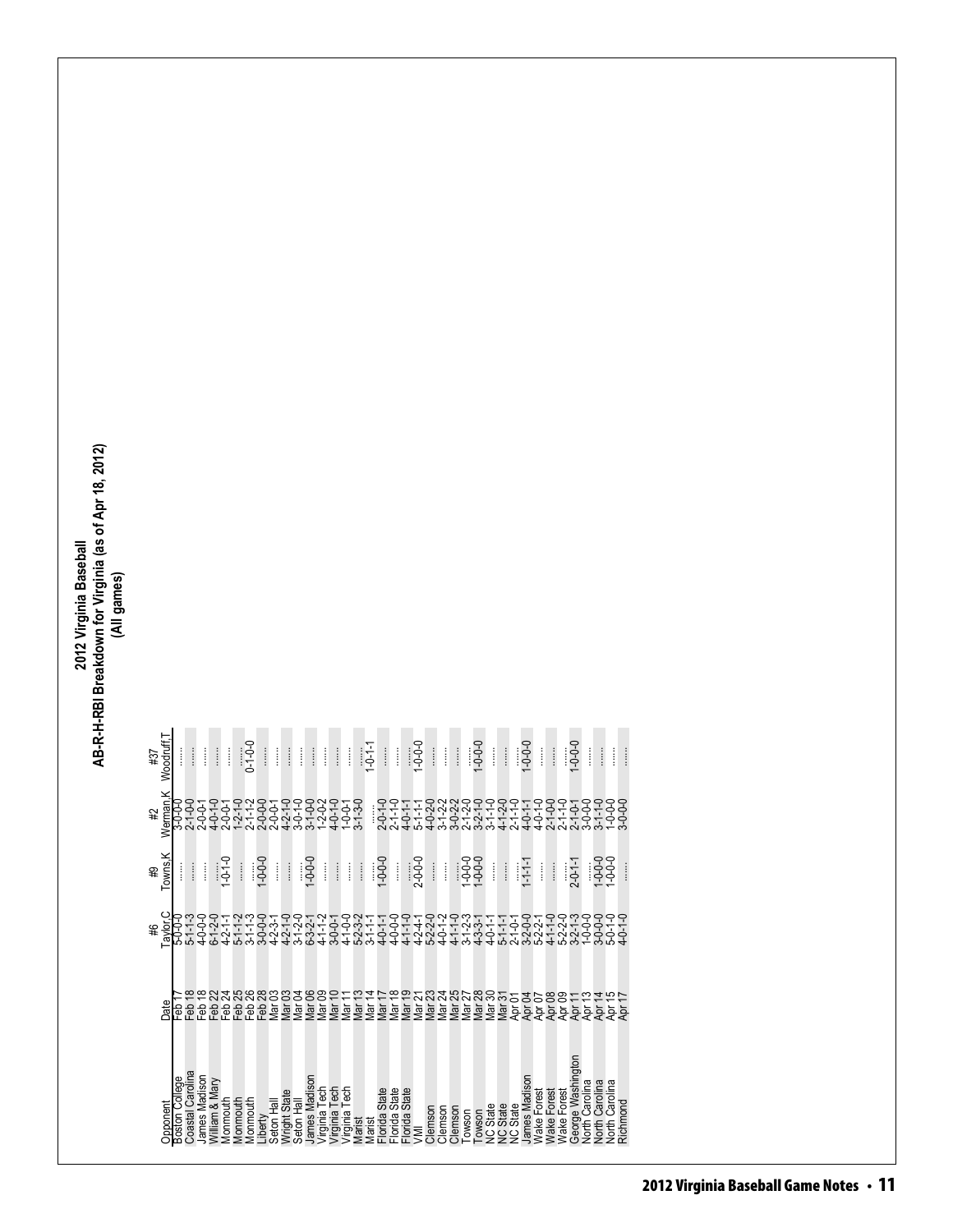# 2012 Virginia Baseball

## AB-R-H-RBI Breakdown for Virginia (as of Apr 18, 2012)

### (All games)

| Opponent | Date | #6 Taylor,C | #9 Towns,K | #2 Werman,K | #37 Woodruff,T |
|---|---|---|---|---|---|
| Boston College | Feb 17 | 5-0-0-0 | ........ | 3-0-0-0 | ........ |
| Coastal Carolina | Feb 18 | 5-1-1-3 | ........ | 2-1-0-0 | ........ |
| James Madison | Feb 18 | 4-0-0-0 | ........ | 2-0-0-1 | ........ |
| William & Mary | Feb 22 | 6-1-2-0 | ........ | 4-0-1-0 | ........ |
| Monmouth | Feb 24 | 4-2-1-1 | 1-0-1-0 | 2-0-0-1 | ........ |
| Monmouth | Feb 25 | 5-1-1-2 | ........ | 1-2-1-0 | ........ |
| Monmouth | Feb 26 | 3-1-1-3 | ........ | 2-1-1-2 | 0-1-0-0 |
| Liberty | Feb 28 | 3-0-0-0 | 1-0-0-0 | 2-0-0-0 | ........ |
| Seton Hall | Mar 03 | 4-2-3-1 | ........ | 2-0-0-1 | ........ |
| Wright State | Mar 03 | 4-2-1-0 | ........ | 4-2-1-0 | ........ |
| Seton Hall | Mar 04 | 3-1-2-0 | ........ | 3-0-1-0 | ........ |
| James Madison | Mar 06 | 6-3-2-1 | 1-0-0-0 | 3-1-0-0 | ........ |
| Virginia Tech | Mar 09 | 4-1-1-2 | ........ | 1-2-0-2 | ........ |
| Virginia Tech | Mar 10 | 3-0-0-1 | ........ | 4-0-1-0 | ........ |
| Virginia Tech | Mar 11 | 4-1-0-0 | ........ | 1-0-0-1 | ........ |
| Marist | Mar 13 | 5-2-3-2 | ........ | 3-1-3-0 | ........ |
| Marist | Mar 14 | 3-1-1-1 | ........ | ........ | 1-0-1-1 |
| Florida State | Mar 17 | 4-0-1-1 | 1-0-0-0 | 2-0-1-0 | 1-0-0-0 |
| Florida State | Mar 18 | 4-0-0-0 | ........ | 2-1-1-0 | ........ |
| Florida State | Mar 19 | 4-1-1-0 | ........ | 4-0-1-1 | ........ |
| VMI | Mar 21 | 4-2-4-1 | 2-0-0-0 | 5-1-1-1 | 1-0-0-0 |
| Clemson | Mar 23 | 5-2-2-0 | ........ | 4-0-2-0 | ........ |
| Clemson | Mar 24 | 4-0-1-2 | ........ | 3-1-2-2 | ........ |
| Clemson | Mar 25 | 4-1-1-0 | ........ | 3-0-2-2 | ........ |
| Towson | Mar 27 | 3-1-2-3 | 1-0-0-0 | 2-1-2-0 | ........ |
| Towson | Mar 28 | 4-3-3-1 | 1-0-0-0 | 3-2-1-0 | 1-0-0-0 |
| NC State | Mar 30 | 4-0-1-1 | ........ | 3-1-1-0 | ........ |
| NC State | Mar 31 | 5-1-1-1 | ........ | 4-1-2-0 | ........ |
| NC State | Apr 01 | 2-1-0-1 | ........ | 2-1-1-0 | ........ |
| James Madison | Apr 04 | 3-2-0-0 | 1-1-1-1 | 4-0-1-1 | 1-0-0-0 |
| Wake Forest | Apr 07 | 5-2-2-1 | ........ | 4-0-1-0 | ........ |
| Wake Forest | Apr 08 | 4-1-1-0 | ........ | 2-1-0-0 | ........ |
| Wake Forest | Apr 09 | 5-2-2-0 | ........ | 2-1-1-0 | ........ |
| George Washington | Apr 11 | 3-2-1-3 | 2-0-1-1 | 2-1-0-1 | 1-0-0-0 |
| North Carolina | Apr 13 | 1-0-0-0 | ........ | 3-0-0-0 | ........ |
| North Carolina | Apr 14 | 3-0-0-0 | 1-0-0-0 | 3-1-1-0 | ........ |
| North Carolina | Apr 15 | 5-0-1-0 | 1-0-0-0 | 1-0-0-0 | ........ |
| Richmond | Apr 17 | 4-0-1-0 | ........ | 3-0-0-0 | ........ |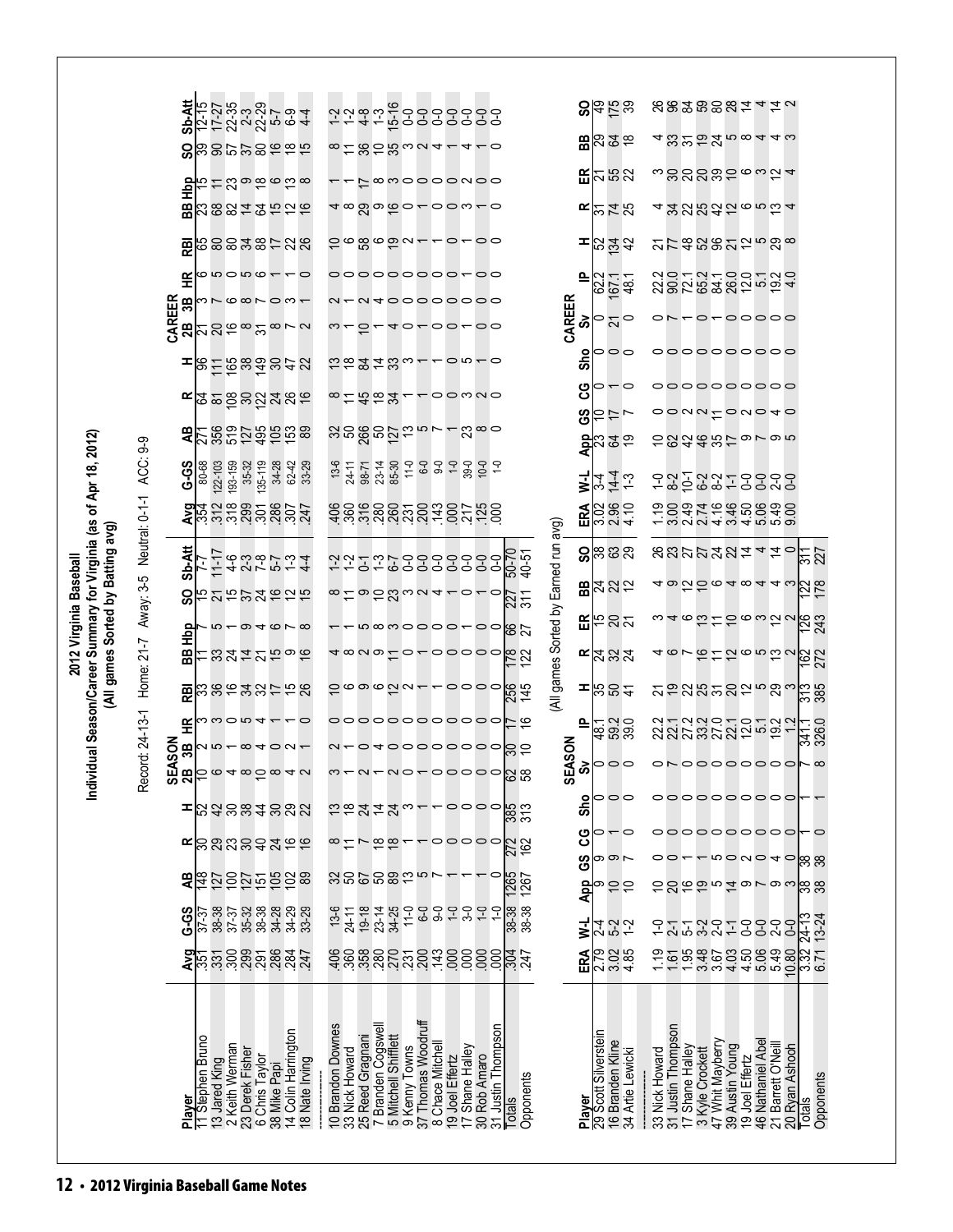# 2012 Virginia Baseball

## Individual Season/Career Summary for Virginia (as of Apr 18, 2012)

### (All games Sorted by Batting avg)

Record: 24-13-1 Home: 21-7 Away: 3-5 Neutral: 0-1-1 ACC: 9-9

| Player | SEASON Avg | G-GS | AB | R | H | 2B | 3B | HR | RBI | BB | Hbp | SO | Sb-Att | CAREER Avg | G-GS | AB | R | H | 2B | 3B | HR | RBI | BB | Hbp | SO | Sb-Att |
|---|---|---|---|---|---|---|---|---|---|---|---|---|---|---|---|---|---|---|---|---|---|---|---|---|---|---|
| 11 Stephen Bruno | .351 | 37-37 | 148 | 30 | 52 | 10 | 2 | 3 | 33 | 11 | 7 | 15 | 7-7 | .354 | 80-68 | 271 | 64 | 96 | 21 | 3 | 6 | 65 | 23 | 15 | 39 | 12-15 |
| 13 Jared King | .331 | 38-38 | 127 | 29 | 42 | 6 | 5 | 3 | 36 | 33 | 5 | 21 | 11-17 | .312 | 122-103 | 356 | 81 | 111 | 20 | 7 | 5 | 80 | 68 | 11 | 90 | 17-27 |
| 2 Keith Werman | .300 | 37-37 | 100 | 23 | 30 | 4 | 1 | 0 | 16 | 24 | 1 | 15 | 4-6 | .318 | 193-159 | 519 | 108 | 165 | 16 | 6 | 0 | 80 | 82 | 23 | 57 | 22-35 |
| 23 Derek Fisher | .299 | 35-32 | 127 | 30 | 38 | 8 | 8 | 5 | 34 | 14 | 9 | 37 | 2-3 | .299 | 35-32 | 127 | 30 | 38 | 8 | 8 | 5 | 34 | 14 | 9 | 37 | 2-3 |
| 6 Chris Taylor | .291 | 38-38 | 151 | 40 | 44 | 10 | 4 | 4 | 32 | 21 | 4 | 24 | 7-8 | .301 | 135-119 | 495 | 122 | 149 | 31 | 7 | 6 | 88 | 64 | 18 | 80 | 22-29 |
| 38 Mike Papi | .286 | 34-28 | 105 | 24 | 30 | 8 | 0 | 1 | 17 | 15 | 6 | 16 | 5-7 | .286 | 34-28 | 105 | 24 | 30 | 8 | 0 | 1 | 17 | 15 | 6 | 16 | 5-7 |
| 14 Colin Harrington | .284 | 34-29 | 102 | 16 | 29 | 4 | 2 | 1 | 15 | 9 | 7 | 12 | 1-3 | .307 | 62-42 | 153 | 26 | 47 | 7 | 3 | 1 | 22 | 12 | 13 | 18 | 6-9 |
| 18 Nate Irving | .247 | 33-29 | 89 | 16 | 22 | 2 | 1 | 0 | 26 | 16 | 8 | 15 | 4-4 | .247 | 33-29 | 89 | 16 | 22 | 2 | 1 | 0 | 26 | 16 | 8 | 15 | 4-4 |
| ---------------- | | | | | | | | | | | | | | | | | | | | | | | | | | |
| 10 Brandon Downes | .406 | 13-6 | 32 | 8 | 13 | 3 | 2 | 0 | 10 | 4 | 1 | 8 | 1-2 | .406 | 13-6 | 32 | 8 | 13 | 3 | 2 | 0 | 10 | 4 | 1 | 8 | 1-2 |
| 33 Nick Howard | .360 | 24-11 | 50 | 11 | 18 | 1 | 1 | 0 | 6 | 8 | 1 | 11 | 1-2 | .360 | 24-11 | 50 | 11 | 18 | 1 | 1 | 0 | 6 | 8 | 1 | 11 | 1-2 |
| 25 Reed Gragnani | .358 | 19-18 | 67 | 7 | 24 | 2 | 0 | 0 | 9 | 2 | 5 | 9 | 0-1 | .316 | 98-71 | 266 | 45 | 84 | 10 | 2 | 0 | 58 | 29 | 17 | 36 | 4-8 |
| 7 Branden Cogswell | .280 | 23-14 | 50 | 18 | 14 | 1 | 4 | 0 | 6 | 9 | 8 | 10 | 1-3 | .280 | 23-14 | 50 | 18 | 14 | 1 | 4 | 0 | 6 | 9 | 8 | 10 | 1-3 |
| 5 Mitchell Shifflett | .270 | 34-25 | 89 | 18 | 24 | 2 | 0 | 0 | 12 | 11 | 3 | 23 | 6-7 | .260 | 85-30 | 127 | 34 | 33 | 4 | 0 | 0 | 19 | 16 | 3 | 35 | 15-16 |
| 9 Kenny Towns | .231 | 11-0 | 13 | 1 | 3 | 0 | 0 | 0 | 2 | 0 | 0 | 3 | 0-0 | .231 | 11-0 | 13 | 1 | 3 | 0 | 0 | 0 | 2 | 0 | 0 | 3 | 0-0 |
| 37 Thomas Woodruff | .200 | 6-0 | 5 | 1 | 1 | 1 | 0 | 0 | 1 | 1 | 0 | 2 | 0-0 | .200 | 6-0 | 5 | 1 | 1 | 1 | 0 | 0 | 1 | 1 | 0 | 2 | 0-0 |
| 8 Chace Mitchell | .143 | 9-0 | 7 | 0 | 1 | 0 | 0 | 0 | 1 | 0 | 0 | 4 | 0-0 | .143 | 9-0 | 7 | 0 | 1 | 0 | 0 | 0 | 1 | 0 | 0 | 4 | 0-0 |
| 19 Joel Effertz | .000 | 1-0 | 1 | 0 | 0 | 0 | 0 | 0 | 0 | 0 | 0 | 1 | 0-0 | .000 | 1-0 | 1 | 0 | 0 | 0 | 0 | 0 | 0 | 0 | 0 | 1 | 0-0 |
| 17 Shane Halley | .000 | 3-0 | 1 | 0 | 0 | 0 | 0 | 0 | 0 | 0 | 1 | 0 | 0-0 | .217 | 39-0 | 23 | 3 | 5 | 1 | 0 | 1 | 1 | 3 | 2 | 4 | 0-0 |
| 30 Rob Amaro | .000 | 1-0 | 1 | 0 | 0 | 0 | 0 | 0 | 0 | 0 | 0 | 1 | 0-0 | .125 | 10-0 | 8 | 2 | 1 | 0 | 0 | 0 | 0 | 1 | 0 | 1 | 0-0 |
| 31 Justin Thompson | .000 | 1-0 | 0 | 0 | 0 | 0 | 0 | 0 | 0 | 0 | 0 | 0 | 0-0 | .000 | 1-0 | 0 | 0 | 0 | 0 | 0 | 0 | 0 | 0 | 0 | 0 | 0-0 |
| Totals | .304 | 38-38 | 1265 | 272 | 385 | 62 | 30 | 17 | 256 | 178 | 66 | 227 | 50-70 | | | | | | | | | | | | | |
| Opponents | .247 | 38-38 | 1267 | 162 | 313 | 58 | 10 | 16 | 145 | 122 | 27 | 311 | 40-51 | | | | | | | | | | | | | |

(All games Sorted by Earned run avg)

| Player | SEASON ERA | W-L | App | GS | CG | Sho | Sv | IP | H | R | ER | BB | SO | CAREER ERA | W-L | App | GS | CG | Sho | Sv | IP | H | R | ER | BB | SO |
|---|---|---|---|---|---|---|---|---|---|---|---|---|---|---|---|---|---|---|---|---|---|---|---|---|---|---|
| 29 Scott Silverstein | 2.79 | 2-4 | 9 | 9 | 0 | 0 | 0 | 48.1 | 35 | 24 | 15 | 24 | 38 | 3.02 | 3-4 | 23 | 10 | 0 | 0 | 0 | 62.2 | 52 | 31 | 21 | 29 | 49 |
| 16 Branden Kline | 3.02 | 5-2 | 10 | 9 | 1 | 0 | 0 | 59.2 | 50 | 32 | 20 | 22 | 63 | 2.96 | 14-4 | 64 | 17 | 1 | 0 | 21 | 167.1 | 134 | 74 | 55 | 64 | 175 |
| 34 Artie Lewicki | 4.85 | 1-2 | 10 | 7 | 0 | 0 | 0 | 39.0 | 41 | 24 | 21 | 12 | 29 | 4.10 | 1-3 | 19 | 7 | 0 | 0 | 0 | 48.1 | 42 | 25 | 22 | 18 | 39 |
| ---------------- | | | | | | | | | | | | | | | | | | | | | | | | | | |
| 33 Nick Howard | 1.19 | 1-0 | 10 | 0 | 0 | 0 | 0 | 22.2 | 21 | 4 | 3 | 4 | 26 | 1.19 | 1-0 | 10 | 0 | 0 | 0 | 0 | 22.2 | 21 | 4 | 3 | 4 | 26 |
| 31 Justin Thompson | 1.61 | 2-1 | 20 | 0 | 0 | 0 | 7 | 22.1 | 19 | 6 | 4 | 9 | 23 | 3.00 | 8-2 | 62 | 0 | 0 | 0 | 7 | 90.0 | 77 | 34 | 30 | 33 | 96 |
| 17 Shane Halley | 1.95 | 5-1 | 16 | 1 | 0 | 0 | 0 | 27.2 | 22 | 7 | 6 | 12 | 22 | 2.49 | 10-1 | 42 | 2 | 0 | 0 | 0 | 72.1 | 48 | 22 | 20 | 31 | 84 |
| 3 Kyle Crockett | 3.48 | 3-2 | 19 | 1 | 0 | 0 | 0 | 33.2 | 25 | 16 | 13 | 10 | 27 | 2.74 | 6-2 | 46 | 2 | 0 | 0 | 0 | 65.2 | 52 | 25 | 20 | 19 | 59 |
| 47 Whit Mayberry | 3.67 | 2-0 | 5 | 5 | 0 | 0 | 0 | 27.0 | 31 | 11 | 11 | 6 | 27 | 4.16 | 8-2 | 35 | 11 | 0 | 0 | 1 | 84.1 | 96 | 42 | 39 | 24 | 80 |
| 39 Austin Young | 4.03 | 1-1 | 14 | 0 | 0 | 0 | 0 | 22.1 | 20 | 12 | 10 | 4 | 24 | 3.46 | 1-1 | 17 | 0 | 0 | 0 | 0 | 26.0 | 21 | 12 | 10 | 5 | 28 |
| 19 Joel Effertz | 4.50 | 0-0 | 9 | 2 | 0 | 0 | 0 | 12.0 | 12 | 6 | 6 | 8 | 14 | 4.50 | 0-0 | 9 | 2 | 0 | 0 | 0 | 12.0 | 12 | 6 | 6 | 8 | 14 |
| 46 Nathaniel Abel | 5.06 | 0-0 | 7 | 0 | 0 | 0 | 0 | 5.1 | 5 | 5 | 3 | 4 | 4 | 5.06 | 0-0 | 7 | 0 | 0 | 0 | 0 | 5.1 | 5 | 5 | 3 | 4 | 4 |
| 21 Barrett O'Neill | 5.49 | 2-0 | 9 | 4 | 0 | 0 | 0 | 19.2 | 29 | 13 | 12 | 4 | 14 | 5.49 | 2-0 | 9 | 4 | 0 | 0 | 0 | 19.2 | 29 | 13 | 12 | 4 | 14 |
| 20 Ryan Ashooh | 10.80 | 0-0 | 3 | 0 | 0 | 0 | 0 | 1.2 | 3 | 2 | 2 | 3 | 0 | 9.00 | 0-0 | 5 | 0 | 0 | 0 | 0 | 4.0 | 8 | 4 | 4 | 3 | 2 |
| Totals | 3.32 | 24-13 | 38 | 38 | 1 | 1 | 7 | 341.1 | 313 | 162 | 126 | 122 | 311 | | | | | | | | | | | | | |
| Opponents | 6.71 | 13-24 | 38 | 38 | 0 | 1 | 8 | 326.0 | 385 | 272 | 243 | 178 | 227 | | | | | | | | | | | | | |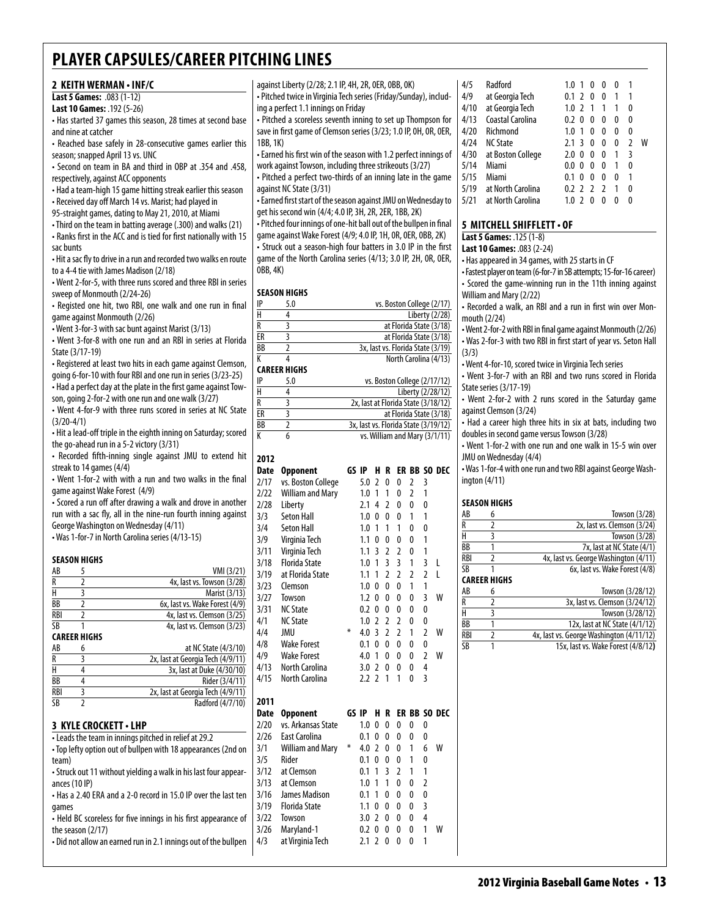# PLAYER CAPSULES/CAREER PITCHING LINES

## 2 KEITH WERMAN • INF/C

**Last 5 Games:** .083 (1-12)
**Last 10 Games:** .192 (5-26)

- Has started 37 games this season, 28 times at second base and nine at catcher
- Reached base safely in 28-consecutive games earlier this season; snapped April 13 vs. UNC
- Second on team in BA and third in OBP at .354 and .458, respectively, against ACC opponents
- Had a team-high 15 game hitting streak earlier this season
- Received day off March 14 vs. Marist; had played in 95-straight games, dating to May 21, 2010, at Miami
- Third on the team in batting average (.300) and walks (21)
- Ranks first in the ACC and is tied for first nationally with 15 sac bunts
- Hit a sac fly to drive in a run and recorded two walks en route to a 4-4 tie with James Madison (2/18)
- Went 2-for-5, with three runs scored and three RBI in series sweep of Monmouth (2/24-26)
- Registed one hit, two RBI, one walk and one run in final game against Monmouth (2/26)
- Went 3-for-3 with sac bunt against Marist (3/13)
- Went 3-for-8 with one run and an RBI in series at Florida State (3/17-19)
- Registered at least two hits in each game against Clemson, going 6-for-10 with four RBI and one run in series (3/23-25)
- Had a perfect day at the plate in the first game against Towson, going 2-for-2 with one run and one walk (3/27)
- Went 4-for-9 with three runs scored in series at NC State (3/20-4/1)
- Hit a lead-off triple in the eighth inning on Saturday; scored the go-ahead run in a 5-2 victory (3/31)
- Recorded fifth-inning single against JMU to extend hit streak to 14 games (4/4)
- Went 1-for-2 with with a run and two walks in the final game against Wake Forest (4/9)
- Scored a run off after drawing a walk and drove in another run with a sac fly, all in the nine-run fourth inning against George Washington on Wednesday (4/11)
- Was 1-for-7 in North Carolina series (4/13-15)

### SEASON HIGHS

| | | |
|---|---|---|
| AB | 5 | VMI (3/21) |
| R | 2 | 4x, last vs. Towson (3/28) |
| H | 3 | Marist (3/13) |
| BB | 2 | 6x, last vs. Wake Forest (4/9) |
| RBI | 2 | 4x, last vs. Clemson (3/25) |
| SB | 1 | 4x, last vs. Clemson (3/23) |

### CAREER HIGHS

| | | |
|---|---|---|
| AB | 6 | at NC State (4/3/10) |
| R | 3 | 2x, last at Georgia Tech (4/9/11) |
| H | 4 | 3x, last at Duke (4/30/10) |
| BB | 4 | Rider (3/4/11) |
| RBI | 3 | 2x, last at Georgia Tech (4/9/11) |
| SB | 2 | Radford (4/7/10) |

## 3 KYLE CROCKETT • LHP

- Leads the team in innings pitched in relief at 29.2
- Top lefty option out of bullpen with 18 appearances (2nd on team)
- Struck out 11 without yielding a walk in his last four appearances (10 IP)
- Has a 2.40 ERA and a 2-0 record in 15.0 IP over the last ten games
- Held BC scoreless for five innings in his first appearance of the season (2/17)
- Did not allow an earned run in 2.1 innings out of the bullpen against Liberty (2/28; 2.1 IP, 4H, 2R, 0ER, 0BB, 0K)
- Pitched twice in Virginia Tech series (Friday/Sunday), including a perfect 1.1 innings on Friday
- Pitched a scoreless seventh inning to set up Thompson for save in first game of Clemson series (3/23; 1.0 IP, 0H, 0R, 0ER, 1BB, 1K)
- Earned his first win of the season with 1.2 perfect innings of work against Towson, including three strikeouts (3/27)
- Pitched a perfect two-thirds of an inning late in the game against NC State (3/31)
- Earned first start of the season against JMU on Wednesday to get his second win (4/4; 4.0 IP, 3H, 2R, 2ER, 1BB, 2K)
- Pitched four innings of one-hit ball out of the bullpen in final game against Wake Forest (4/9; 4.0 IP, 1H, 0R, 0ER, 0BB, 2K)
- Struck out a season-high four batters in 3.0 IP in the first game of the North Carolina series (4/13; 3.0 IP, 2H, 0R, 0ER, 0BB, 4K)

### SEASON HIGHS

| | | |
|---|---|---|
| IP | 5.0 | vs. Boston College (2/17) |
| H | 4 | Liberty (2/28) |
| R | 3 | at Florida State (3/18) |
| ER | 3 | at Florida State (3/18) |
| BB | 2 | 3x, last vs. Florida State (3/19) |
| K | 4 | North Carolina (4/13) |

### CAREER HIGHS

| | | |
|---|---|---|
| IP | 5.0 | vs. Boston College (2/17/12) |
| H | 4 | Liberty (2/28/12) |
| R | 3 | 2x, last at Florida State (3/18/12) |
| ER | 3 | at Florida State (3/18) |
| BB | 2 | 3x, last vs. Florida State (3/19/12) |
| K | 6 | vs. William and Mary (3/1/11) |

### 2012

| Date | Opponent | GS | IP | H | R | ER | BB | SO | DEC |
|---|---|---|---|---|---|---|---|---|---|
| 2/17 | vs. Boston College | | 5.0 | 2 | 0 | 0 | 2 | 3 | |
| 2/22 | William and Mary | | 1.0 | 1 | 1 | 0 | 2 | 1 | |
| 2/28 | Liberty | | 2.1 | 4 | 2 | 0 | 0 | 0 | |
| 3/3 | Seton Hall | | 1.0 | 0 | 0 | 0 | 1 | 1 | |
| 3/4 | Seton Hall | | 1.0 | 1 | 1 | 1 | 0 | 0 | |
| 3/9 | Virginia Tech | | 1.1 | 0 | 0 | 0 | 0 | 1 | |
| 3/11 | Virginia Tech | | 1.1 | 3 | 2 | 2 | 0 | 1 | |
| 3/18 | Florida State | | 1.0 | 1 | 3 | 3 | 1 | 3 | L |
| 3/19 | at Florida State | | 1.1 | 1 | 2 | 2 | 2 | 2 | L |
| 3/23 | Clemson | | 1.0 | 0 | 0 | 0 | 1 | 1 | |
| 3/27 | Towson | | 1.2 | 0 | 0 | 0 | 0 | 3 | W |
| 3/31 | NC State | | 0.2 | 0 | 0 | 0 | 0 | 0 | |
| 4/1 | NC State | | 1.0 | 2 | 2 | 2 | 0 | 0 | |
| 4/4 | JMU | * | 4.0 | 3 | 2 | 2 | 1 | 2 | W |
| 4/8 | Wake Forest | | 0.1 | 0 | 0 | 0 | 0 | 0 | |
| 4/9 | Wake Forest | | 4.0 | 1 | 0 | 0 | 0 | 2 | W |
| 4/13 | North Carolina | | 3.0 | 2 | 0 | 0 | 0 | 4 | |
| 4/15 | North Carolina | | 2.2 | 2 | 1 | 1 | 0 | 3 | |

### 2011

| Date | Opponent | GS | IP | H | R | ER | BB | SO | DEC |
|---|---|---|---|---|---|---|---|---|---|
| 2/20 | vs. Arkansas State | | 1.0 | 0 | 0 | 0 | 0 | 0 | |
| 2/26 | East Carolina | | 0.1 | 0 | 0 | 0 | 0 | 0 | |
| 3/1 | William and Mary | * | 4.0 | 2 | 0 | 0 | 1 | 6 | W |
| 3/5 | Rider | | 0.1 | 0 | 0 | 0 | 1 | 0 | |
| 3/12 | at Clemson | | 0.1 | 1 | 3 | 2 | 1 | 1 | |
| 3/13 | at Clemson | | 1.0 | 1 | 1 | 0 | 0 | 2 | |
| 3/16 | James Madison | | 0.1 | 1 | 0 | 0 | 0 | 0 | |
| 3/19 | Florida State | | 1.1 | 0 | 0 | 0 | 0 | 3 | |
| 3/22 | Towson | | 3.0 | 2 | 0 | 0 | 0 | 4 | |
| 3/26 | Maryland-1 | | 0.2 | 0 | 0 | 0 | 0 | 1 | W |
| 4/3 | at Virginia Tech | | 2.1 | 2 | 0 | 0 | 0 | 1 | |
| 4/5 | Radford | | 1.0 | 1 | 0 | 0 | 0 | 1 | |
| 4/9 | at Georgia Tech | | 0.1 | 2 | 0 | 0 | 1 | 1 | |
| 4/10 | at Georgia Tech | | 1.0 | 2 | 1 | 1 | 1 | 0 | |
| 4/13 | Coastal Carolina | | 0.2 | 0 | 0 | 0 | 0 | 0 | |
| 4/20 | Richmond | | 1.0 | 1 | 0 | 0 | 0 | 0 | |
| 4/24 | NC State | | 2.1 | 3 | 0 | 0 | 0 | 2 | W |
| 4/30 | at Boston College | | 2.0 | 0 | 0 | 0 | 1 | 3 | |
| 5/14 | Miami | | 0.0 | 0 | 0 | 0 | 1 | 0 | |
| 5/15 | Miami | | 0.1 | 0 | 0 | 0 | 0 | 1 | |
| 5/19 | at North Carolina | | 0.2 | 2 | 2 | 2 | 1 | 0 | |
| 5/21 | at North Carolina | | 1.0 | 2 | 0 | 0 | 0 | 0 | |

## 5 MITCHELL SHIFFLETT • OF

**Last 5 Games:** .125 (1-8)
**Last 10 Games:** .083 (2-24)

- Has appeared in 34 games, with 25 starts in CF
- Fastest player on team (6-for-7 in SB attempts; 15-for-16 career)
- Scored the game-winning run in the 11th inning against William and Mary (2/22)
- Recorded a walk, an RBI and a run in first win over Monmouth (2/24)
- Went 2-for-2 with RBI in final game against Monmouth (2/26)
- Was 2-for-3 with two RBI in first start of year vs. Seton Hall (3/3)
- Went 4-for-10, scored twice in Virginia Tech series
- Went 3-for-7 with an RBI and two runs scored in Florida State series (3/17-19)
- Went 2-for-2 with 2 runs scored in the Saturday game against Clemson (3/24)
- Had a career high three hits in six at bats, including two doubles in second game versus Towson (3/28)
- Went 1-for-2 with one run and one walk in 15-5 win over JMU on Wednesday (4/4)
- Was 1-for-4 with one run and two RBI against George Washington (4/11)

### SEASON HIGHS

| | | |
|---|---|---|
| AB | 6 | Towson (3/28) |
| R | 2 | 2x, last vs. Clemson (3/24) |
| H | 3 | Towson (3/28) |
| BB | 1 | 7x, last at NC State (4/1) |
| RBI | 2 | 4x, last vs. George Washington (4/11) |
| SB | 1 | 6x, last vs. Wake Forest (4/8) |

### CAREER HIGHS

| | | |
|---|---|---|
| AB | 6 | Towson (3/28/12) |
| R | 2 | 3x, last vs. Clemson (3/24/12) |
| H | 3 | Towson (3/28/12) |
| BB | 1 | 12x, last at NC State (4/1/12) |
| RBI | 2 | 4x, last vs. George Washington (4/11/12) |
| SB | 1 | 15x, last vs. Wake Forest (4/8/12) |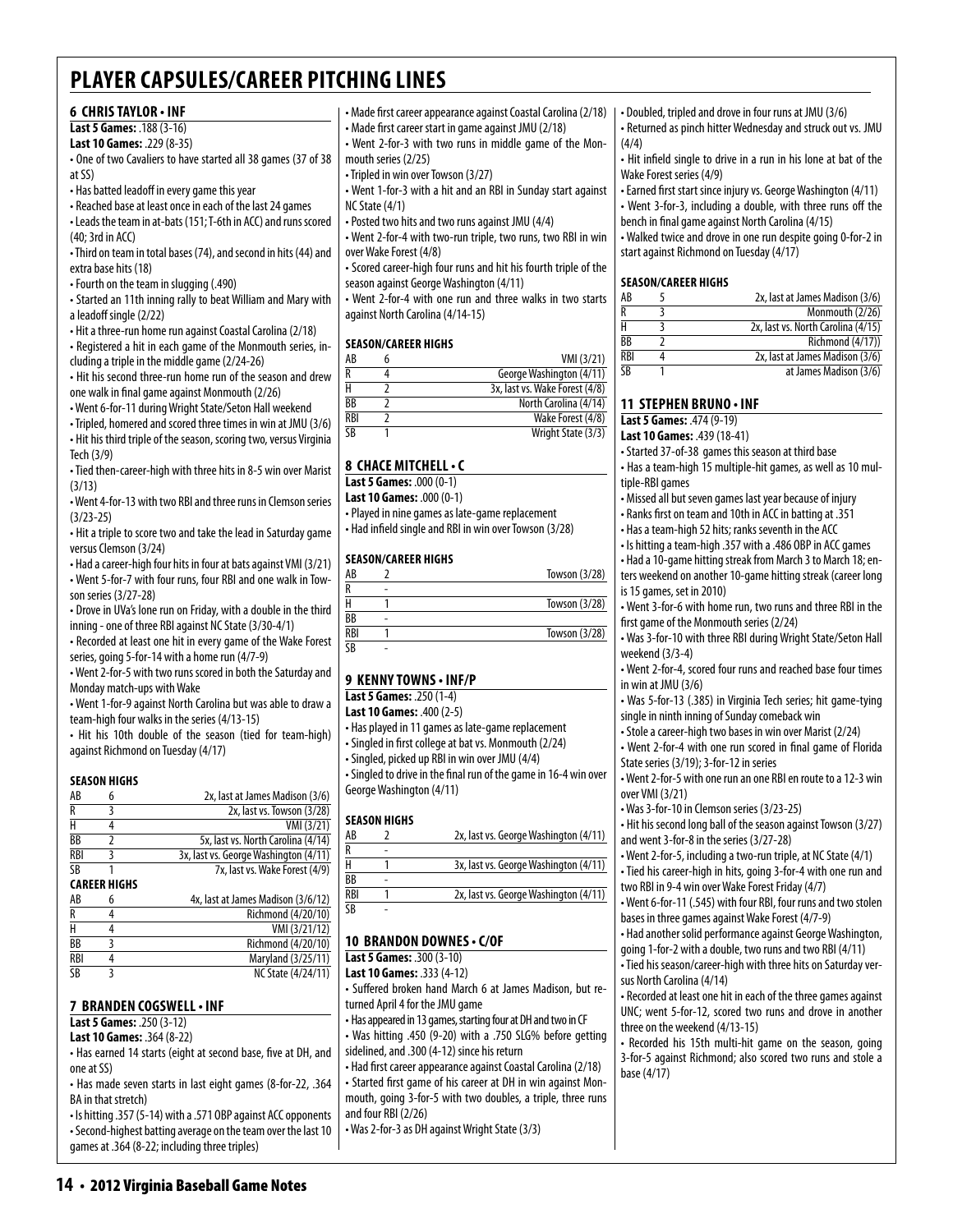# PLAYER CAPSULES/CAREER PITCHING LINES

## 6 CHRIS TAYLOR • INF

**Last 5 Games:** .188 (3-16)
**Last 10 Games:** .229 (8-35)

- One of two Cavaliers to have started all 38 games (37 of 38 at SS)
- Has batted leadoff in every game this year
- Reached base at least once in each of the last 24 games
- Leads the team in at-bats (151; T-6th in ACC) and runs scored (40; 3rd in ACC)
- Third on team in total bases (74), and second in hits (44) and extra base hits (18)
- Fourth on the team in slugging (.490)
- Started an 11th inning rally to beat William and Mary with a leadoff single (2/22)
- Hit a three-run home run against Coastal Carolina (2/18)
- Registered a hit in each game of the Monmouth series, including a triple in the middle game (2/24-26)
- Hit his second three-run home run of the season and drew one walk in final game against Monmouth (2/26)
- Went 6-for-11 during Wright State/Seton Hall weekend
- Tripled, homered and scored three times in win at JMU (3/6)
- Hit his third triple of the season, scoring two, versus Virginia Tech (3/9)
- Tied then-career-high with three hits in 8-5 win over Marist (3/13)
- Went 4-for-13 with two RBI and three runs in Clemson series (3/23-25)
- Hit a triple to score two and take the lead in Saturday game versus Clemson (3/24)
- Had a career-high four hits in four at bats against VMI (3/21)
- Went 5-for-7 with four runs, four RBI and one walk in Towson series (3/27-28)
- Drove in UVa's lone run on Friday, with a double in the third inning - one of three RBI against NC State (3/30-4/1)
- Recorded at least one hit in every game of the Wake Forest series, going 5-for-14 with a home run (4/7-9)
- Went 2-for-5 with two runs scored in both the Saturday and Monday match-ups with Wake
- Went 1-for-9 against North Carolina but was able to draw a team-high four walks in the series (4/13-15)
- Hit his 10th double of the season (tied for team-high) against Richmond on Tuesday (4/17)

**SEASON HIGHS**

| | | |
|---|---|---|
| AB | 6 | 2x, last at James Madison (3/6) |
| R | 3 | 2x, last vs. Towson (3/28) |
| H | 4 | VMI (3/21) |
| BB | 2 | 5x, last vs. North Carolina (4/14) |
| RBI | 3 | 3x, last vs. George Washington (4/11) |
| SB | 1 | 7x, last vs. Wake Forest (4/9) |

**CAREER HIGHS**

| | | |
|---|---|---|
| AB | 6 | 4x, last at James Madison (3/6/12) |
| R | 4 | Richmond (4/20/10) |
| H | 4 | VMI (3/21/12) |
| BB | 3 | Richmond (4/20/10) |
| RBI | 4 | Maryland (3/25/11) |
| SB | 3 | NC State (4/24/11) |

## 7 BRANDEN COGSWELL • INF

**Last 5 Games:** .250 (3-12)
**Last 10 Games:** .364 (8-22)

- Has earned 14 starts (eight at second base, five at DH, and one at SS)
- Has made seven starts in last eight games (8-for-22, .364 BA in that stretch)
- Is hitting .357 (5-14) with a .571 OBP against ACC opponents
- Second-highest batting average on the team over the last 10 games at .364 (8-22; including three triples)
- Made first career appearance against Coastal Carolina (2/18)
- Made first career start in game against JMU (2/18)
- Went 2-for-3 with two runs in middle game of the Monmouth series (2/25)
- Tripled in win over Towson (3/27)
- Went 1-for-3 with a hit and an RBI in Sunday start against NC State (4/1)
- Posted two hits and two runs against JMU (4/4)
- Went 2-for-4 with two-run triple, two runs, two RBI in win over Wake Forest (4/8)
- Scored career-high four runs and hit his fourth triple of the season against George Washington (4/11)
- Went 2-for-4 with one run and three walks in two starts against North Carolina (4/14-15)

**SEASON/CAREER HIGHS**

| | | |
|---|---|---|
| AB | 6 | VMI (3/21) |
| R | 4 | George Washington (4/11) |
| H | 2 | 3x, last vs. Wake Forest (4/8) |
| BB | 2 | North Carolina (4/14) |
| RBI | 2 | Wake Forest (4/8) |
| SB | 1 | Wright State (3/3) |

## 8 CHACE MITCHELL • C

**Last 5 Games:** .000 (0-1)
**Last 10 Games:** .000 (0-1)

- Played in nine games as late-game replacement
- Had infield single and RBI in win over Towson (3/28)

**SEASON/CAREER HIGHS**

| | | |
|---|---|---|
| AB | 2 | Towson (3/28) |
| R | - | |
| H | 1 | Towson (3/28) |
| BB | - | |
| RBI | 1 | Towson (3/28) |
| SB | - | |

## 9 KENNY TOWNS • INF/P

**Last 5 Games:** .250 (1-4)
**Last 10 Games:** .400 (2-5)

- Has played in 11 games as late-game replacement
- Singled in first college at bat vs. Monmouth (2/24)
- Singled, picked up RBI in win over JMU (4/4)
- Singled to drive in the final run of the game in 16-4 win over George Washington (4/11)

**SEASON HIGHS**

| | | |
|---|---|---|
| AB | 2 | 2x, last vs. George Washington (4/11) |
| R | - | |
| H | 1 | 3x, last vs. George Washington (4/11) |
| BB | - | |
| RBI | 1 | 2x, last vs. George Washington (4/11) |
| SB | - | |

## 10 BRANDON DOWNES • C/OF

**Last 5 Games:** .300 (3-10)
**Last 10 Games:** .333 (4-12)

- Suffered broken hand March 6 at James Madison, but returned April 4 for the JMU game
- Has appeared in 13 games, starting four at DH and two in CF
- Was hitting .450 (9-20) with a .750 SLG% before getting sidelined, and .300 (4-12) since his return
- Had first career appearance against Coastal Carolina (2/18)
- Started first game of his career at DH in win against Monmouth, going 3-for-5 with two doubles, a triple, three runs and four RBI (2/26)
- Was 2-for-3 as DH against Wright State (3/3)
- Doubled, tripled and drove in four runs at JMU (3/6)
- Returned as pinch hitter Wednesday and struck out vs. JMU (4/4)
- Hit infield single to drive in a run in his lone at bat of the Wake Forest series (4/9)
- Earned first start since injury vs. George Washington (4/11)
- Went 3-for-3, including a double, with three runs off the bench in final game against North Carolina (4/15)
- Walked twice and drove in one run despite going 0-for-2 in start against Richmond on Tuesday (4/17)

**SEASON/CAREER HIGHS**

| | | |
|---|---|---|
| AB | 5 | 2x, last at James Madison (3/6) |
| R | 3 | Monmouth (2/26) |
| H | 3 | 2x, last vs. North Carolina (4/15) |
| BB | 2 | Richmond (4/17)) |
| RBI | 4 | 2x, last at James Madison (3/6) |
| SB | 1 | at James Madison (3/6) |

## 11 STEPHEN BRUNO • INF

**Last 5 Games:** .474 (9-19)
**Last 10 Games:** .439 (18-41)

- Started 37-of-38 games this season at third base
- Has a team-high 15 multiple-hit games, as well as 10 multiple-RBI games
- Missed all but seven games last year because of injury
- Ranks first on team and 10th in ACC in batting at .351
- Has a team-high 52 hits; ranks seventh in the ACC
- Is hitting a team-high .357 with a .486 OBP in ACC games
- Had a 10-game hitting streak from March 3 to March 18; enters weekend on another 10-game hitting streak (career long is 15 games, set in 2010)
- Went 3-for-6 with home run, two runs and three RBI in the first game of the Monmouth series (2/24)
- Was 3-for-10 with three RBI during Wright State/Seton Hall weekend (3/3-4)
- Went 2-for-4, scored four runs and reached base four times in win at JMU (3/6)
- Was 5-for-13 (.385) in Virginia Tech series; hit game-tying single in ninth inning of Sunday comeback win
- Stole a career-high two bases in win over Marist (2/24)
- Went 2-for-4 with one run scored in final game of Florida State series (3/19); 3-for-12 in series
- Went 2-for-5 with one run an one RBI en route to a 12-3 win over VMI (3/21)
- Was 3-for-10 in Clemson series (3/23-25)
- Hit his second long ball of the season against Towson (3/27) and went 3-for-8 in the series (3/27-28)
- Went 2-for-5, including a two-run triple, at NC State (4/1)
- Tied his career-high in hits, going 3-for-4 with one run and two RBI in 9-4 win over Wake Forest Friday (4/7)
- Went 6-for-11 (.545) with four RBI, four runs and two stolen bases in three games against Wake Forest (4/7-9)
- Had another solid performance against George Washington, going 1-for-2 with a double, two runs and two RBI (4/11)
- Tied his season/career-high with three hits on Saturday versus North Carolina (4/14)
- Recorded at least one hit in each of the three games against UNC; went 5-for-12, scored two runs and drove in another three on the weekend (4/13-15)
- Recorded his 15th multi-hit game on the season, going 3-for-5 against Richmond; also scored two runs and stole a base (4/17)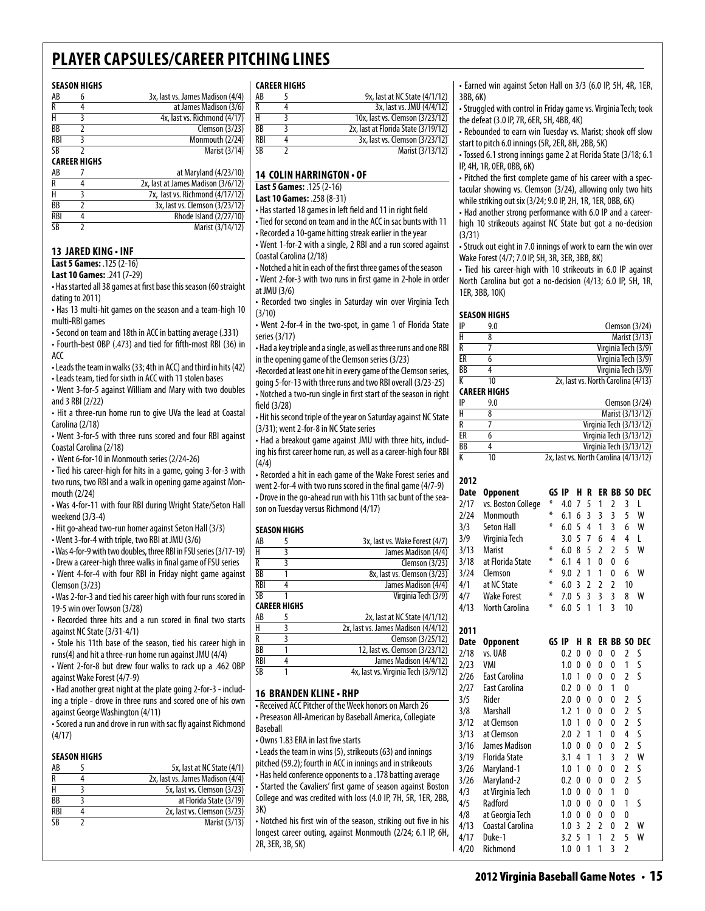# PLAYER CAPSULES/CAREER PITCHING LINES

### SEASON HIGHS

| | | |
|---|---|---|
| AB | 6 | 3x, last vs. James Madison (4/4) |
| R | 4 | at James Madison (3/6) |
| H | 3 | 4x, last vs. Richmond (4/17) |
| BB | 2 | Clemson (3/23) |
| RBI | 3 | Monmouth (2/24) |
| SB | 2 | Marist (3/14) |

### CAREER HIGHS

| | | |
|---|---|---|
| AB | 7 | at Maryland (4/23/10) |
| R | 4 | 2x, last at James Madison (3/6/12) |
| H | 3 | 7x, last vs. Richmond (4/17/12) |
| BB | 2 | 3x, last vs. Clemson (3/23/12) |
| RBI | 4 | Rhode Island (2/27/10) |
| SB | 2 | Marist (3/14/12) |

## 13 JARED KING • INF

**Last 5 Games:** .125 (2-16)
**Last 10 Games:** .241 (7-29)

- Has started all 38 games at first base this season (60 straight dating to 2011)
- Has 13 multi-hit games on the season and a team-high 10 multi-RBI games
- Second on team and 18th in ACC in batting average (.331)
- Fourth-best OBP (.473) and tied for fifth-most RBI (36) in ACC
- Leads the team in walks (33; 4th in ACC) and third in hits (42)
- Leads team, tied for sixth in ACC with 11 stolen bases
- Went 3-for-5 against William and Mary with two doubles and 3 RBI (2/22)
- Hit a three-run home run to give UVa the lead at Coastal Carolina (2/18)
- Went 3-for-5 with three runs scored and four RBI against Coastal Carolina (2/18)
- Went 6-for-10 in Monmouth series (2/24-26)
- Tied his career-high for hits in a game, going 3-for-3 with two runs, two RBI and a walk in opening game against Monmouth (2/24)
- Was 4-for-11 with four RBI during Wright State/Seton Hall weekend (3/3-4)
- Hit go-ahead two-run homer against Seton Hall (3/3)
- Went 3-for-4 with triple, two RBI at JMU (3/6)
- Was 4-for-9 with two doubles, three RBI in FSU series (3/17-19)
- Drew a career-high three walks in final game of FSU series
- Went 4-for-4 with four RBI in Friday night game against Clemson (3/23)
- Was 2-for-3 and tied his career high with four runs scored in 19-5 win over Towson (3/28)
- Recorded three hits and a run scored in final two starts against NC State (3/31-4/1)
- Stole his 11th base of the season, tied his career high in runs(4) and hit a three-run home run against JMU (4/4)
- Went 2-for-8 but drew four walks to rack up a .462 OBP against Wake Forest (4/7-9)
- Had another great night at the plate going 2-for-3 - including a triple - drove in three runs and scored one of his own against George Washington (4/11)
- Scored a run and drove in run with sac fly against Richmond (4/17)

### SEASON HIGHS

| | | |
|---|---|---|
| AB | 5 | 5x, last at NC State (4/1) |
| R | 4 | 2x, last vs. James Madison (4/4) |
| H | 3 | 5x, last vs. Clemson (3/23) |
| BB | 3 | at Florida State (3/19) |
| RBI | 4 | 2x, last vs. Clemson (3/23) |
| SB | 2 | Marist (3/13) |

### CAREER HIGHS

| | | |
|---|---|---|
| AB | 5 | 9x, last at NC State (4/1/12) |
| R | 4 | 3x, last vs. JMU (4/4/12) |
| H | 3 | 10x, last vs. Clemson (3/23/12) |
| BB | 3 | 2x, last at Florida State (3/19/12) |
| RBI | 4 | 3x, last vs. Clemson (3/23/12) |
| SB | 2 | Marist (3/13/12) |

## 14 COLIN HARRINGTON • OF

**Last 5 Games:** .125 (2-16)
**Last 10 Games:** .258 (8-31)

- Has started 18 games in left field and 11 in right field
- Tied for second on team and in the ACC in sac bunts with 11
- Recorded a 10-game hitting streak earlier in the year
- Went 1-for-2 with a single, 2 RBI and a run scored against Coastal Carolina (2/18)
- Notched a hit in each of the first three games of the season
- Went 2-for-3 with two runs in first game in 2-hole in order at JMU (3/6)
- Recorded two singles in Saturday win over Virginia Tech (3/10)
- Went 2-for-4 in the two-spot, in game 1 of Florida State series (3/17)
- Had a key triple and a single, as well as three runs and one RBI in the opening game of the Clemson series (3/23)
- Recorded at least one hit in every game of the Clemson series, going 5-for-13 with three runs and two RBI overall (3/23-25)
- Notched a two-run single in first start of the season in right field (3/28)
- Hit his second triple of the year on Saturday against NC State (3/31); went 2-for-8 in NC State series
- Had a breakout game against JMU with three hits, including his first career home run, as well as a career-high four RBI (4/4)
- Recorded a hit in each game of the Wake Forest series and went 2-for-4 with two runs scored in the final game (4/7-9)
- Drove in the go-ahead run with his 11th sac bunt of the season on Tuesday versus Richmond (4/17)

### SEASON HIGHS

| | | |
|---|---|---|
| AB | 5 | 3x, last vs. Wake Forest (4/7) |
| H | 3 | James Madison (4/4) |
| R | 3 | Clemson (3/23) |
| BB | 1 | 8x, last vs. Clemson (3/23) |
| RBI | 4 | James Madison (4/4) |
| SB | 1 | Virginia Tech (3/9) |

### CAREER HIGHS

| | | |
|---|---|---|
| AB | 5 | 2x, last at NC State (4/1/12) |
| H | 3 | 2x, last vs. James Madison (4/4/12) |
| R | 3 | Clemson (3/25/12) |
| BB | 1 | 12, last vs. Clemson (3/23/12) |
| RBI | 4 | James Madison (4/4/12) |
| SB | 1 | 4x, last vs. Virginia Tech (3/9/12) |

## 16 BRANDEN KLINE • RHP

- Received ACC Pitcher of the Week honors on March 26
- Preseason All-American by Baseball America, Collegiate Baseball
- Owns 1.83 ERA in last five starts
- Leads the team in wins (5), strikeouts (63) and innings pitched (59.2); fourth in ACC in innings and in strikeouts
- Has held conference opponents to a .178 batting average
- Started the Cavaliers' first game of season against Boston College and was credited with loss (4.0 IP, 7H, 5R, 1ER, 2BB, 3K)
- Notched his first win of the season, striking out five in his longest career outing, against Monmouth (2/24; 6.1 IP, 6H, 2R, 3ER, 3B, 5K)
- Earned win against Seton Hall on 3/3 (6.0 IP, 5H, 4R, 1ER, 3BB, 6K)
- Struggled with control in Friday game vs. Virginia Tech; took the defeat (3.0 IP, 7R, 6ER, 5H, 4BB, 4K)
- Rebounded to earn win Tuesday vs. Marist; shook off slow start to pitch 6.0 innings (5R, 2ER, 8H, 2BB, 5K)
- Tossed 6.1 strong innings game 2 at Florida State (3/18; 6.1 IP, 4H, 1R, 0ER, 0BB, 6K)
- Pitched the first complete game of his career with a spectacular showing vs. Clemson (3/24), allowing only two hits while striking out six (3/24; 9.0 IP, 2H, 1R, 1ER, 0BB, 6K)
- Had another strong performance with 6.0 IP and a career-high 10 strikeouts against NC State but got a no-decision (3/31)
- Struck out eight in 7.0 innings of work to earn the win over Wake Forest (4/7; 7.0 IP, 5H, 3R, 3ER, 3BB, 8K)
- Tied his career-high with 10 strikeouts in 6.0 IP against North Carolina but got a no-decision (4/13; 6.0 IP, 5H, 1R, 1ER, 3BB, 10K)

### SEASON HIGHS

| | | |
|---|---|---|
| IP | 9.0 | Clemson (3/24) |
| H | 8 | Marist (3/13) |
| R | 7 | Virginia Tech (3/9) |
| ER | 6 | Virginia Tech (3/9) |
| BB | 4 | Virginia Tech (3/9) |
| K | 10 | 2x, last vs. North Carolina (4/13) |

### CAREER HIGHS

| | | |
|---|---|---|
| IP | 9.0 | Clemson (3/24) |
| H | 8 | Marist (3/13/12) |
| R | 7 | Virginia Tech (3/13/12) |
| ER | 6 | Virginia Tech (3/13/12) |
| BB | 4 | Virginia Tech (3/13/12) |
| K | 10 | 2x, last vs. North Carolina (4/13/12) |

### 2012

| Date | Opponent | GS | IP | H | R | ER | BB | SO | DEC |
|---|---|---|---|---|---|---|---|---|---|
| 2/17 | vs. Boston College | * | 4.0 | 7 | 5 | 1 | 2 | 3 | L |
| 2/24 | Monmouth | * | 6.1 | 6 | 3 | 3 | 3 | 5 | W |
| 3/3 | Seton Hall | * | 6.0 | 5 | 4 | 1 | 3 | 6 | W |
| 3/9 | Virginia Tech | | 3.0 | 5 | 7 | 6 | 4 | 4 | L |
| 3/13 | Marist | * | 6.0 | 8 | 5 | 2 | 2 | 5 | W |
| 3/18 | at Florida State | * | 6.1 | 4 | 1 | 0 | 0 | 6 | |
| 3/24 | Clemson | * | 9.0 | 2 | 1 | 1 | 0 | 6 | W |
| 4/1 | at NC State | * | 6.0 | 3 | 2 | 2 | 2 | 10 | |
| 4/7 | Wake Forest | * | 7.0 | 5 | 3 | 3 | 3 | 8 | W |
| 4/13 | North Carolina | * | 6.0 | 5 | 1 | 1 | 3 | 10 | |

### 2011

| Date | Opponent | GS | IP | H | R | ER | BB | SO | DEC |
|---|---|---|---|---|---|---|---|---|---|
| 2/18 | vs. UAB | | 0.2 | 0 | 0 | 0 | 0 | 2 | S |
| 2/23 | VMI | | 1.0 | 0 | 0 | 0 | 0 | 1 | S |
| 2/26 | East Carolina | | 1.0 | 1 | 0 | 0 | 0 | 2 | S |
| 2/27 | East Carolina | | 0.2 | 0 | 0 | 0 | 1 | 0 | |
| 3/5 | Rider | | 2.0 | 0 | 0 | 0 | 0 | 2 | S |
| 3/8 | Marshall | | 1.2 | 1 | 0 | 0 | 0 | 2 | S |
| 3/12 | at Clemson | | 1.0 | 1 | 0 | 0 | 0 | 2 | S |
| 3/13 | at Clemson | | 2.0 | 2 | 1 | 1 | 0 | 4 | S |
| 3/16 | James Madison | | 1.0 | 0 | 0 | 0 | 0 | 2 | S |
| 3/19 | Florida State | | 3.1 | 4 | 1 | 1 | 3 | 2 | W |
| 3/26 | Maryland-1 | | 1.0 | 1 | 0 | 0 | 0 | 2 | S |
| 3/26 | Maryland-2 | | 0.2 | 0 | 0 | 0 | 0 | 2 | S |
| 4/3 | at Virginia Tech | | 1.0 | 0 | 0 | 0 | 1 | 0 | |
| 4/5 | Radford | | 1.0 | 0 | 0 | 0 | 0 | 1 | S |
| 4/8 | at Georgia Tech | | 1.0 | 0 | 0 | 0 | 0 | 0 | |
| 4/13 | Coastal Carolina | | 1.0 | 3 | 2 | 2 | 0 | 2 | W |
| 4/17 | Duke-1 | | 3.2 | 5 | 1 | 1 | 2 | 5 | W |
| 4/20 | Richmond | | 1.0 | 0 | 1 | 1 | 3 | 2 | |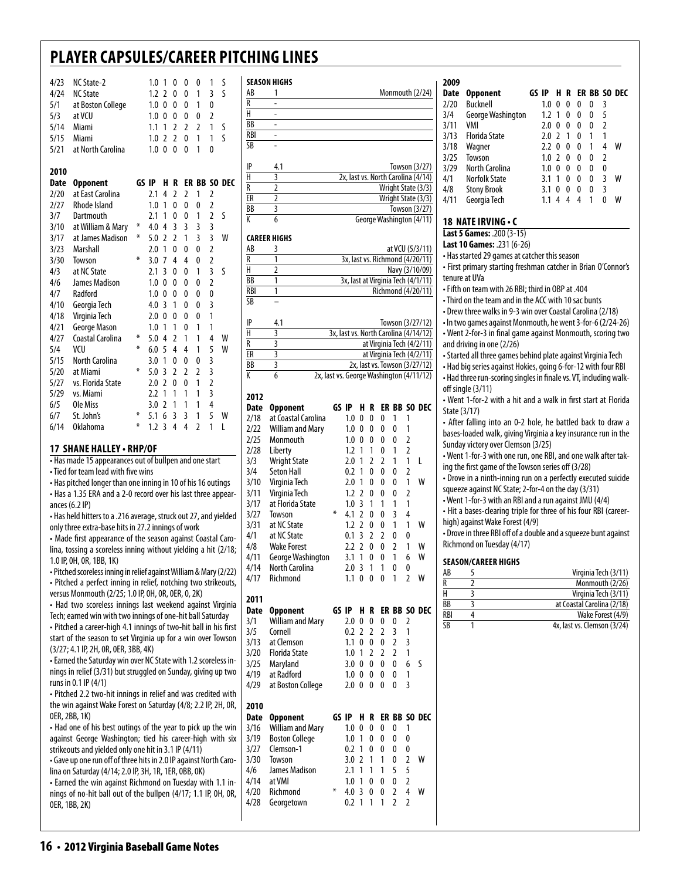# PLAYER CAPSULES/CAREER PITCHING LINES

| Date | Opponent | GS | IP | H | R | ER | BB | SO | DEC |
|---|---|---|---|---|---|---|---|---|---|
| 4/23 | NC State-2 | | 1.0 | 1 | 0 | 0 | 0 | 1 | S |
| 4/24 | NC State | | 1.2 | 2 | 0 | 0 | 1 | 3 | S |
| 5/1 | at Boston College | | 1.0 | 0 | 0 | 0 | 1 | 0 | |
| 5/3 | at VCU | | 1.0 | 0 | 0 | 0 | 0 | 2 | |
| 5/14 | Miami | | 1.1 | 1 | 2 | 2 | 2 | 1 | S |
| 5/15 | Miami | | 1.0 | 2 | 2 | 0 | 1 | 1 | S |
| 5/21 | at North Carolina | | 1.0 | 0 | 0 | 0 | 1 | 0 | |

**2010**

| Date | Opponent | GS | IP | H | R | ER | BB | SO | DEC |
|---|---|---|---|---|---|---|---|---|---|
| 2/20 | at East Carolina | | 2.1 | 4 | 2 | 2 | 1 | 2 | |
| 2/27 | Rhode Island | | 1.0 | 1 | 0 | 0 | 0 | 2 | |
| 3/7 | Dartmouth | | 2.1 | 1 | 0 | 0 | 1 | 2 | S |
| 3/10 | at William & Mary | * | 4.0 | 4 | 3 | 3 | 3 | 3 | |
| 3/17 | at James Madison | * | 5.0 | 2 | 2 | 1 | 3 | 3 | W |
| 3/23 | Marshall | | 2.0 | 1 | 0 | 0 | 0 | 2 | |
| 3/30 | Towson | * | 3.0 | 7 | 4 | 4 | 0 | 2 | |
| 4/3 | at NC State | | 2.1 | 3 | 0 | 0 | 1 | 3 | S |
| 4/6 | James Madison | | 1.0 | 0 | 0 | 0 | 0 | 2 | |
| 4/7 | Radford | | 1.0 | 0 | 0 | 0 | 0 | 0 | |
| 4/10 | Georgia Tech | | 4.0 | 3 | 1 | 0 | 0 | 3 | |
| 4/18 | Virginia Tech | | 2.0 | 0 | 0 | 0 | 0 | 1 | |
| 4/21 | George Mason | | 1.0 | 1 | 1 | 0 | 1 | 1 | |
| 4/27 | Coastal Carolina | * | 5.0 | 4 | 2 | 1 | 1 | 4 | W |
| 5/4 | VCU | * | 6.0 | 5 | 4 | 4 | 1 | 5 | W |
| 5/15 | North Carolina | | 3.0 | 1 | 0 | 0 | 0 | 3 | |
| 5/20 | at Miami | * | 5.0 | 3 | 2 | 2 | 2 | 3 | |
| 5/27 | vs. Florida State | | 2.0 | 2 | 0 | 0 | 1 | 2 | |
| 5/29 | vs. Miami | | 2.2 | 1 | 1 | 1 | 1 | 3 | |
| 6/5 | Ole Miss | | 3.0 | 2 | 1 | 1 | 1 | 4 | |
| 6/7 | St. John's | * | 5.1 | 6 | 3 | 3 | 1 | 5 | W |
| 6/14 | Oklahoma | * | 1.2 | 3 | 4 | 4 | 2 | 1 | L |

## 17 SHANE HALLEY • RHP/OF

- Has made 15 appearances out of bullpen and one start
- Tied for team lead with five wins
- Has pitched longer than one inning in 10 of his 16 outings
- Has a 1.35 ERA and a 2-0 record over his last three appearances (6.2 IP)
- Has held hitters to a .216 average, struck out 27, and yielded only three extra-base hits in 27.2 innings of work
- Made first appearance of the season against Coastal Carolina, tossing a scoreless inning without yielding a hit (2/18; 1.0 IP, 0H, 0R, 1BB, 1K)
- Pitched scoreless inning in relief against William & Mary (2/22)
- Pitched a perfect inning in relief, notching two strikeouts, versus Monmouth (2/25; 1.0 IP, 0H, 0R, 0ER, 0, 2K)
- Had two scoreless innings last weekend against Virginia Tech; earned win with two innings of one-hit ball Saturday
- Pitched a career-high 4.1 innings of two-hit ball in his first start of the season to set Virginia up for a win over Towson (3/27; 4.1 IP, 2H, 0R, 0ER, 3BB, 4K)
- Earned the Saturday win over NC State with 1.2 scoreless innings in relief (3/31) but struggled on Sunday, giving up two runs in 0.1 IP (4/1)
- Pitched 2.2 two-hit innings in relief and was credited with the win against Wake Forest on Saturday (4/8; 2.2 IP, 2H, 0R, 0ER, 2BB, 1K)
- Had one of his best outings of the year to pick up the win against George Washington; tied his career-high with six strikeouts and yielded only one hit in 3.1 IP (4/11)
- Gave up one run off of three hits in 2.0 IP against North Carolina on Saturday (4/14; 2.0 IP, 3H, 1R, 1ER, 0BB, 0K)
- Earned the win against Richmond on Tuesday with 1.1 innings of no-hit ball out of the bullpen (4/17; 1.1 IP, 0H, 0R, 0ER, 1BB, 2K)

**SEASON HIGHS**

| | | |
|---|---|---|
| AB | 1 | Monmouth (2/24) |
| R | - | |
| H | - | |
| BB | - | |
| RBI | - | |
| SB | - | |
| IP | 4.1 | Towson (3/27) |
| H | 3 | 2x, last vs. North Carolina (4/14) |
| R | 2 | Wright State (3/3) |
| ER | 2 | Wright State (3/3) |
| BB | 3 | Towson (3/27) |
| K | 6 | George Washington (4/11) |

**CAREER HIGHS**

| | | |
|---|---|---|
| AB | 3 | at VCU (5/3/11) |
| R | 1 | 3x, last vs. Richmond (4/20/11) |
| H | 2 | Navy (3/10/09) |
| BB | 1 | 3x, last at Virginia Tech (4/1/11) |
| RBI | 1 | Richmond (4/20/11) |
| SB | – | |
| IP | 4.1 | Towson (3/27/12) |
| H | 3 | 3x, last vs. North Carolina (4/14/12) |
| R | 3 | at Virginia Tech (4/2/11) |
| ER | 3 | at Virginia Tech (4/2/11) |
| BB | 3 | 2x, last vs. Towson (3/27/12) |
| K | 6 | 2x, last vs. George Washington (4/11/12) |

**2012**

| Date | Opponent | GS | IP | H | R | ER | BB | SO | DEC |
|---|---|---|---|---|---|---|---|---|---|
| 2/18 | at Coastal Carolina | | 1.0 | 0 | 0 | 0 | 1 | 1 | |
| 2/22 | William and Mary | | 1.0 | 0 | 0 | 0 | 0 | 1 | |
| 2/25 | Monmouth | | 1.0 | 0 | 0 | 0 | 0 | 2 | |
| 2/28 | Liberty | | 1.2 | 1 | 1 | 0 | 1 | 2 | |
| 3/3 | Wright State | | 2.0 | 1 | 2 | 2 | 1 | 1 | L |
| 3/4 | Seton Hall | | 0.2 | 1 | 0 | 0 | 0 | 2 | |
| 3/10 | Virginia Tech | | 2.0 | 1 | 0 | 0 | 0 | 1 | W |
| 3/11 | Virginia Tech | | 1.2 | 2 | 0 | 0 | 0 | 2 | |
| 3/17 | at Florida State | | 1.0 | 3 | 1 | 1 | 1 | 1 | |
| 3/27 | Towson | * | 4.1 | 2 | 0 | 0 | 3 | 4 | |
| 3/31 | at NC State | | 1.2 | 2 | 0 | 0 | 1 | 1 | W |
| 4/1 | at NC State | | 0.1 | 3 | 2 | 2 | 0 | 0 | |
| 4/8 | Wake Forest | | 2.2 | 2 | 0 | 0 | 2 | 1 | W |
| 4/11 | George Washington | | 3.1 | 1 | 0 | 0 | 1 | 6 | W |
| 4/14 | North Carolina | | 2.0 | 3 | 1 | 1 | 0 | 0 | |
| 4/17 | Richmond | | 1.1 | 0 | 0 | 0 | 1 | 2 | W |

**2011**

| Date | Opponent | GS | IP | H | R | ER | BB | SO | DEC |
|---|---|---|---|---|---|---|---|---|---|
| 3/1 | William and Mary | | 2.0 | 0 | 0 | 0 | 0 | 2 | |
| 3/5 | Cornell | | 0.2 | 2 | 2 | 2 | 3 | 1 | |
| 3/13 | at Clemson | | 1.1 | 0 | 0 | 0 | 2 | 3 | |
| 3/20 | Florida State | | 1.0 | 1 | 2 | 2 | 2 | 1 | |
| 3/25 | Maryland | | 3.0 | 0 | 0 | 0 | 0 | 6 | S |
| 4/19 | at Radford | | 1.0 | 0 | 0 | 0 | 0 | 1 | |
| 4/29 | at Boston College | | 2.0 | 0 | 0 | 0 | 0 | 3 | |

**2010**

| Date | Opponent | GS | IP | H | R | ER | BB | SO | DEC |
|---|---|---|---|---|---|---|---|---|---|
| 3/16 | William and Mary | | 1.0 | 0 | 0 | 0 | 0 | 1 | |
| 3/19 | Boston College | | 1.0 | 1 | 0 | 0 | 0 | 0 | |
| 3/27 | Clemson-1 | | 0.2 | 1 | 0 | 0 | 0 | 0 | |
| 3/30 | Towson | | 3.0 | 2 | 1 | 1 | 0 | 2 | W |
| 4/6 | James Madison | | 2.1 | 1 | 1 | 1 | 5 | 5 | |
| 4/14 | at VMI | | 1.0 | 1 | 0 | 0 | 0 | 2 | |
| 4/20 | Richmond | * | 4.0 | 3 | 0 | 0 | 2 | 4 | W |
| 4/28 | Georgetown | | 0.2 | 1 | 1 | 1 | 2 | 2 | |

**2009**

| Date | Opponent | GS | IP | H | R | ER | BB | SO | DEC |
|---|---|---|---|---|---|---|---|---|---|
| 2/20 | Bucknell | | 1.0 | 0 | 0 | 0 | 0 | 3 | |
| 3/4 | George Washington | | 1.2 | 1 | 0 | 0 | 0 | 5 | |
| 3/11 | VMI | | 2.0 | 0 | 0 | 0 | 0 | 2 | |
| 3/13 | Florida State | | 2.0 | 2 | 1 | 0 | 1 | 1 | |
| 3/18 | Wagner | | 2.2 | 0 | 0 | 0 | 1 | 4 | W |
| 3/25 | Towson | | 1.0 | 2 | 0 | 0 | 0 | 2 | |
| 3/29 | North Carolina | | 1.0 | 0 | 0 | 0 | 0 | 0 | |
| 4/1 | Norfolk State | | 3.1 | 1 | 0 | 0 | 0 | 3 | W |
| 4/8 | Stony Brook | | 3.1 | 0 | 0 | 0 | 0 | 3 | |
| 4/11 | Georgia Tech | | 1.1 | 4 | 4 | 4 | 1 | 0 | W |

## 18 NATE IRVING • C

**Last 5 Games:** .200 (3-15)
**Last 10 Games:** .231 (6-26)

- Has started 29 games at catcher this season
- First primary starting freshman catcher in Brian O'Connor's tenure at UVa
- Fifth on team with 26 RBI; third in OBP at .404
- Third on the team and in the ACC with 10 sac bunts
- Drew three walks in 9-3 win over Coastal Carolina (2/18)
- In two games against Monmouth, he went 3-for-6 (2/24-26)
- Went 2-for-3 in final game against Monmouth, scoring two and driving in one (2/26)
- Started all three games behind plate against Virginia Tech
- Had big series against Hokies, going 6-for-12 with four RBI
- Had three run-scoring singles in finale vs. VT, including walk-off single (3/11)
- Went 1-for-2 with a hit and a walk in first start at Florida State (3/17)
- After falling into an 0-2 hole, he battled back to draw a bases-loaded walk, giving Virginia a key insurance run in the Sunday victory over Clemson (3/25)
- Went 1-for-3 with one run, one RBI, and one walk after taking the first game of the Towson series off (3/28)
- Drove in a ninth-inning run on a perfectly executed suicide squeeze against NC State; 2-for-4 on the day (3/31)
- Went 1-for-3 with an RBI and a run against JMU (4/4)
- Hit a bases-clearing triple for three of his four RBI (career-high) against Wake Forest (4/9)
- Drove in three RBI off of a double and a squeeze bunt against Richmond on Tuesday (4/17)

**SEASON/CAREER HIGHS**

| | | |
|---|---|---|
| AB | 5 | Virginia Tech (3/11) |
| R | 2 | Monmouth (2/26) |
| H | 3 | Virginia Tech (3/11) |
| BB | 3 | at Coastal Carolina (2/18) |
| RBI | 4 | Wake Forest (4/9) |
| SB | 1 | 4x, last vs. Clemson (3/24) |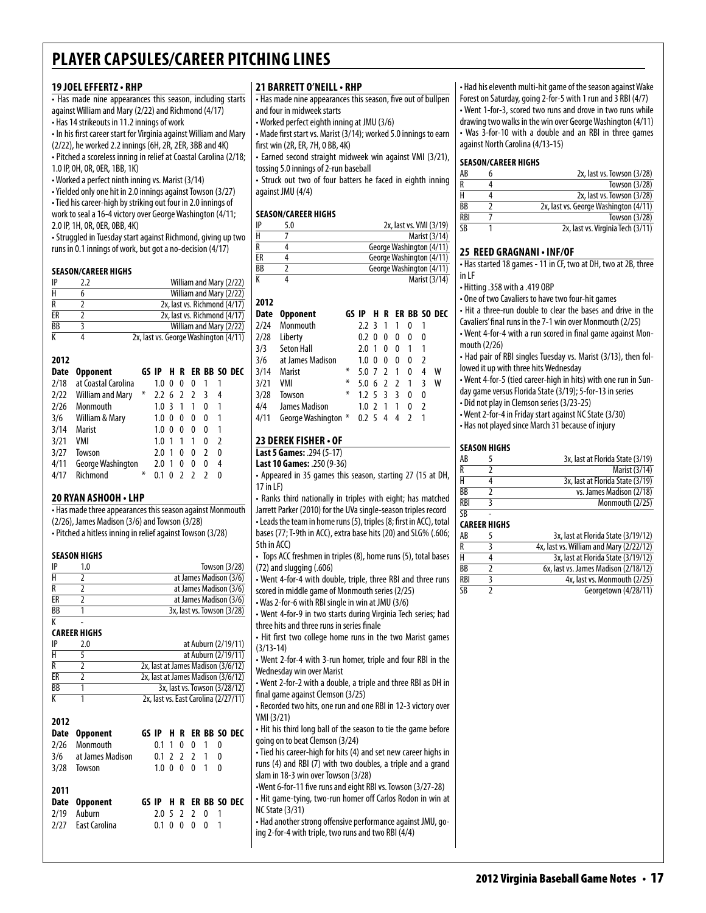# PLAYER CAPSULES/CAREER PITCHING LINES

## 19 JOEL EFFERTZ • RHP

- Has made nine appearances this season, including starts against William and Mary (2/22) and Richmond (4/17)
- Has 14 strikeouts in 11.2 innings of work
- In his first career start for Virginia against William and Mary (2/22), he worked 2.2 innings (6H, 2R, 2ER, 3BB and 4K)
- Pitched a scoreless inning in relief at Coastal Carolina (2/18; 1.0 IP, 0H, 0R, 0ER, 1BB, 1K)
- Worked a perfect ninth inning vs. Marist (3/14)
- Yielded only one hit in 2.0 innings against Towson (3/27)
- Tied his career-high by striking out four in 2.0 innings of work to seal a 16-4 victory over George Washington (4/11; 2.0 IP, 1H, 0R, 0ER, 0BB, 4K)
- Struggled in Tuesday start against Richmond, giving up two runs in 0.1 innings of work, but got a no-decision (4/17)

### SEASON/CAREER HIGHS

| | | |
|---|---|---|
| IP | 2.2 | William and Mary (2/22) |
| H | 6 | William and Mary (2/22) |
| R | 2 | 2x, last vs. Richmond (4/17) |
| ER | 2 | 2x, last vs. Richmond (4/17) |
| BB | 3 | William and Mary (2/22) |
| K | 4 | 2x, last vs. George Washington (4/11) |

### 2012

| Date | Opponent | GS | IP | H | R | ER | BB | SO | DEC |
|---|---|---|---|---|---|---|---|---|---|
| 2/18 | at Coastal Carolina | | 1.0 | 0 | 0 | 0 | 1 | 1 | |
| 2/22 | William and Mary | * | 2.2 | 6 | 2 | 2 | 3 | 4 | |
| 2/26 | Monmouth | | 1.0 | 3 | 1 | 1 | 0 | 1 | |
| 3/6 | William & Mary | | 1.0 | 0 | 0 | 0 | 0 | 1 | |
| 3/14 | Marist | | 1.0 | 0 | 0 | 0 | 0 | 1 | |
| 3/21 | VMI | | 1.0 | 1 | 1 | 1 | 0 | 2 | |
| 3/27 | Towson | | 2.0 | 1 | 0 | 0 | 2 | 0 | |
| 4/11 | George Washington | | 2.0 | 1 | 0 | 0 | 0 | 4 | |
| 4/17 | Richmond | * | 0.1 | 0 | 2 | 2 | 2 | 0 | |

## 20 RYAN ASHOOH • LHP

- Has made three appearances this season against Monmouth (2/26), James Madison (3/6) and Towson (3/28)
- Pitched a hitless inning in relief against Towson (3/28)

### SEASON HIGHS

| | | |
|---|---|---|
| IP | 1.0 | Towson (3/28) |
| H | 2 | at James Madison (3/6) |
| R | 2 | at James Madison (3/6) |
| ER | 2 | at James Madison (3/6) |
| BB | 1 | 3x, last vs. Towson (3/28) |
| K | - | |

### CAREER HIGHS

| | | |
|---|---|---|
| IP | 2.0 | at Auburn (2/19/11) |
| H | 5 | at Auburn (2/19/11) |
| R | 2 | 2x, last at James Madison (3/6/12) |
| ER | 2 | 2x, last at James Madison (3/6/12) |
| BB | 1 | 3x, last vs. Towson (3/28/12) |
| K | 1 | 2x, last vs. East Carolina (2/27/11) |

### 2012

| Date | Opponent | GS | IP | H | R | ER | BB | SO | DEC |
|---|---|---|---|---|---|---|---|---|---|
| 2/26 | Monmouth | | 0.1 | 1 | 0 | 0 | 1 | 0 | |
| 3/6 | at James Madison | | 0.1 | 2 | 2 | 2 | 1 | 0 | |
| 3/28 | Towson | | 1.0 | 0 | 0 | 0 | 1 | 0 | |

### 2011

| Date | Opponent | GS | IP | H | R | ER | BB | SO | DEC |
|---|---|---|---|---|---|---|---|---|---|
| 2/19 | Auburn | | 2.0 | 5 | 2 | 2 | 0 | 1 | |
| 2/27 | East Carolina | | 0.1 | 0 | 0 | 0 | 0 | 1 | |

## 21 BARRETT O'NEILL • RHP

- Has made nine appearances this season, five out of bullpen and four in midweek starts
- Worked perfect eighth inning at JMU (3/6)
- Made first start vs. Marist (3/14); worked 5.0 innings to earn first win (2R, ER, 7H, 0 BB, 4K)
- Earned second straight midweek win against VMI (3/21), tossing 5.0 innings of 2-run baseball
- Struck out two of four batters he faced in eighth inning against JMU (4/4)

### SEASON/CAREER HIGHS

| | | |
|---|---|---|
| IP | 5.0 | 2x, last vs. VMI (3/19) |
| H | 7 | Marist (3/14) |
| R | 4 | George Washington (4/11) |
| ER | 4 | George Washington (4/11) |
| BB | 2 | George Washington (4/11) |
| K | 4 | Marist (3/14) |

### 2012

| Date | Opponent | GS | IP | H | R | ER | BB | SO | DEC |
|---|---|---|---|---|---|---|---|---|---|
| 2/24 | Monmouth | | 2.2 | 3 | 1 | 1 | 0 | 1 | |
| 2/28 | Liberty | | 0.2 | 0 | 0 | 0 | 0 | 0 | |
| 3/3 | Seton Hall | | 2.0 | 1 | 0 | 0 | 1 | 1 | |
| 3/6 | at James Madison | | 1.0 | 0 | 0 | 0 | 0 | 2 | |
| 3/14 | Marist | * | 5.0 | 7 | 2 | 1 | 0 | 4 | W |
| 3/21 | VMI | * | 5.0 | 6 | 2 | 2 | 1 | 3 | W |
| 3/28 | Towson | * | 1.2 | 5 | 3 | 3 | 0 | 0 | |
| 4/4 | James Madison | | 1.0 | 2 | 1 | 1 | 0 | 2 | |
| 4/11 | George Washington | * | 0.2 | 5 | 4 | 4 | 2 | 1 | |

## 23 DEREK FISHER • OF

**Last 5 Games:** .294 (5-17)
**Last 10 Games:** .250 (9-36)

- Appeared in 35 games this season, starting 27 (15 at DH, 17 in LF)
- Ranks third nationally in triples with eight; has matched Jarrett Parker (2010) for the UVa single-season triples record
- Leads the team in home runs (5), triples (8; first in ACC), total bases (77; T-9th in ACC), extra base hits (20) and SLG% (.606; 5th in ACC)
- Tops ACC freshmen in triples (8), home runs (5), total bases (72) and slugging (.606)
- Went 4-for-4 with double, triple, three RBI and three runs scored in middle game of Monmouth series (2/25)
- Was 2-for-6 with RBI single in win at JMU (3/6)
- Went 4-for-9 in two starts during Virginia Tech series; had three hits and three runs in series finale
- Hit first two college home runs in the two Marist games (3/13-14)
- Went 2-for-4 with 3-run homer, triple and four RBI in the Wednesday win over Marist
- Went 2-for-2 with a double, a triple and three RBI as DH in final game against Clemson (3/25)
- Recorded two hits, one run and one RBI in 12-3 victory over VMI (3/21)
- Hit his third long ball of the season to tie the game before going on to beat Clemson (3/24)
- Tied his career-high for hits (4) and set new career highs in runs (4) and RBI (7) with two doubles, a triple and a grand slam in 18-3 win over Towson (3/28)
- Went 6-for-11 five runs and eight RBI vs. Towson (3/27-28)
- Hit game-tying, two-run homer off Carlos Rodon in win at NC State (3/31)
- Had another strong offensive performance against JMU, going 2-for-4 with triple, two runs and two RBI (4/4)
- Had his eleventh multi-hit game of the season against Wake Forest on Saturday, going 2-for-5 with 1 run and 3 RBI (4/7)
- Went 1-for-3, scored two runs and drove in two runs while drawing two walks in the win over George Washington (4/11)
- Was 3-for-10 with a double and an RBI in three games against North Carolina (4/13-15)

### SEASON/CAREER HIGHS

| | | |
|---|---|---|
| AB | 6 | 2x, last vs. Towson (3/28) |
| R | 4 | Towson (3/28) |
| H | 4 | 2x, last vs. Towson (3/28) |
| BB | 2 | 2x, last vs. George Washington (4/11) |
| RBI | 7 | Towson (3/28) |
| SB | 1 | 2x, last vs. Virginia Tech (3/11) |

## 25 REED GRAGNANI • INF/OF

- Has started 18 games - 11 in CF, two at DH, two at 2B, three in LF
- Hitting .358 with a .419 OBP
- One of two Cavaliers to have two four-hit games
- Hit a three-run double to clear the bases and drive in the Cavaliers' final runs in the 7-1 win over Monmouth (2/25)
- Went 4-for-4 with a run scored in final game against Monmouth (2/26)
- Had pair of RBI singles Tuesday vs. Marist (3/13), then followed it up with three hits Wednesday
- Went 4-for-5 (tied career-high in hits) with one run in Sunday game versus Florida State (3/19); 5-for-13 in series
- Did not play in Clemson series (3/23-25)
- Went 2-for-4 in Friday start against NC State (3/30)
- Has not played since March 31 because of injury

### SEASON HIGHS

| | | |
|---|---|---|
| AB | 5 | 3x, last at Florida State (3/19) |
| R | 2 | Marist (3/14) |
| H | 4 | 3x, last at Florida State (3/19) |
| BB | 2 | vs. James Madison (2/18) |
| RBI | 3 | Monmouth (2/25) |
| SB | - | |

### CAREER HIGHS

| | | |
|---|---|---|
| AB | 5 | 3x, last at Florida State (3/19/12) |
| R | 3 | 4x, last vs. William and Mary (2/22/12) |
| H | 4 | 3x, last at Florida State (3/19/12) |
| BB | 2 | 6x, last vs. James Madison (2/18/12) |
| RBI | 3 | 4x, last vs. Monmouth (2/25) |
| SB | 2 | Georgetown (4/28/11) |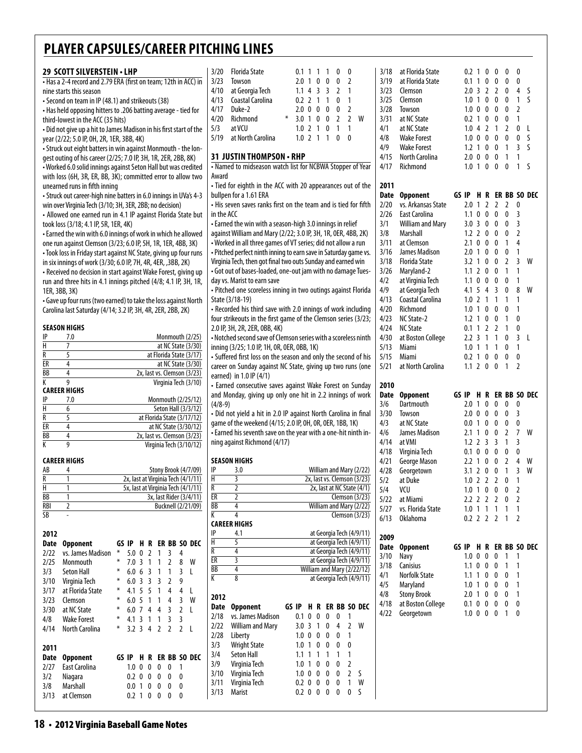# PLAYER CAPSULES/CAREER PITCHING LINES

## 29 SCOTT SILVERSTEIN • LHP

- Has a 2-4 record and 2.79 ERA (first on team; 12th in ACC) in nine starts this season
- Second on team in IP (48.1) and strikeouts (38)
- Has held opposing hitters to .206 batting average - tied for third-lowest in the ACC (35 hits)
- Did not give up a hit to James Madison in his first start of the year (2/22; 5.0 IP, 0H, 2R, 1ER, 3BB, 4K)
- Struck out eight batters in win against Monmouth - the longest outing of his career (2/25; 7.0 IP, 3H, 1R, 2ER, 2BB, 8K)
- Worked 6.0 solid innings against Seton Hall but was credited with loss (6H, 3R, ER, BB, 3K); committed error to allow two unearned runs in fifth inning
- Struck out career-high nine batters in 6.0 innings in UVa's 4-3 win over Virginia Tech (3/10; 3H, 3ER, 2BB; no decision)
- Allowed one earned run in 4.1 IP against Florida State but took loss (3/18; 4.1 IP, 5R, 1ER, 4K)
- Earned the win with 6.0 innings of work in which he allowed one run against Clemson (3/23; 6.0 IP, 5H, 1R, 1ER, 4BB, 3K)
- Took loss in Friday start against NC State, giving up four runs in six innings of work (3/30; 6.0 IP, 7H, 4R, 4ER, ,3BB, 2K)
- Received no decision in start against Wake Forest, giving up run and three hits in 4.1 innings pitched (4/8; 4.1 IP, 3H, 1R, 1ER, 3BB, 3K)
- Gave up four runs (two earned) to take the loss against North Carolina last Saturday (4/14; 3.2 IP, 3H, 4R, 2ER, 2BB, 2K)

### SEASON HIGHS

| | | |
|---|---|---|
| IP | 7.0 | Monmouth (2/25) |
| H | 7 | at NC State (3/30) |
| R | 5 | at Florida State (3/17) |
| ER | 4 | at NC State (3/30) |
| BB | 4 | 2x, last vs. Clemson (3/23) |
| K | 9 | Virginia Tech (3/10) |

### CAREER HIGHS

| | | |
|---|---|---|
| IP | 7.0 | Monmouth (2/25/12) |
| H | 6 | Seton Hall (3/3/12) |
| R | 5 | at Florida State (3/17/12) |
| ER | 4 | at NC State (3/30/12) |
| BB | 4 | 2x, last vs. Clemson (3/23) |
| K | 9 | Virginia Tech (3/10/12) |

### CAREER HIGHS

| | | |
|---|---|---|
| AB | 4 | Stony Brook (4/7/09) |
| R | 1 | 2x, last at Virginia Tech (4/1/11) |
| H | 1 | 5x, last at Virginia Tech (4/1/11) |
| BB | 1 | 3x, last Rider (3/4/11) |
| RBI | 2 | Bucknell (2/21/09) |
| SB | - | |

### 2012

| Date | Opponent | GS | IP | H | R | ER | BB | SO | DEC |
|---|---|---|---|---|---|---|---|---|---|
| 2/22 | vs. James Madison | * | 5.0 | 0 | 2 | 1 | 3 | 4 | |
| 2/25 | Monmouth | * | 7.0 | 3 | 1 | 1 | 2 | 8 | W |
| 3/3 | Seton Hall | * | 6.0 | 6 | 3 | 1 | 1 | 3 | L |
| 3/10 | Virginia Tech | * | 6.0 | 3 | 3 | 3 | 2 | 9 | |
| 3/17 | at Florida State | * | 4.1 | 5 | 5 | 1 | 4 | 4 | L |
| 3/23 | Clemson | * | 6.0 | 5 | 1 | 1 | 4 | 3 | W |
| 3/30 | at NC State | * | 6.0 | 7 | 4 | 4 | 3 | 2 | L |
| 4/8 | Wake Forest | * | 4.1 | 3 | 1 | 1 | 3 | 3 | |
| 4/14 | North Carolina | * | 3.2 | 3 | 4 | 2 | 2 | 2 | L |

### 2011

| Date | Opponent | GS | IP | H | R | ER | BB | SO | DEC |
|---|---|---|---|---|---|---|---|---|---|
| 2/27 | East Carolina | | 1.0 | 0 | 0 | 0 | 0 | 1 | |
| 3/2 | Niagara | | 0.2 | 0 | 0 | 0 | 0 | 0 | |
| 3/8 | Marshall | | 0.0 | 1 | 0 | 0 | 0 | 0 | |
| 3/13 | at Clemson | | 0.2 | 1 | 0 | 0 | 0 | 0 | |
| 3/20 | Florida State | | 0.1 | 1 | 1 | 1 | 0 | 0 | |
| 3/23 | Towson | | 2.0 | 1 | 0 | 0 | 0 | 2 | |
| 4/10 | at Georgia Tech | | 1.1 | 4 | 3 | 3 | 2 | 1 | |
| 4/13 | Coastal Carolina | | 0.2 | 2 | 1 | 1 | 0 | 1 | |
| 4/17 | Duke-2 | | 2.0 | 0 | 0 | 0 | 0 | 2 | |
| 4/20 | Richmond | * | 3.0 | 1 | 0 | 0 | 2 | 2 | W |
| 5/3 | at VCU | | 1.0 | 2 | 1 | 0 | 1 | 1 | |
| 5/19 | at North Carolina | | 1.0 | 2 | 1 | 1 | 0 | 0 | |

## 31 JUSTIN THOMPSON • RHP

- Named to midseason watch list for NCBWA Stopper of Year Award
- Tied for eighth in the ACC with 20 appearances out of the bullpen for a 1.61 ERA
- His seven saves ranks first on the team and is tied for fifth in the ACC
- Earned the win with a season-high 3.0 innings in relief against William and Mary (2/22; 3.0 IP, 3H, 1R, 0ER, 4BB, 2K)
- Worked in all three games of VT series; did not allow a run
- Pitched perfect ninth inning to earn save in Saturday game vs. Virginia Tech, then got final two outs Sunday and earned win
- Got out of bases-loaded, one-out jam with no damage Tuesday vs. Marist to earn save
- Pitched one scoreless inning in two outings against Florida State (3/18-19)
- Recorded his third save with 2.0 innings of work including four strikeouts in the first game of the Clemson series (3/23; 2.0 IP, 3H, 2R, 2ER, 0BB, 4K)
- Notched second save of Clemson series with a scoreless ninth inning (3/25; 1.0 IP, 1H, 0R, 0ER, 0BB, 1K)
- Suffered first loss on the season and only the second of his career on Sunday against NC State, giving up two runs (one earned) in 1.0 IP (4/1)
- Earned consecutive saves against Wake Forest on Sunday and Monday, giving up only one hit in 2.2 innings of work (4/8-9)
- Did not yield a hit in 2.0 IP against North Carolina in final game of the weekend (4/15; 2.0 IP, 0H, 0R, 0ER, 1BB, 1K)
- Earned his seventh save on the year with a one-hit ninth inning against Richmond (4/17)

### SEASON HIGHS

| | | |
|---|---|---|
| IP | 3.0 | William and Mary (2/22) |
| H | 3 | 2x, last vs. Clemson (3/23) |
| R | 2 | 2x, last at NC State (4/1) |
| ER | 2 | Clemson (3/23) |
| BB | 4 | William and Mary (2/22) |
| K | 4 | Clemson (3/23) |

### CAREER HIGHS

| | | |
|---|---|---|
| IP | 4.1 | at Georgia Tech (4/9/11) |
| H | 5 | at Georgia Tech (4/9/11) |
| R | 4 | at Georgia Tech (4/9/11) |
| ER | 3 | at Georgia Tech (4/9/11) |
| BB | 4 | William and Mary (2/22/12) |
| K | 8 | at Georgia Tech (4/9/11) |

### 2012

| Date | Opponent | GS | IP | H | R | ER | BB | SO | DEC |
|---|---|---|---|---|---|---|---|---|---|
| 2/18 | vs. James Madison | | 0.1 | 0 | 0 | 0 | 0 | 1 | |
| 2/22 | William and Mary | | 3.0 | 3 | 1 | 0 | 4 | 2 | W |
| 2/28 | Liberty | | 1.0 | 0 | 0 | 0 | 0 | 1 | |
| 3/3 | Wright State | | 1.0 | 1 | 0 | 0 | 0 | 0 | |
| 3/4 | Seton Hall | | 1.1 | 1 | 1 | 1 | 1 | 1 | |
| 3/9 | Virginia Tech | | 1.0 | 1 | 0 | 0 | 0 | 2 | |
| 3/10 | Virginia Tech | | 1.0 | 0 | 0 | 0 | 0 | 2 | S |
| 3/11 | Virginia Tech | | 0.2 | 0 | 0 | 0 | 0 | 1 | W |
| 3/13 | Marist | | 0.2 | 0 | 0 | 0 | 0 | 0 | S |
| 3/18 | at Florida State | | 0.2 | 1 | 0 | 0 | 0 | 0 | |
| 3/19 | at Florida State | | 0.1 | 1 | 0 | 0 | 0 | 0 | |
| 3/23 | Clemson | | 2.0 | 3 | 2 | 2 | 0 | 4 | S |
| 3/25 | Clemson | | 1.0 | 1 | 0 | 0 | 0 | 1 | S |
| 3/28 | Towson | | 1.0 | 0 | 0 | 0 | 0 | 2 | |
| 3/31 | at NC State | | 0.2 | 1 | 0 | 0 | 0 | 1 | |
| 4/1 | at NC State | | 1.0 | 4 | 2 | 1 | 2 | 0 | L |
| 4/8 | Wake Forest | | 1.0 | 0 | 0 | 0 | 0 | 0 | S |
| 4/9 | Wake Forest | | 1.2 | 1 | 0 | 0 | 1 | 3 | S |
| 4/15 | North Carolina | | 2.0 | 0 | 0 | 0 | 1 | 1 | |
| 4/17 | Richmond | | 1.0 | 1 | 0 | 0 | 0 | 1 | S |

### 2011

| Date | Opponent | GS | IP | H | R | ER | BB | SO | DEC |
|---|---|---|---|---|---|---|---|---|---|
| 2/20 | vs. Arkansas State | | 2.0 | 1 | 2 | 2 | 2 | 0 | |
| 2/26 | East Carolina | | 1.1 | 0 | 0 | 0 | 0 | 3 | |
| 3/1 | William and Mary | | 3.0 | 3 | 0 | 0 | 0 | 3 | |
| 3/8 | Marshall | | 1.2 | 2 | 0 | 0 | 0 | 2 | |
| 3/11 | at Clemson | | 2.1 | 0 | 0 | 0 | 1 | 4 | |
| 3/16 | James Madison | | 2.0 | 1 | 0 | 0 | 0 | 1 | |
| 3/18 | Florida State | | 3.2 | 1 | 0 | 0 | 2 | 3 | W |
| 3/26 | Maryland-2 | | 1.1 | 2 | 0 | 0 | 1 | 1 | |
| 4/2 | at Virginia Tech | | 1.1 | 0 | 0 | 0 | 0 | 1 | |
| 4/9 | at Georgia Tech | | 4.1 | 5 | 4 | 3 | 0 | 8 | W |
| 4/13 | Coastal Carolina | | 1.0 | 2 | 1 | 1 | 1 | 1 | |
| 4/20 | Richmond | | 1.0 | 1 | 0 | 0 | 0 | 1 | |
| 4/23 | NC State-2 | | 1.2 | 1 | 0 | 0 | 1 | 0 | |
| 4/24 | NC State | | 0.1 | 1 | 2 | 2 | 1 | 0 | |
| 4/30 | at Boston College | | 2.2 | 3 | 1 | 1 | 0 | 3 | L |
| 5/13 | Miami | | 1.0 | 1 | 1 | 1 | 0 | 1 | |
| 5/15 | Miami | | 0.2 | 1 | 0 | 0 | 0 | 0 | |
| 5/21 | at North Carolina | | 1.1 | 2 | 0 | 0 | 1 | 2 | |

### 2010

| Date | Opponent | GS | IP | H | R | ER | BB | SO | DEC |
|---|---|---|---|---|---|---|---|---|---|
| 3/6 | Dartmouth | | 2.0 | 1 | 0 | 0 | 0 | 0 | |
| 3/30 | Towson | | 2.0 | 0 | 0 | 0 | 0 | 3 | |
| 4/3 | at NC State | | 0.0 | 1 | 0 | 0 | 0 | 0 | |
| 4/6 | James Madison | | 2.1 | 1 | 0 | 0 | 2 | 7 | W |
| 4/14 | at VMI | | 1.2 | 2 | 3 | 3 | 1 | 3 | |
| 4/18 | Virginia Tech | | 0.1 | 0 | 0 | 0 | 0 | 0 | |
| 4/21 | George Mason | | 2.2 | 1 | 0 | 0 | 2 | 4 | W |
| 4/28 | Georgetown | | 3.1 | 2 | 0 | 0 | 1 | 3 | W |
| 5/2 | at Duke | | 1.0 | 2 | 2 | 2 | 0 | 1 | |
| 5/4 | VCU | | 1.0 | 1 | 0 | 0 | 0 | 2 | |
| 5/22 | at Miami | | 2.2 | 2 | 2 | 2 | 0 | 2 | |
| 5/27 | vs. Florida State | | 1.0 | 1 | 1 | 1 | 1 | 1 | |
| 6/13 | Oklahoma | | 0.2 | 2 | 2 | 2 | 1 | 2 | |

### 2009

| Date | Opponent | GS | IP | H | R | ER | BB | SO | DEC |
|---|---|---|---|---|---|---|---|---|---|
| 3/10 | Navy | | 1.0 | 0 | 0 | 0 | 1 | 1 | |
| 3/18 | Canisius | | 1.1 | 0 | 0 | 0 | 1 | 1 | |
| 4/1 | Norfolk State | | 1.1 | 1 | 0 | 0 | 0 | 1 | |
| 4/5 | Maryland | | 1.0 | 1 | 0 | 0 | 0 | 1 | |
| 4/8 | Stony Brook | | 2.0 | 1 | 0 | 0 | 0 | 1 | |
| 4/18 | at Boston College | | 0.1 | 0 | 0 | 0 | 0 | 0 | |
| 4/22 | Georgetown | | 1.0 | 0 | 0 | 0 | 1 | 0 | |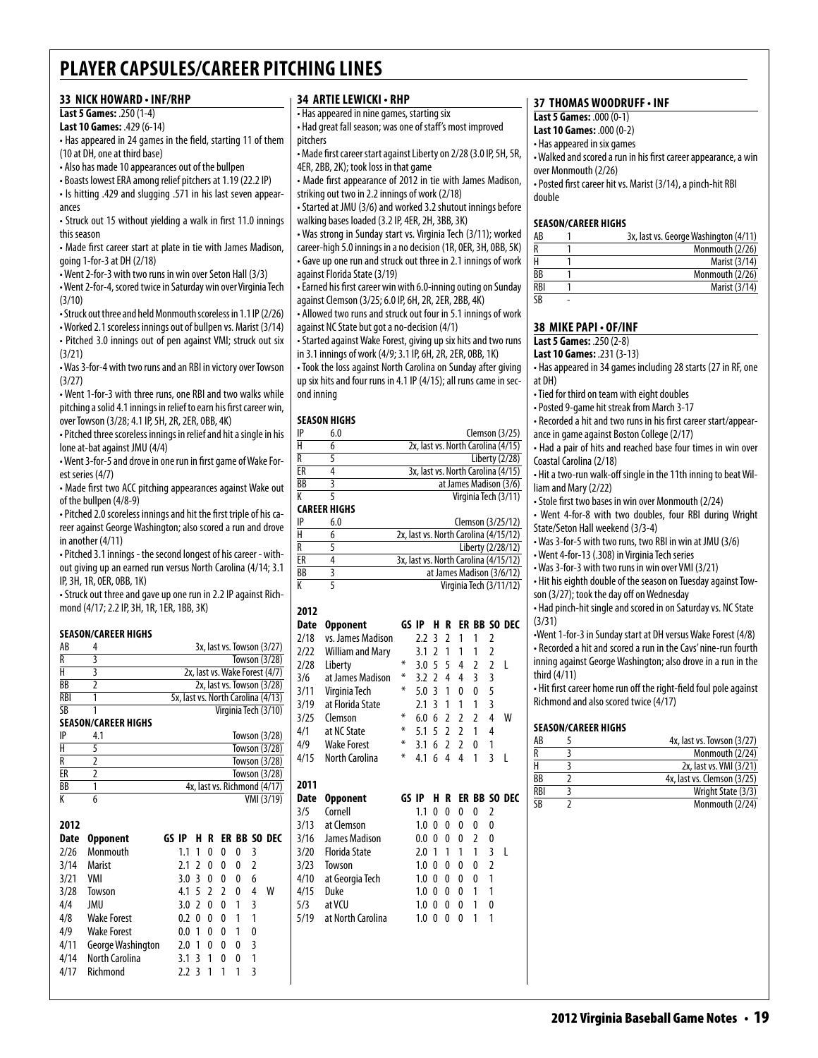# PLAYER CAPSULES/CAREER PITCHING LINES

## 33 NICK HOWARD • INF/RHP

**Last 5 Games:** .250 (1-4)

**Last 10 Games:** .429 (6-14)

• Has appeared in 24 games in the field, starting 11 of them (10 at DH, one at third base)

• Also has made 10 appearances out of the bullpen

• Boasts lowest ERA among relief pitchers at 1.19 (22.2 IP)

• Is hitting .429 and slugging .571 in his last seven appearances

• Struck out 15 without yielding a walk in first 11.0 innings this season

• Made first career start at plate in tie with James Madison, going 1-for-3 at DH (2/18)

• Went 2-for-3 with two runs in win over Seton Hall (3/3)

• Went 2-for-4, scored twice in Saturday win over Virginia Tech (3/10)

• Struck out three and held Monmouth scoreless in 1.1 IP (2/26)

• Worked 2.1 scoreless innings out of bullpen vs. Marist (3/14)

• Pitched 3.0 innings out of pen against VMI; struck out six (3/21)

• Was 3-for-4 with two runs and an RBI in victory over Towson (3/27)

• Went 1-for-3 with three runs, one RBI and two walks while pitching a solid 4.1 innings in relief to earn his first career win, over Towson (3/28; 4.1 IP, 5H, 2R, 2ER, 0BB, 4K)

• Pitched three scoreless innings in relief and hit a single in his lone at-bat against JMU (4/4)

• Went 3-for-5 and drove in one run in first game of Wake Forest series (4/7)

• Made first two ACC pitching appearances against Wake out of the bullpen (4/8-9)

• Pitched 2.0 scoreless innings and hit the first triple of his career against George Washington; also scored a run and drove in another (4/11)

• Pitched 3.1 innings - the second longest of his career - without giving up an earned run versus North Carolina (4/14; 3.1 IP, 3H, 1R, 0ER, 0BB, 1K)

• Struck out three and gave up one run in 2.2 IP against Richmond (4/17; 2.2 IP, 3H, 1R, 1ER, 1BB, 3K)

### SEASON/CAREER HIGHS

| | | |
|---|---|---|
| AB | 4 | 3x, last vs. Towson (3/27) |
| R | 3 | Towson (3/28) |
| H | 3 | 2x, last vs. Wake Forest (4/7) |
| BB | 2 | 2x, last vs. Towson (3/28) |
| RBI | 1 | 5x, last vs. North Carolina (4/13) |
| SB | 1 | Virginia Tech (3/10) |

### SEASON/CAREER HIGHS

| | | |
|---|---|---|
| IP | 4.1 | Towson (3/28) |
| H | 5 | Towson (3/28) |
| R | 2 | Towson (3/28) |
| ER | 2 | Towson (3/28) |
| BB | 1 | 4x, last vs. Richmond (4/17) |
| K | 6 | VMI (3/19) |

### 2012

| Date | Opponent | GS | IP | H | R | ER | BB | SO | DEC |
|---|---|---|---|---|---|---|---|---|---|
| 2/26 | Monmouth | | 1.1 | 1 | 0 | 0 | 0 | 3 | |
| 3/14 | Marist | | 2.1 | 2 | 0 | 0 | 0 | 2 | |
| 3/21 | VMI | | 3.0 | 3 | 0 | 0 | 0 | 6 | |
| 3/28 | Towson | | 4.1 | 5 | 2 | 2 | 0 | 4 | W |
| 4/4 | JMU | | 3.0 | 2 | 0 | 0 | 1 | 3 | |
| 4/8 | Wake Forest | | 0.2 | 0 | 0 | 0 | 1 | 1 | |
| 4/9 | Wake Forest | | 0.0 | 1 | 0 | 0 | 1 | 0 | |
| 4/11 | George Washington | | 2.0 | 1 | 0 | 0 | 0 | 3 | |
| 4/14 | North Carolina | | 3.1 | 3 | 1 | 0 | 0 | 1 | |
| 4/17 | Richmond | | 2.2 | 3 | 1 | 1 | 1 | 3 | |

## 34 ARTIE LEWICKI • RHP

• Has appeared in nine games, starting six

• Had great fall season; was one of staff's most improved pitchers

• Made first career start against Liberty on 2/28 (3.0 IP, 5H, 5R, 4ER, 2BB, 2K); took loss in that game

• Made first appearance of 2012 in tie with James Madison, striking out two in 2.2 innings of work (2/18)

• Started at JMU (3/6) and worked 3.2 shutout innings before walking bases loaded (3.2 IP, 4ER, 2H, 3BB, 3K)

• Was strong in Sunday start vs. Virginia Tech (3/11); worked career-high 5.0 innings in a no decision (1R, 0ER, 3H, 0BB, 5K)

• Gave up one run and struck out three in 2.1 innings of work against Florida State (3/19)

• Earned his first career win with 6.0-inning outing on Sunday against Clemson (3/25; 6.0 IP, 6H, 2R, 2ER, 2BB, 4K)

• Allowed two runs and struck out four in 5.1 innings of work against NC State but got a no-decision (4/1)

• Started against Wake Forest, giving up six hits and two runs in 3.1 innings of work (4/9; 3.1 IP, 6H, 2R, 2ER, 0BB, 1K)

• Took the loss against North Carolina on Sunday after giving up six hits and four runs in 4.1 IP (4/15); all runs came in second inning

### SEASON HIGHS

| | | |
|---|---|---|
| IP | 6.0 | Clemson (3/25) |
| H | 6 | 2x, last vs. North Carolina (4/15) |
| R | 5 | Liberty (2/28) |
| ER | 4 | 3x, last vs. North Carolina (4/15) |
| BB | 3 | at James Madison (3/6) |
| K | 5 | Virginia Tech (3/11) |

### CAREER HIGHS

| | | |
|---|---|---|
| IP | 6.0 | Clemson (3/25/12) |
| H | 6 | 2x, last vs. North Carolina (4/15/12) |
| R | 5 | Liberty (2/28/12) |
| ER | 4 | 3x, last vs. North Carolina (4/15/12) |
| BB | 3 | at James Madison (3/6/12) |
| K | 5 | Virginia Tech (3/11/12) |

### 2012

| Date | Opponent | GS | IP | H | R | ER | BB | SO | DEC |
|---|---|---|---|---|---|---|---|---|---|
| 2/18 | vs. James Madison | | 2.2 | 3 | 2 | 1 | 1 | 2 | |
| 2/22 | William and Mary | | 3.1 | 2 | 1 | 1 | 1 | 2 | |
| 2/28 | Liberty | * | 3.0 | 5 | 5 | 4 | 2 | 2 | L |
| 3/6 | at James Madison | * | 3.2 | 2 | 4 | 4 | 3 | 3 | |
| 3/11 | Virginia Tech | * | 5.0 | 3 | 1 | 0 | 0 | 5 | |
| 3/19 | at Florida State | | 2.1 | 3 | 1 | 1 | 1 | 3 | |
| 3/25 | Clemson | * | 6.0 | 6 | 2 | 2 | 2 | 4 | W |
| 4/1 | at NC State | * | 5.1 | 5 | 2 | 2 | 1 | 4 | |
| 4/9 | Wake Forest | * | 3.1 | 6 | 2 | 2 | 0 | 1 | |
| 4/15 | North Carolina | * | 4.1 | 6 | 4 | 4 | 1 | 3 | L |

### 2011

| Date | Opponent | GS | IP | H | R | ER | BB | SO | DEC |
|---|---|---|---|---|---|---|---|---|---|
| 3/5 | Cornell | | 1.1 | 0 | 0 | 0 | 0 | 2 | |
| 3/13 | at Clemson | | 1.0 | 0 | 0 | 0 | 0 | 0 | |
| 3/16 | James Madison | | 0.0 | 0 | 0 | 0 | 2 | 0 | |
| 3/20 | Florida State | | 2.0 | 1 | 1 | 1 | 1 | 3 | L |
| 3/23 | Towson | | 1.0 | 0 | 0 | 0 | 0 | 2 | |
| 4/10 | at Georgia Tech | | 1.0 | 0 | 0 | 0 | 0 | 1 | |
| 4/15 | Duke | | 1.0 | 0 | 0 | 0 | 1 | 1 | |
| 5/3 | at VCU | | 1.0 | 0 | 0 | 0 | 1 | 0 | |
| 5/19 | at North Carolina | | 1.0 | 0 | 0 | 0 | 1 | 1 | |

## 37 THOMAS WOODRUFF • INF

**Last 5 Games:** .000 (0-1)

**Last 10 Games:** .000 (0-2)

• Has appeared in six games

• Walked and scored a run in his first career appearance, a win over Monmouth (2/26)

• Posted first career hit vs. Marist (3/14), a pinch-hit RBI double

### SEASON/CAREER HIGHS

| | | |
|---|---|---|
| AB | 1 | 3x, last vs. George Washington (4/11) |
| R | 1 | Monmouth (2/26) |
| H | 1 | Marist (3/14) |
| BB | 1 | Monmouth (2/26) |
| RBI | 1 | Marist (3/14) |
| SB | - | |

## 38 MIKE PAPI • OF/INF

**Last 5 Games:** .250 (2-8)

**Last 10 Games:** .231 (3-13)

• Has appeared in 34 games including 28 starts (27 in RF, one at DH)

• Tied for third on team with eight doubles

• Posted 9-game hit streak from March 3-17

• Recorded a hit and two runs in his first career start/appearance in game against Boston College (2/17)

• Had a pair of hits and reached base four times in win over Coastal Carolina (2/18)

• Hit a two-run walk-off single in the 11th inning to beat William and Mary (2/22)

• Stole first two bases in win over Monmouth (2/24)

• Went 4-for-8 with two doubles, four RBI during Wright State/Seton Hall weekend (3/3-4)

• Was 3-for-5 with two runs, two RBI in win at JMU (3/6)

• Went 4-for-13 (.308) in Virginia Tech series

• Was 3-for-3 with two runs in win over VMI (3/21)

• Hit his eighth double of the season on Tuesday against Towson (3/27); took the day off on Wednesday

• Had pinch-hit single and scored in on Saturday vs. NC State (3/31)

• Went 1-for-3 in Sunday start at DH versus Wake Forest (4/8)

• Recorded a hit and scored a run in the Cavs' nine-run fourth inning against George Washington; also drove in a run in the third (4/11)

• Hit first career home run off the right-field foul pole against Richmond and also scored twice (4/17)

### SEASON/CAREER HIGHS

| | | |
|---|---|---|
| AB | 5 | 4x, last vs. Towson (3/27) |
| R | 3 | Monmouth (2/24) |
| H | 3 | 2x, last vs. VMI (3/21) |
| BB | 2 | 4x, last vs. Clemson (3/25) |
| RBI | 3 | Wright State (3/3) |
| SB | 2 | Monmouth (2/24) |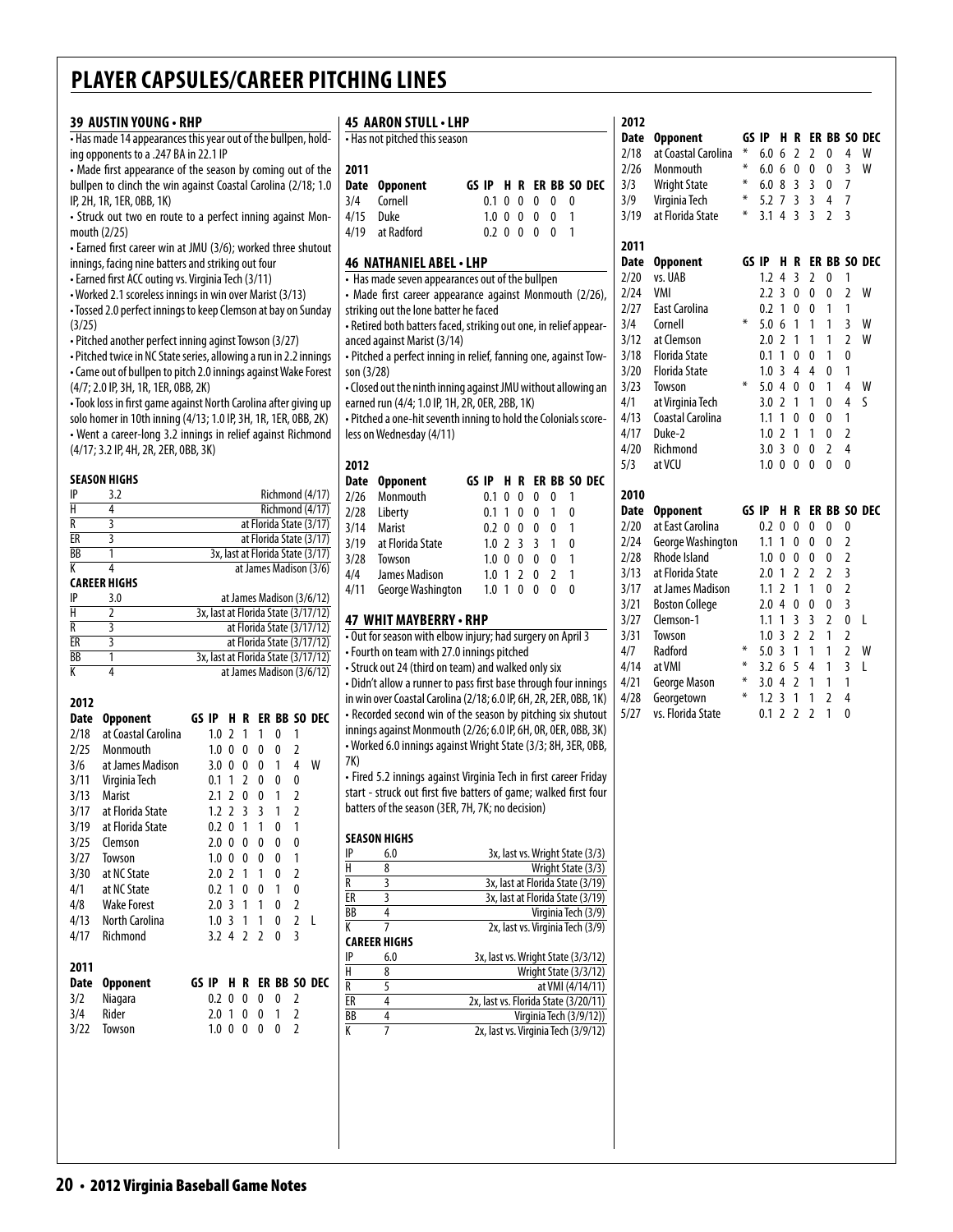# PLAYER CAPSULES/CAREER PITCHING LINES

## 39 AUSTIN YOUNG • RHP

- Has made 14 appearances this year out of the bullpen, holding opponents to a .247 BA in 22.1 IP
- Made first appearance of the season by coming out of the bullpen to clinch the win against Coastal Carolina (2/18; 1.0 IP, 2H, 1R, 1ER, 0BB, 1K)
- Struck out two en route to a perfect inning against Monmouth (2/25)
- Earned first career win at JMU (3/6); worked three shutout innings, facing nine batters and striking out four
- Earned first ACC outing vs. Virginia Tech (3/11)
- Worked 2.1 scoreless innings in win over Marist (3/13)
- Tossed 2.0 perfect innings to keep Clemson at bay on Sunday (3/25)
- Pitched another perfect inning aginst Towson (3/27)
- Pitched twice in NC State series, allowing a run in 2.2 innings
- Came out of bullpen to pitch 2.0 innings against Wake Forest (4/7; 2.0 IP, 3H, 1R, 1ER, 0BB, 2K)
- Took loss in first game against North Carolina after giving up solo homer in 10th inning (4/13; 1.0 IP, 3H, 1R, 1ER, 0BB, 2K)
- Went a career-long 3.2 innings in relief against Richmond (4/17; 3.2 IP, 4H, 2R, 2ER, 0BB, 3K)

**SEASON HIGHS**

| | | |
|---|---|---|
| IP | 3.2 | Richmond (4/17) |
| H | 4 | Richmond (4/17) |
| R | 3 | at Florida State (3/17) |
| ER | 3 | at Florida State (3/17) |
| BB | 1 | 3x, last at Florida State (3/17) |
| K | 4 | at James Madison (3/6) |

**CAREER HIGHS**

| | | |
|---|---|---|
| IP | 3.0 | at James Madison (3/6/12) |
| H | 2 | 3x, last at Florida State (3/17/12) |
| R | 3 | at Florida State (3/17/12) |
| ER | 3 | at Florida State (3/17/12) |
| BB | 1 | 3x, last at Florida State (3/17/12) |
| K | 4 | at James Madison (3/6/12) |

**2012**

| Date | Opponent | GS | IP | H | R | ER | BB | SO | DEC |
|---|---|---|---|---|---|---|---|---|---|
| 2/18 | at Coastal Carolina | | 1.0 | 2 | 1 | 1 | 0 | 1 | |
| 2/25 | Monmouth | | 1.0 | 0 | 0 | 0 | 0 | 2 | |
| 3/6 | at James Madison | | 3.0 | 0 | 0 | 0 | 1 | 4 | W |
| 3/11 | Virginia Tech | | 0.1 | 1 | 2 | 0 | 0 | 0 | |
| 3/13 | Marist | | 2.1 | 2 | 0 | 0 | 1 | 2 | |
| 3/17 | at Florida State | | 1.2 | 2 | 3 | 3 | 1 | 2 | |
| 3/19 | at Florida State | | 0.2 | 0 | 1 | 1 | 0 | 1 | |
| 3/25 | Clemson | | 2.0 | 0 | 0 | 0 | 0 | 0 | |
| 3/27 | Towson | | 1.0 | 0 | 0 | 0 | 0 | 1 | |
| 3/30 | at NC State | | 2.0 | 2 | 1 | 1 | 0 | 2 | |
| 4/1 | at NC State | | 0.2 | 1 | 0 | 0 | 1 | 0 | |
| 4/8 | Wake Forest | | 2.0 | 3 | 1 | 1 | 0 | 2 | |
| 4/13 | North Carolina | | 1.0 | 3 | 1 | 1 | 0 | 2 | L |
| 4/17 | Richmond | | 3.2 | 4 | 2 | 2 | 0 | 3 | |

**2011**

| Date | Opponent | GS | IP | H | R | ER | BB | SO | DEC |
|---|---|---|---|---|---|---|---|---|---|
| 3/2 | Niagara | | 0.2 | 0 | 0 | 0 | 0 | 2 | |
| 3/4 | Rider | | 2.0 | 1 | 0 | 0 | 1 | 2 | |
| 3/22 | Towson | | 1.0 | 0 | 0 | 0 | 0 | 2 | |

## 45 AARON STULL • LHP

- Has not pitched this season

**2011**

| Date | Opponent | GS | IP | H | R | ER | BB | SO | DEC |
|---|---|---|---|---|---|---|---|---|---|
| 3/4 | Cornell | | 0.1 | 0 | 0 | 0 | 0 | 0 | |
| 4/15 | Duke | | 1.0 | 0 | 0 | 0 | 0 | 1 | |
| 4/19 | at Radford | | 0.2 | 0 | 0 | 0 | 0 | 1 | |

## 46 NATHANIEL ABEL • LHP

- Has made seven appearances out of the bullpen
- Made first career appearance against Monmouth (2/26), striking out the lone batter he faced
- Retired both batters faced, striking out one, in relief appearanced against Marist (3/14)
- Pitched a perfect inning in relief, fanning one, against Towson (3/28)
- Closed out the ninth inning against JMU without allowing an earned run (4/4; 1.0 IP, 1H, 2R, 0ER, 2BB, 1K)
- Pitched a one-hit seventh inning to hold the Colonials scoreless on Wednesday (4/11)

**2012**

| Date | Opponent | GS | IP | H | R | ER | BB | SO | DEC |
|---|---|---|---|---|---|---|---|---|---|
| 2/26 | Monmouth | | 0.1 | 0 | 0 | 0 | 0 | 1 | |
| 2/28 | Liberty | | 0.1 | 1 | 0 | 0 | 1 | 0 | |
| 3/14 | Marist | | 0.2 | 0 | 0 | 0 | 0 | 1 | |
| 3/19 | at Florida State | | 1.0 | 2 | 3 | 3 | 1 | 0 | |
| 3/28 | Towson | | 1.0 | 0 | 0 | 0 | 0 | 1 | |
| 4/4 | James Madison | | 1.0 | 1 | 2 | 0 | 2 | 1 | |
| 4/11 | George Washington | | 1.0 | 1 | 0 | 0 | 0 | 0 | |

## 47 WHIT MAYBERRY • RHP

- Out for season with elbow injury; had surgery on April 3
- Fourth on team with 27.0 innings pitched
- Struck out 24 (third on team) and walked only six
- Didn't allow a runner to pass first base through four innings in win over Coastal Carolina (2/18; 6.0 IP, 6H, 2R, 2ER, 0BB, 1K)
- Recorded second win of the season by pitching six shutout innings against Monmouth (2/26; 6.0 IP, 6H, 0R, 0ER, 0BB, 3K)
- Worked 6.0 innings against Wright State (3/3; 8H, 3ER, 0BB, 7K)
- Fired 5.2 innings against Virginia Tech in first career Friday start - struck out first five batters of game; walked first four batters of the season (3ER, 7H, 7K; no decision)

**SEASON HIGHS**

| | | |
|---|---|---|
| IP | 6.0 | 3x, last vs. Wright State (3/3) |
| H | 8 | Wright State (3/3) |
| R | 3 | 3x, last at Florida State (3/19) |
| ER | 3 | 3x, last at Florida State (3/19) |
| BB | 4 | Virginia Tech (3/9) |
| K | 7 | 2x, last vs. Virginia Tech (3/9) |

**CAREER HIGHS**

| | | |
|---|---|---|
| IP | 6.0 | 3x, last vs. Wright State (3/3/12) |
| H | 8 | Wright State (3/3/12) |
| R | 5 | at VMI (4/14/11) |
| ER | 4 | 2x, last vs. Florida State (3/20/11) |
| BB | 4 | Virginia Tech (3/9/12)) |
| K | 7 | 2x, last vs. Virginia Tech (3/9/12) |

**2012**

| Date | Opponent | GS | IP | H | R | ER | BB | SO | DEC |
|---|---|---|---|---|---|---|---|---|---|
| 2/18 | at Coastal Carolina | * | 6.0 | 6 | 2 | 2 | 0 | 4 | W |
| 2/26 | Monmouth | * | 6.0 | 6 | 0 | 0 | 0 | 3 | W |
| 3/3 | Wright State | * | 6.0 | 8 | 3 | 3 | 0 | 7 | |
| 3/9 | Virginia Tech | * | 5.2 | 7 | 3 | 3 | 4 | 7 | |
| 3/19 | at Florida State | * | 3.1 | 4 | 3 | 3 | 2 | 3 | |

**2011**

| Date | Opponent | GS | IP | H | R | ER | BB | SO | DEC |
|---|---|---|---|---|---|---|---|---|---|
| 2/20 | vs. UAB | | 1.2 | 4 | 3 | 2 | 0 | 1 | |
| 2/24 | VMI | | 2.2 | 3 | 0 | 0 | 0 | 2 | W |
| 2/27 | East Carolina | | 0.2 | 1 | 0 | 0 | 1 | 1 | |
| 3/4 | Cornell | * | 5.0 | 6 | 1 | 1 | 1 | 3 | W |
| 3/12 | at Clemson | | 2.0 | 2 | 1 | 1 | 1 | 2 | W |
| 3/18 | Florida State | | 0.1 | 1 | 0 | 0 | 1 | 0 | |
| 3/20 | Florida State | | 1.0 | 3 | 4 | 4 | 0 | 1 | |
| 3/23 | Towson | * | 5.0 | 4 | 0 | 0 | 1 | 4 | W |
| 4/1 | at Virginia Tech | | 3.0 | 2 | 1 | 1 | 0 | 4 | S |
| 4/13 | Coastal Carolina | | 1.1 | 1 | 0 | 0 | 0 | 1 | |
| 4/17 | Duke-2 | | 1.0 | 2 | 1 | 1 | 0 | 2 | |
| 4/20 | Richmond | | 3.0 | 3 | 0 | 0 | 2 | 4 | |
| 5/3 | at VCU | | 1.0 | 0 | 0 | 0 | 0 | 0 | |

**2010**

| Date | Opponent | GS | IP | H | R | ER | BB | SO | DEC |
|---|---|---|---|---|---|---|---|---|---|
| 2/20 | at East Carolina | | 0.2 | 0 | 0 | 0 | 0 | 0 | |
| 2/24 | George Washington | | 1.1 | 1 | 0 | 0 | 0 | 2 | |
| 2/28 | Rhode Island | | 1.0 | 0 | 0 | 0 | 0 | 2 | |
| 3/13 | at Florida State | | 2.0 | 1 | 2 | 2 | 2 | 3 | |
| 3/17 | at James Madison | | 1.1 | 2 | 1 | 1 | 0 | 2 | |
| 3/21 | Boston College | | 2.0 | 4 | 0 | 0 | 0 | 3 | |
| 3/27 | Clemson-1 | | 1.1 | 1 | 3 | 3 | 2 | 0 | L |
| 3/31 | Towson | | 1.0 | 3 | 2 | 2 | 1 | 2 | |
| 4/7 | Radford | * | 5.0 | 3 | 1 | 1 | 1 | 2 | W |
| 4/14 | at VMI | * | 3.2 | 6 | 5 | 4 | 1 | 3 | L |
| 4/21 | George Mason | * | 3.0 | 4 | 2 | 1 | 1 | 1 | |
| 4/28 | Georgetown | * | 1.2 | 3 | 1 | 1 | 2 | 4 | |
| 5/27 | vs. Florida State | | 0.1 | 2 | 2 | 2 | 1 | 0 | |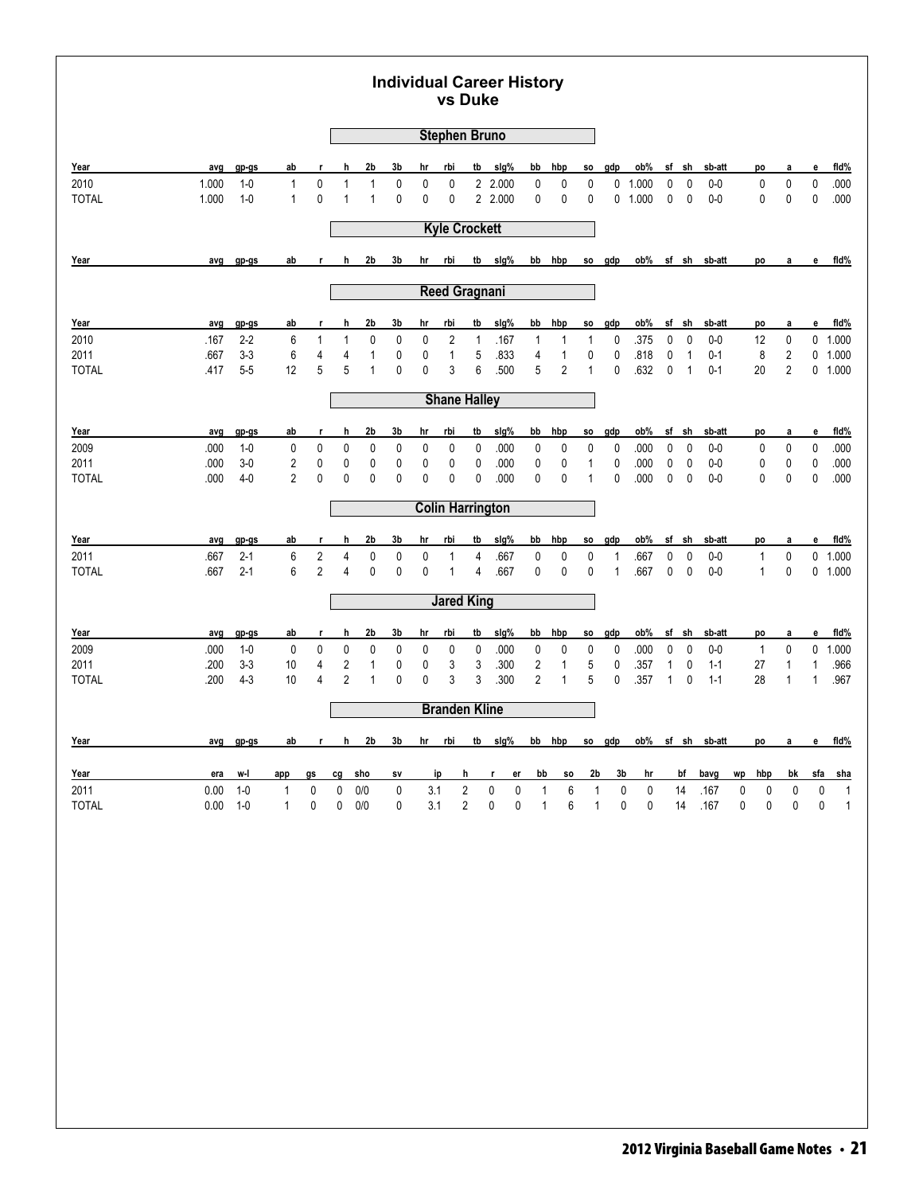# Individual Career History
## vs Duke

### Stephen Bruno

| Year | avg | gp-gs | ab | r | h | 2b | 3b | hr | rbi | tb | slg% | bb | hbp | so | gdp | ob% | sf | sh | sb-att | po | a | e | fld% |
|---|---|---|---|---|---|---|---|---|---|---|---|---|---|---|---|---|---|---|---|---|---|---|---|
| 2010 | 1.000 | 1-0 | 1 | 0 | 1 | 1 | 0 | 0 | 0 | 2 | 2.000 | 0 | 0 | 0 | 0 | 1.000 | 0 | 0 | 0-0 | 0 | 0 | 0 | .000 |
| TOTAL | 1.000 | 1-0 | 1 | 0 | 1 | 1 | 0 | 0 | 0 | 2 | 2.000 | 0 | 0 | 0 | 0 | 1.000 | 0 | 0 | 0-0 | 0 | 0 | 0 | .000 |

### Kyle Crockett

| Year | avg | gp-gs | ab | r | h | 2b | 3b | hr | rbi | tb | slg% | bb | hbp | so | gdp | ob% | sf | sh | sb-att | po | a | e | fld% |
|---|---|---|---|---|---|---|---|---|---|---|---|---|---|---|---|---|---|---|---|---|---|---|---|

### Reed Gragnani

| Year | avg | gp-gs | ab | r | h | 2b | 3b | hr | rbi | tb | slg% | bb | hbp | so | gdp | ob% | sf | sh | sb-att | po | a | e | fld% |
|---|---|---|---|---|---|---|---|---|---|---|---|---|---|---|---|---|---|---|---|---|---|---|---|
| 2010 | .167 | 2-2 | 6 | 1 | 1 | 0 | 0 | 0 | 2 | 1 | .167 | 1 | 1 | 1 | 0 | .375 | 0 | 0 | 0-0 | 12 | 0 | 0 | 1.000 |
| 2011 | .667 | 3-3 | 6 | 4 | 4 | 1 | 0 | 0 | 1 | 5 | .833 | 4 | 1 | 0 | 0 | .818 | 0 | 1 | 0-1 | 8 | 2 | 0 | 1.000 |
| TOTAL | .417 | 5-5 | 12 | 5 | 5 | 1 | 0 | 0 | 3 | 6 | .500 | 5 | 2 | 1 | 0 | .632 | 0 | 1 | 0-1 | 20 | 2 | 0 | 1.000 |

### Shane Halley

| Year | avg | gp-gs | ab | r | h | 2b | 3b | hr | rbi | tb | slg% | bb | hbp | so | gdp | ob% | sf | sh | sb-att | po | a | e | fld% |
|---|---|---|---|---|---|---|---|---|---|---|---|---|---|---|---|---|---|---|---|---|---|---|---|
| 2009 | .000 | 1-0 | 0 | 0 | 0 | 0 | 0 | 0 | 0 | 0 | .000 | 0 | 0 | 0 | 0 | .000 | 0 | 0 | 0-0 | 0 | 0 | 0 | .000 |
| 2011 | .000 | 3-0 | 2 | 0 | 0 | 0 | 0 | 0 | 0 | 0 | .000 | 0 | 0 | 1 | 0 | .000 | 0 | 0 | 0-0 | 0 | 0 | 0 | .000 |
| TOTAL | .000 | 4-0 | 2 | 0 | 0 | 0 | 0 | 0 | 0 | 0 | .000 | 0 | 0 | 1 | 0 | .000 | 0 | 0 | 0-0 | 0 | 0 | 0 | .000 |

### Colin Harrington

| Year | avg | gp-gs | ab | r | h | 2b | 3b | hr | rbi | tb | slg% | bb | hbp | so | gdp | ob% | sf | sh | sb-att | po | a | e | fld% |
|---|---|---|---|---|---|---|---|---|---|---|---|---|---|---|---|---|---|---|---|---|---|---|---|
| 2011 | .667 | 2-1 | 6 | 2 | 4 | 0 | 0 | 0 | 1 | 4 | .667 | 0 | 0 | 0 | 1 | .667 | 0 | 0 | 0-0 | 1 | 0 | 0 | 1.000 |
| TOTAL | .667 | 2-1 | 6 | 2 | 4 | 0 | 0 | 0 | 1 | 4 | .667 | 0 | 0 | 0 | 1 | .667 | 0 | 0 | 0-0 | 1 | 0 | 0 | 1.000 |

### Jared King

| Year | avg | gp-gs | ab | r | h | 2b | 3b | hr | rbi | tb | slg% | bb | hbp | so | gdp | ob% | sf | sh | sb-att | po | a | e | fld% |
|---|---|---|---|---|---|---|---|---|---|---|---|---|---|---|---|---|---|---|---|---|---|---|---|
| 2009 | .000 | 1-0 | 0 | 0 | 0 | 0 | 0 | 0 | 0 | 0 | .000 | 0 | 0 | 0 | 0 | .000 | 0 | 0 | 0-0 | 1 | 0 | 0 | 1.000 |
| 2011 | .200 | 3-3 | 10 | 4 | 2 | 1 | 0 | 0 | 3 | 3 | .300 | 2 | 1 | 5 | 0 | .357 | 1 | 0 | 1-1 | 27 | 1 | 1 | .966 |
| TOTAL | .200 | 4-3 | 10 | 4 | 2 | 1 | 0 | 0 | 3 | 3 | .300 | 2 | 1 | 5 | 0 | .357 | 1 | 0 | 1-1 | 28 | 1 | 1 | .967 |

### Branden Kline

| Year | avg | gp-gs | ab | r | h | 2b | 3b | hr | rbi | tb | slg% | bb | hbp | so | gdp | ob% | sf | sh | sb-att | po | a | e | fld% |
|---|---|---|---|---|---|---|---|---|---|---|---|---|---|---|---|---|---|---|---|---|---|---|---|

| Year | era | w-l | app | gs | cg | sho | sv | ip | h | r | er | bb | so | 2b | 3b | hr | bf | bavg | wp | hbp | bk | sfa | sha |
|---|---|---|---|---|---|---|---|---|---|---|---|---|---|---|---|---|---|---|---|---|---|---|---|
| 2011 | 0.00 | 1-0 | 1 | 0 | 0 | 0/0 | 0 | 3.1 | 2 | 0 | 0 | 1 | 6 | 1 | 0 | 0 | 14 | .167 | 0 | 0 | 0 | 0 | 1 |
| TOTAL | 0.00 | 1-0 | 1 | 0 | 0 | 0/0 | 0 | 3.1 | 2 | 0 | 0 | 1 | 6 | 1 | 0 | 0 | 14 | .167 | 0 | 0 | 0 | 0 | 1 |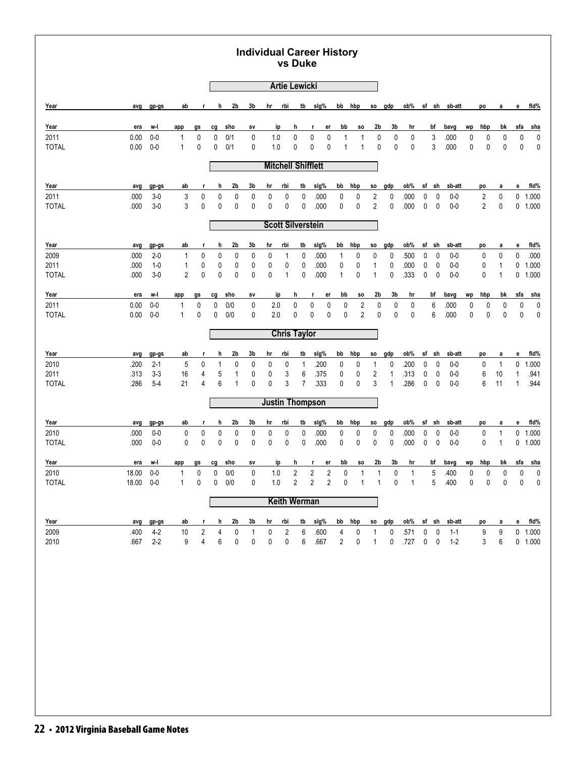# Individual Career History
## vs Duke

### Artie Lewicki

| Year | avg | gp-gs | ab | r | h | 2b | 3b | hr | rbi | tb | slg% | bb | hbp | so | gdp | ob% | sf | sh | sb-att | po | a | e | fld% |
|---|---|---|---|---|---|---|---|---|---|---|---|---|---|---|---|---|---|---|---|---|---|---|---|

| Year | era | w-l | app | gs | cg | sho | sv | ip | h | r | er | bb | so | 2b | 3b | hr | bf | bavg | wp | hbp | bk | sfa | sha |
|---|---|---|---|---|---|---|---|---|---|---|---|---|---|---|---|---|---|---|---|---|---|---|---|
| 2011 | 0.00 | 0-0 | 1 | 0 | 0 | 0/1 | 0 | 1.0 | 0 | 0 | 0 | 1 | 1 | 0 | 0 | 0 | 3 | .000 | 0 | 0 | 0 | 0 | 0 |
| TOTAL | 0.00 | 0-0 | 1 | 0 | 0 | 0/1 | 0 | 1.0 | 0 | 0 | 0 | 1 | 1 | 0 | 0 | 0 | 3 | .000 | 0 | 0 | 0 | 0 | 0 |

### Mitchell Shifflett

| Year | avg | gp-gs | ab | r | h | 2b | 3b | hr | rbi | tb | slg% | bb | hbp | so | gdp | ob% | sf | sh | sb-att | po | a | e | fld% |
|---|---|---|---|---|---|---|---|---|---|---|---|---|---|---|---|---|---|---|---|---|---|---|---|
| 2011 | .000 | 3-0 | 3 | 0 | 0 | 0 | 0 | 0 | 0 | 0 | .000 | 0 | 0 | 2 | 0 | .000 | 0 | 0 | 0-0 | 2 | 0 | 0 | 1.000 |
| TOTAL | .000 | 3-0 | 3 | 0 | 0 | 0 | 0 | 0 | 0 | 0 | .000 | 0 | 0 | 2 | 0 | .000 | 0 | 0 | 0-0 | 2 | 0 | 0 | 1.000 |

### Scott Silverstein

| Year | avg | gp-gs | ab | r | h | 2b | 3b | hr | rbi | tb | slg% | bb | hbp | so | gdp | ob% | sf | sh | sb-att | po | a | e | fld% |
|---|---|---|---|---|---|---|---|---|---|---|---|---|---|---|---|---|---|---|---|---|---|---|---|
| 2009 | .000 | 2-0 | 1 | 0 | 0 | 0 | 0 | 0 | 1 | 0 | .000 | 1 | 0 | 0 | 0 | .500 | 0 | 0 | 0-0 | 0 | 0 | 0 | .000 |
| 2011 | .000 | 1-0 | 1 | 0 | 0 | 0 | 0 | 0 | 0 | 0 | .000 | 0 | 0 | 1 | 0 | .000 | 0 | 0 | 0-0 | 0 | 1 | 0 | 1.000 |
| TOTAL | .000 | 3-0 | 2 | 0 | 0 | 0 | 0 | 0 | 1 | 0 | .000 | 1 | 0 | 1 | 0 | .333 | 0 | 0 | 0-0 | 0 | 1 | 0 | 1.000 |

| Year | era | w-l | app | gs | cg | sho | sv | ip | h | r | er | bb | so | 2b | 3b | hr | bf | bavg | wp | hbp | bk | sfa | sha |
|---|---|---|---|---|---|---|---|---|---|---|---|---|---|---|---|---|---|---|---|---|---|---|---|
| 2011 | 0.00 | 0-0 | 1 | 0 | 0 | 0/0 | 0 | 2.0 | 0 | 0 | 0 | 0 | 2 | 0 | 0 | 0 | 6 | .000 | 0 | 0 | 0 | 0 | 0 |
| TOTAL | 0.00 | 0-0 | 1 | 0 | 0 | 0/0 | 0 | 2.0 | 0 | 0 | 0 | 0 | 2 | 0 | 0 | 0 | 6 | .000 | 0 | 0 | 0 | 0 | 0 |

### Chris Taylor

| Year | avg | gp-gs | ab | r | h | 2b | 3b | hr | rbi | tb | slg% | bb | hbp | so | gdp | ob% | sf | sh | sb-att | po | a | e | fld% |
|---|---|---|---|---|---|---|---|---|---|---|---|---|---|---|---|---|---|---|---|---|---|---|---|
| 2010 | .200 | 2-1 | 5 | 0 | 1 | 0 | 0 | 0 | 0 | 1 | .200 | 0 | 0 | 1 | 0 | .200 | 0 | 0 | 0-0 | 0 | 1 | 0 | 1.000 |
| 2011 | .313 | 3-3 | 16 | 4 | 5 | 1 | 0 | 0 | 3 | 6 | .375 | 0 | 0 | 2 | 1 | .313 | 0 | 0 | 0-0 | 6 | 10 | 1 | .941 |
| TOTAL | .286 | 5-4 | 21 | 4 | 6 | 1 | 0 | 0 | 3 | 7 | .333 | 0 | 0 | 3 | 1 | .286 | 0 | 0 | 0-0 | 6 | 11 | 1 | .944 |

### Justin Thompson

| Year | avg | gp-gs | ab | r | h | 2b | 3b | hr | rbi | tb | slg% | bb | hbp | so | gdp | ob% | sf | sh | sb-att | po | a | e | fld% |
|---|---|---|---|---|---|---|---|---|---|---|---|---|---|---|---|---|---|---|---|---|---|---|---|
| 2010 | .000 | 0-0 | 0 | 0 | 0 | 0 | 0 | 0 | 0 | 0 | .000 | 0 | 0 | 0 | 0 | .000 | 0 | 0 | 0-0 | 0 | 1 | 0 | 1.000 |
| TOTAL | .000 | 0-0 | 0 | 0 | 0 | 0 | 0 | 0 | 0 | 0 | .000 | 0 | 0 | 0 | 0 | .000 | 0 | 0 | 0-0 | 0 | 1 | 0 | 1.000 |

| Year | era | w-l | app | gs | cg | sho | sv | ip | h | r | er | bb | so | 2b | 3b | hr | bf | bavg | wp | hbp | bk | sfa | sha |
|---|---|---|---|---|---|---|---|---|---|---|---|---|---|---|---|---|---|---|---|---|---|---|---|
| 2010 | 18.00 | 0-0 | 1 | 0 | 0 | 0/0 | 0 | 1.0 | 2 | 2 | 2 | 0 | 1 | 1 | 0 | 1 | 5 | .400 | 0 | 0 | 0 | 0 | 0 |
| TOTAL | 18.00 | 0-0 | 1 | 0 | 0 | 0/0 | 0 | 1.0 | 2 | 2 | 2 | 0 | 1 | 1 | 0 | 1 | 5 | .400 | 0 | 0 | 0 | 0 | 0 |

### Keith Werman

| Year | avg | gp-gs | ab | r | h | 2b | 3b | hr | rbi | tb | slg% | bb | hbp | so | gdp | ob% | sf | sh | sb-att | po | a | e | fld% |
|---|---|---|---|---|---|---|---|---|---|---|---|---|---|---|---|---|---|---|---|---|---|---|---|
| 2009 | .400 | 4-2 | 10 | 2 | 4 | 0 | 1 | 0 | 2 | 6 | .600 | 4 | 0 | 1 | 0 | .571 | 0 | 0 | 1-1 | 9 | 9 | 0 | 1.000 |
| 2010 | .667 | 2-2 | 9 | 4 | 6 | 0 | 0 | 0 | 0 | 6 | .667 | 2 | 0 | 1 | 0 | .727 | 0 | 0 | 1-2 | 3 | 6 | 0 | 1.000 |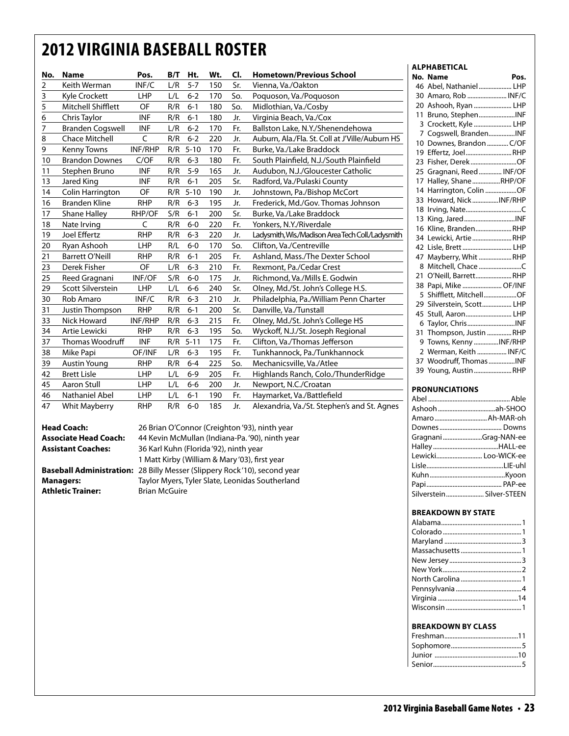# 2012 VIRGINIA BASEBALL ROSTER

| No. | Name | Pos. | B/T | Ht. | Wt. | Cl. | Hometown/Previous School |
|---|---|---|---|---|---|---|---|
| 2 | Keith Werman | INF/C | L/R | 5-7 | 150 | Sr. | Vienna, Va./Oakton |
| 3 | Kyle Crockett | LHP | L/L | 6-2 | 170 | So. | Poquoson, Va./Poquoson |
| 5 | Mitchell Shifflett | OF | R/R | 6-1 | 180 | So. | Midlothian, Va./Cosby |
| 6 | Chris Taylor | INF | R/R | 6-1 | 180 | Jr. | Virginia Beach, Va./Cox |
| 7 | Branden Cogswell | INF | L/R | 6-2 | 170 | Fr. | Ballston Lake, N.Y./Shenendehowa |
| 8 | Chace Mitchell | C | R/R | 6-2 | 220 | Jr. | Auburn, Ala./Fla. St. Coll at J'Ville/Auburn HS |
| 9 | Kenny Towns | INF/RHP | R/R | 5-10 | 170 | Fr. | Burke, Va./Lake Braddock |
| 10 | Brandon Downes | C/OF | R/R | 6-3 | 180 | Fr. | South Plainfield, N.J./South Plainfield |
| 11 | Stephen Bruno | INF | R/R | 5-9 | 165 | Jr. | Audubon, N.J./Gloucester Catholic |
| 13 | Jared King | INF | R/R | 6-1 | 205 | Sr. | Radford, Va./Pulaski County |
| 14 | Colin Harrington | OF | R/R | 5-10 | 190 | Jr. | Johnstown, Pa./Bishop McCort |
| 16 | Branden Kline | RHP | R/R | 6-3 | 195 | Jr. | Frederick, Md./Gov. Thomas Johnson |
| 17 | Shane Halley | RHP/OF | S/R | 6-1 | 200 | Sr. | Burke, Va./Lake Braddock |
| 18 | Nate Irving | C | R/R | 6-0 | 220 | Fr. | Yonkers, N.Y./Riverdale |
| 19 | Joel Effertz | RHP | R/R | 6-3 | 220 | Jr. | Ladysmith, Wis./Madison Area Tech Coll./Ladysmith |
| 20 | Ryan Ashooh | LHP | R/L | 6-0 | 170 | So. | Clifton, Va./Centreville |
| 21 | Barrett O'Neill | RHP | R/R | 6-1 | 205 | Fr. | Ashland, Mass./The Dexter School |
| 23 | Derek Fisher | OF | L/R | 6-3 | 210 | Fr. | Rexmont, Pa./Cedar Crest |
| 25 | Reed Gragnani | INF/OF | S/R | 6-0 | 175 | Jr. | Richmond, Va./Mills E. Godwin |
| 29 | Scott Silverstein | LHP | L/L | 6-6 | 240 | Sr. | Olney, Md./St. John's College H.S. |
| 30 | Rob Amaro | INF/C | R/R | 6-3 | 210 | Jr. | Philadelphia, Pa./William Penn Charter |
| 31 | Justin Thompson | RHP | R/R | 6-1 | 200 | Sr. | Danville, Va./Tunstall |
| 33 | Nick Howard | INF/RHP | R/R | 6-3 | 215 | Fr. | Olney, Md./St. John's College HS |
| 34 | Artie Lewicki | RHP | R/R | 6-3 | 195 | So. | Wyckoff, N.J./St. Joseph Regional |
| 37 | Thomas Woodruff | INF | R/R | 5-11 | 175 | Fr. | Clifton, Va./Thomas Jefferson |
| 38 | Mike Papi | OF/INF | L/R | 6-3 | 195 | Fr. | Tunkhannock, Pa./Tunkhannock |
| 39 | Austin Young | RHP | R/R | 6-4 | 225 | So. | Mechanicsville, Va./Atlee |
| 42 | Brett Lisle | LHP | L/L | 6-9 | 205 | Fr. | Highlands Ranch, Colo./ThunderRidge |
| 45 | Aaron Stull | LHP | L/L | 6-6 | 200 | Jr. | Newport, N.C./Croatan |
| 46 | Nathaniel Abel | LHP | L/L | 6-1 | 190 | Fr. | Haymarket, Va./Battlefield |
| 47 | Whit Mayberry | RHP | R/R | 6-0 | 185 | Jr. | Alexandria, Va./St. Stephen's and St. Agnes |

**Head Coach:** 26 Brian O'Connor (Creighton '93), ninth year
**Associate Head Coach:** 44 Kevin McMullan (Indiana-Pa. '90), ninth year
**Assistant Coaches:** 36 Karl Kuhn (Florida '92), ninth year
1 Matt Kirby (William & Mary '03), first year
**Baseball Administration:** 28 Billy Messer (Slippery Rock '10), second year
**Managers:** Taylor Myers, Tyler Slate, Leonidas Southerland
**Athletic Trainer:** Brian McGuire

### ALPHABETICAL

| No. | Name | Pos. |
|---|---|---|
| 46 | Abel, Nathaniel | LHP |
| 30 | Amaro, Rob | INF/C |
| 20 | Ashooh, Ryan | LHP |
| 11 | Bruno, Stephen | INF |
| 3 | Crockett, Kyle | LHP |
| 7 | Cogswell, Branden | INF |
| 10 | Downes, Brandon | C/OF |
| 19 | Effertz, Joel | RHP |
| 23 | Fisher, Derek | OF |
| 25 | Gragnani, Reed | INF/OF |
| 17 | Halley, Shane | RHP/OF |
| 14 | Harrington, Colin | OF |
| 33 | Howard, Nick | INF/RHP |
| 18 | Irving, Nate | C |
| 13 | King, Jared | INF |
| 16 | Kline, Branden | RHP |
| 34 | Lewicki, Artie | RHP |
| 42 | Lisle, Brett | LHP |
| 47 | Mayberry, Whit | RHP |
| 8 | Mitchell, Chace | C |
| 21 | O'Neill, Barrett | RHP |
| 38 | Papi, Mike | OF/INF |
| 5 | Shifflett, Mitchell | OF |
| 29 | Silverstein, Scott | LHP |
| 45 | Stull, Aaron | LHP |
| 6 | Taylor, Chris | INF |
| 31 | Thompson, Justin | RHP |
| 9 | Towns, Kenny | INF/RHP |
| 2 | Werman, Keith | INF/C |
| 37 | Woodruff, Thomas | INF |
| 39 | Young, Austin | RHP |

### PRONUNCIATIONS

| | |
|---|---|
| Abel | Able |
| Ashooh | ah-SHOO |
| Amaro | Ah-MAR-oh |
| Downes | Downs |
| Gragnani | Grag-NAN-ee |
| Halley | HALL-ee |
| Lewicki | Loo-WICK-ee |
| Lisle | LIE-uhl |
| Kuhn | Kyoon |
| Papi | PAP-ee |
| Silverstein | Silver-STEEN |

### BREAKDOWN BY STATE

| | |
|---|---|
| Alabama | 1 |
| Colorado | 1 |
| Maryland | 3 |
| Massachusetts | 1 |
| New Jersey | 3 |
| New York | 2 |
| North Carolina | 1 |
| Pennsylvania | 4 |
| Virginia | 14 |
| Wisconsin | 1 |

### BREAKDOWN BY CLASS

| | |
|---|---|
| Freshman | 11 |
| Sophomore | 5 |
| Junior | 10 |
| Senior | 5 |